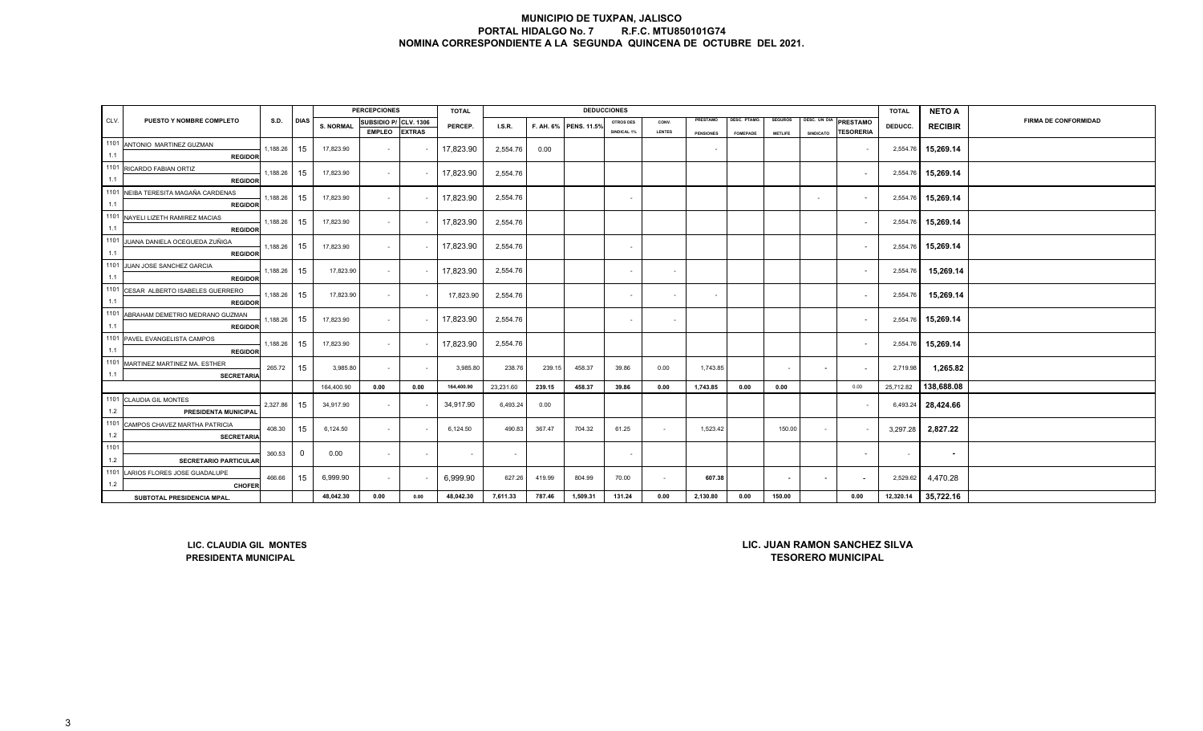# MUNICIPIO DE TUXPAN, JALISCO
## PORTAL HIDALGO No. 7 R.F.C. MTU850101G74
## NOMINA CORRESPONDIENTE A LA SEGUNDA QUINCENA DE OCTUBRE DEL 2021.

| CLV. | PUESTO Y NOMBRE COMPLETO | S.D. | DIAS | PERCEPCIONES | | | TOTAL | DEDUCCIONES | | | | | | | | | | | TOTAL | NETO A | FIRMA DE CONFORMIDAD |
|---|---|---|---|---|---|---|---|---|---|---|---|---|---|---|---|---|---|---|---|---|---|
| | | | | S. NORMAL | SUBSIDIO P/ EMPLEO | CLV. 1306 EXTRAS | PERCEP. | I.S.R. | F. AH. 6% | PENS. 11.5% | OTROS DES SINDICAL 1% | CONV. LENTES | PRESTAMO PENSIONES | DESC. PTAMO. FOMEPADE | SEGUROS METLIFE | DESC. UN DIA SINDICATO | PRESTAMO TESORERIA | DEDUCC. | RECIBIR | |
| 1101 1.1 | ANTONIO MARTINEZ GUZMAN REGIDOR | 1,188.26 | 15 | 17,823.90 | - | - | 17,823.90 | 2,554.76 | 0.00 | | | | - | | | | - | 2,554.76 | 15,269.14 | |
| 1101 1.1 | RICARDO FABIAN ORTIZ REGIDOR | 1,188.26 | 15 | 17,823.90 | - | - | 17,823.90 | 2,554.76 | | | | | | | | | - | 2,554.76 | 15,269.14 | |
| 1101 1.1 | NEIBA TERESITA MAGAÑA CARDENAS REGIDOR | 1,188.26 | 15 | 17,823.90 | - | - | 17,823.90 | 2,554.76 | | | - | | | | | - | - | 2,554.76 | 15,269.14 | |
| 1101 1.1 | NAYELI LIZETH RAMIREZ MACIAS REGIDOR | 1,188.26 | 15 | 17,823.90 | - | - | 17,823.90 | 2,554.76 | | | | | | | | | - | 2,554.76 | 15,269.14 | |
| 1101 1.1 | JUANA DANIELA OCEGUEDA ZUÑIGA REGIDOR | 1,188.26 | 15 | 17,823.90 | - | - | 17,823.90 | 2,554.76 | | | - | | | | | | - | 2,554.76 | 15,269.14 | |
| 1101 1.1 | JUAN JOSE SANCHEZ GARCIA REGIDOR | 1,188.26 | 15 | 17,823.90 | - | - | 17,823.90 | 2,554.76 | | | - | - | | | | | - | 2,554.76 | 15,269.14 | |
| 1101 1.1 | CESAR ALBERTO ISABELES GUERRERO REGIDOR | 1,188.26 | 15 | 17,823.90 | - | - | 17,823.90 | 2,554.76 | | | - | - | - | | | | - | 2,554.76 | 15,269.14 | |
| 1101 1.1 | ABRAHAM DEMETRIO MEDRANO GUZMAN REGIDOR | 1,188.26 | 15 | 17,823.90 | - | - | 17,823.90 | 2,554.76 | | | - | - | | | | | - | 2,554.76 | 15,269.14 | |
| 1101 1.1 | PAVEL EVANGELISTA CAMPOS REGIDOR | 1,188.26 | 15 | 17,823.90 | - | - | 17,823.90 | 2,554.76 | | | | | | | | | - | 2,554.76 | 15,269.14 | |
| 1101 1.1 | MARTINEZ MARTINEZ MA. ESTHER SECRETARIA | 265.72 | 15 | 3,985.80 | - | - | 3,985.80 | 238.76 | 239.15 | 458.37 | 39.86 | 0.00 | 1,743.85 | | - | - | - | 2,719.98 | 1,265.82 | |
| | | | | 164,400.90 | 0.00 | 0.00 | 164,400.90 | 23,231.60 | 239.15 | 458.37 | 39.86 | 0.00 | 1,743.85 | 0.00 | 0.00 | | 0.00 | 25,712.82 | 138,688.08 | |
| 1101 1.2 | CLAUDIA GIL MONTES PRESIDENTA MUNICIPAL | 2,327.86 | 15 | 34,917.90 | - | - | 34,917.90 | 6,493.24 | 0.00 | | | | | | | | - | 6,493.24 | 28,424.66 | |
| 1101 1.2 | CAMPOS CHAVEZ MARTHA PATRICIA SECRETARIA | 408.30 | 15 | 6,124.50 | - | - | 6,124.50 | 490.83 | 367.47 | 704.32 | 61.25 | - | 1,523.42 | | 150.00 | - | - | 3,297.28 | 2,827.22 | |
| 1101 1.2 | SECRETARIO PARTICULAR | 360.53 | 0 | 0.00 | - | - | - | - | | | - | | | | | | - | - | - | |
| 1101 1.2 | LARIOS FLORES JOSE GUADALUPE CHOFER | 466.66 | 15 | 6,999.90 | - | - | 6,999.90 | 627.26 | 419.99 | 804.99 | 70.00 | - | 607.38 | | - | - | - | 2,529.62 | 4,470.28 | |
| | SUBTOTAL PRESIDENCIA MPAL. | | | 48,042.30 | 0.00 | 0.00 | 48,042.30 | 7,611.33 | 787.46 | 1,509.31 | 131.24 | 0.00 | 2,130.80 | 0.00 | 150.00 | | 0.00 | 12,320.14 | 35,722.16 | |

**LIC. CLAUDIA GIL MONTES**
**PRESIDENTA MUNICIPAL**

**LIC. JUAN RAMON SANCHEZ SILVA**
**TESORERO MUNICIPAL**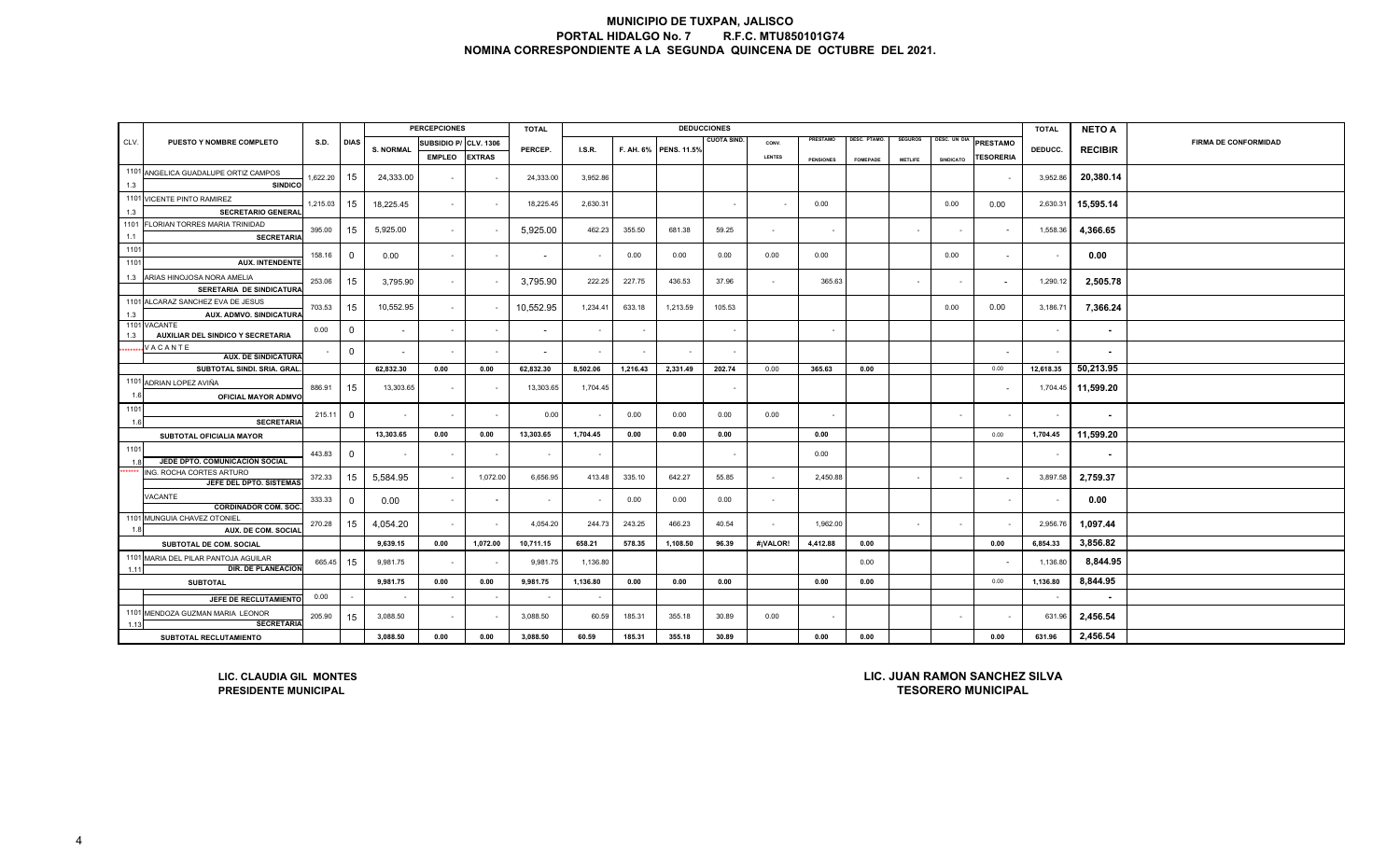# MUNICIPIO DE TUXPAN, JALISCO
## PORTAL HIDALGO No. 7 R.F.C. MTU850101G74
## NOMINA CORRESPONDIENTE A LA SEGUNDA QUINCENA DE OCTUBRE DEL 2021.

| CLV. | PUESTO Y NOMBRE COMPLETO | S.D. | DIAS | PERCEPCIONES S. NORMAL | SUBSIDIO P/ EMPLEO | CLV. 1306 EXTRAS | TOTAL PERCEP. | DEDUCCIONES I.S.R. | F. AH. 6% | PENS. 11.5% | CUOTA SIND. | CONV. LENTES | PRESTAMO PENSIONES | DESC. PTAMO. FOMEPADE | SEGUROS METLIFE | DESC. UN DIA SINDICATO | PRESTAMO TESORERIA | TOTAL DEDUCC. | NETO A RECIBIR | FIRMA DE CONFORMIDAD |
|---|---|---|---|---|---|---|---|---|---|---|---|---|---|---|---|---|---|---|---|---|
| 1101 1.3 | ANGELICA GUADALUPE ORTIZ CAMPOS SINDICO | 1,622.20 | 15 | 24,333.00 | - | - | 24,333.00 | 3,952.86 | | | | | | | | | - | 3,952.86 | 20,380.14 | |
| 1101 1.3 | VICENTE PINTO RAMIREZ SECRETARIO GENERAL | 1,215.03 | 15 | 18,225.45 | - | - | 18,225.45 | 2,630.31 | | | - | - | 0.00 | | | 0.00 | 0.00 | 2,630.31 | 15,595.14 | |
| 1101 1.1 | FLORIAN TORRES MARIA TRINIDAD SECRETARIA | 395.00 | 15 | 5,925.00 | - | - | 5,925.00 | 462.23 | 355.50 | 681.38 | 59.25 | - | - | | - | - | - | 1,558.36 | 4,366.65 | |
| 1101 1101 | AUX. INTENDENTE | 158.16 | 0 | 0.00 | - | - | - | - | 0.00 | 0.00 | 0.00 | 0.00 | 0.00 | | | 0.00 | - | - | 0.00 | |
| 1.3 | ARIAS HINOJOSA NORA AMELIA SERETARIA DE SINDICATURA | 253.06 | 15 | 3,795.90 | - | - | 3,795.90 | 222.25 | 227.75 | 436.53 | 37.96 | - | 365.63 | | - | - | - | 1,290.12 | 2,505.78 | |
| 1101 1.3 | ALCARAZ SANCHEZ EVA DE JESUS AUX. ADMVO. SINDICATURA | 703.53 | 15 | 10,552.95 | - | - | 10,552.95 | 1,234.41 | 633.18 | 1,213.59 | 105.53 | | | | | 0.00 | 0.00 | 3,186.71 | 7,366.24 | |
| 1101 1.3 | VACANTE AUXILIAR DEL SINDICO Y SECRETARIA | 0.00 | 0 | - | - | - | - | - | - | | - | | - | | | | | - | - | |
| ******** | VACANTE AUX. DE SINDICATURA | - | 0 | - | - | - | - | - | - | - | - | | | | | | - | - | - | |
| | SUBTOTAL SINDI. SRIA. GRAL. | | | 62,832.30 | 0.00 | 0.00 | 62,832.30 | 8,502.06 | 1,216.43 | 2,331.49 | 202.74 | 0.00 | 365.63 | 0.00 | | | 0.00 | 12,618.35 | 50,213.95 | |
| 1101 1.6 | ADRIAN LOPEZ AVIÑA OFICIAL MAYOR ADMVO | 886.91 | 15 | 13,303.65 | - | - | 13,303.65 | 1,704.45 | | | - | | | | | | - | 1,704.45 | 11,599.20 | |
| 1101 1.6 | SECRETARIA | 215.11 | 0 | - | - | - | 0.00 | - | 0.00 | 0.00 | 0.00 | 0.00 | - | | | - | - | - | - | |
| | SUBTOTAL OFICIALIA MAYOR | | | 13,303.65 | 0.00 | 0.00 | 13,303.65 | 1,704.45 | 0.00 | 0.00 | 0.00 | | 0.00 | | | | 0.00 | 1,704.45 | 11,599.20 | |
| 1101 1.8 | JEDE DPTO. COMUNICACION SOCIAL | 443.83 | 0 | - | - | - | - | - | | | - | | 0.00 | | | | | - | - | |
| ******** | ING. ROCHA CORTES ARTURO JEFE DEL DPTO. SISTEMAS | 372.33 | 15 | 5,584.95 | - | 1,072.00 | 6,656.95 | 413.48 | 335.10 | 642.27 | 55.85 | - | 2,450.88 | | - | - | - | 3,897.58 | 2,759.37 | |
| | VACANTE CORDINADOR COM. SOC. | 333.33 | 0 | 0.00 | - | - | - | - | 0.00 | 0.00 | 0.00 | - | | | | | - | - | 0.00 | |
| 1101 1.8 | MUNGUIA CHAVEZ OTONIEL AUX. DE COM. SOCIAL | 270.28 | 15 | 4,054.20 | - | - | 4,054.20 | 244.73 | 243.25 | 466.23 | 40.54 | - | 1,962.00 | | - | - | - | 2,956.76 | 1,097.44 | |
| | SUBTOTAL DE COM. SOCIAL | | | 9,639.15 | 0.00 | 1,072.00 | 10,711.15 | 658.21 | 578.35 | 1,108.50 | 96.39 | #¡VALOR! | 4,412.88 | 0.00 | | | 0.00 | 6,854.33 | 3,856.82 | |
| 1101 1.11 | MARIA DEL PILAR PANTOJA AGUILAR DIR. DE PLANEACION | 665.45 | 15 | 9,981.75 | - | - | 9,981.75 | 1,136.80 | | | | | | 0.00 | | | - | 1,136.80 | 8,844.95 | |
| | SUBTOTAL | | | 9,981.75 | 0.00 | 0.00 | 9,981.75 | 1,136.80 | 0.00 | 0.00 | 0.00 | | 0.00 | 0.00 | | | 0.00 | 1,136.80 | 8,844.95 | |
| | JEFE DE RECLUTAMIENTO | 0.00 | - | - | - | - | - | - | | | | | | | | | | - | - | |
| 1101 1.13 | MENDOZA GUZMAN MARIA LEONOR SECRETARIA | 205.90 | 15 | 3,088.50 | - | - | 3,088.50 | 60.59 | 185.31 | 355.18 | 30.89 | 0.00 | - | | | - | - | 631.96 | 2,456.54 | |
| | SUBTOTAL RECLUTAMIENTO | | | 3,088.50 | 0.00 | 0.00 | 3,088.50 | 60.59 | 185.31 | 355.18 | 30.89 | | 0.00 | 0.00 | | | 0.00 | 631.96 | 2,456.54 | |

**LIC. CLAUDIA GIL MONTES**
**PRESIDENTE MUNICIPAL**

**LIC. JUAN RAMON SANCHEZ SILVA**
**TESORERO MUNICIPAL**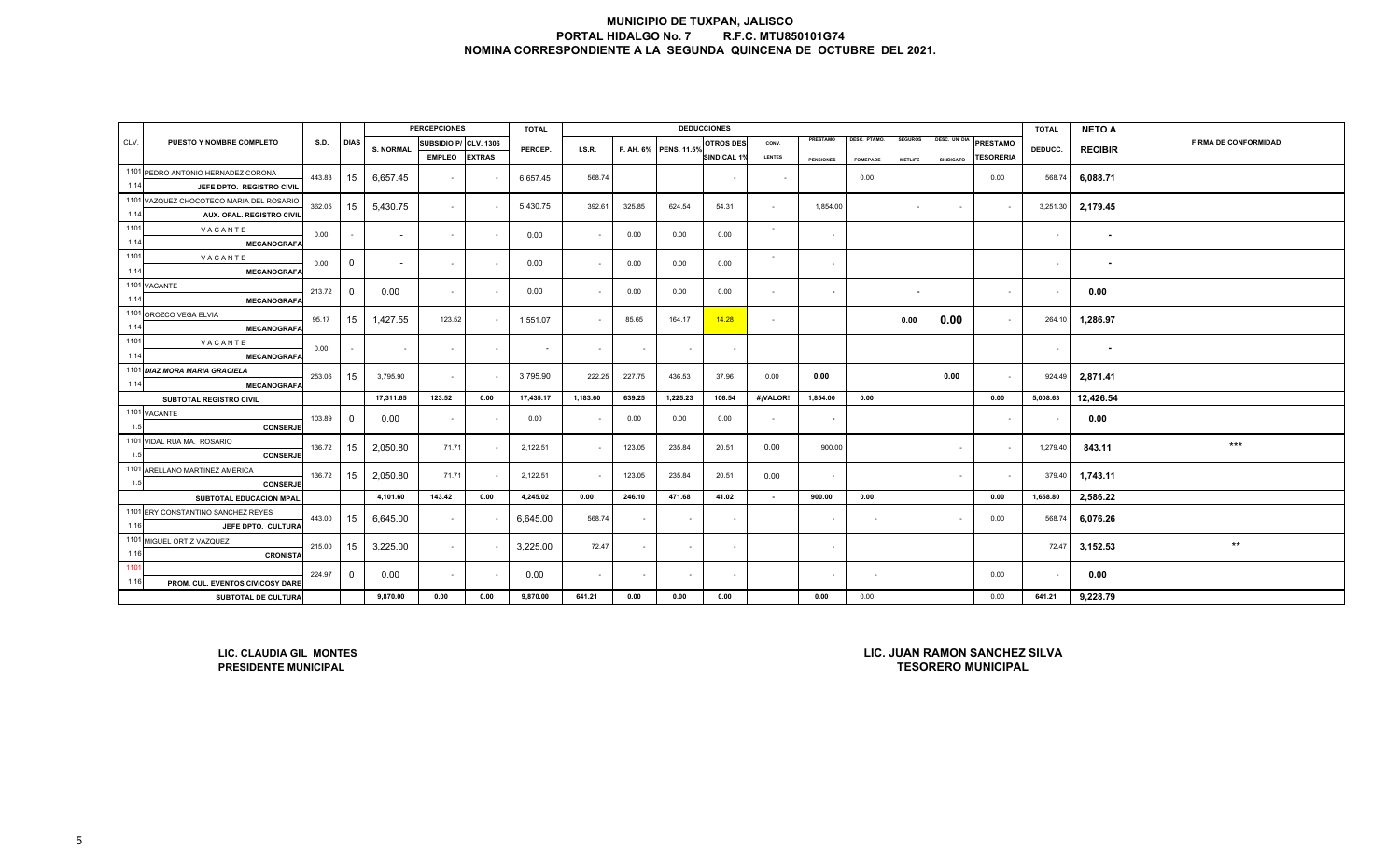# MUNICIPIO DE TUXPAN, JALISCO
## PORTAL HIDALGO No. 7 R.F.C. MTU850101G74
## NOMINA CORRESPONDIENTE A LA SEGUNDA QUINCENA DE OCTUBRE DEL 2021.

| CLV. | PUESTO Y NOMBRE COMPLETO | S.D. | DIAS | PERCEPCIONES | | | TOTAL | DEDUCCIONES | | | | | | | | | | | TOTAL | NETO A | FIRMA DE CONFORMIDAD |
|---|---|---|---|---|---|---|---|---|---|---|---|---|---|---|---|---|---|---|---|---|---|
| | | | | S. NORMAL | SUBSIDIO P/ EMPLEO | CLV. 1306 EXTRAS | PERCEP. | I.S.R. | F. AH. 6% | PENS. 11.5% | OTROS DES SINDICAL 1% | CONV. LENTES | PRESTAMO PENSIONES | DESC. PTAMO. FOMEPADE | SEGUROS METLIFE | DESC. UN DIA SINDICATO | PRESTAMO TESORERIA | DEDUCC. | RECIBIR | |
| 1101 1.14 | PEDRO ANTONIO HERNADEZ CORONA JEFE DPTO. REGISTRO CIVIL | 443.83 | 15 | 6,657.45 | - | - | 6,657.45 | 568.74 | | | - | - | | 0.00 | | | 0.00 | 568.74 | 6,088.71 | |
| 1101 1.14 | VAZQUEZ CHOCOTECO MARIA DEL ROSARIO AUX. OFAL. REGISTRO CIVIL | 362.05 | 15 | 5,430.75 | - | - | 5,430.75 | 392.61 | 325.85 | 624.54 | 54.31 | - | 1,854.00 | | - | - | - | 3,251.30 | 2,179.45 | |
| 1101 1.14 | VACANTE MECANOGRAFA | 0.00 | - | - | - | - | 0.00 | - | 0.00 | 0.00 | 0.00 | - | - | | | | | - | - | |
| 1101 1.14 | VACANTE MECANOGRAFA | 0.00 | 0 | - | - | - | 0.00 | - | 0.00 | 0.00 | 0.00 | - | - | | | | | - | - | |
| 1101 1.14 | VACANTE MECANOGRAFA | 213.72 | 0 | 0.00 | - | - | 0.00 | - | 0.00 | 0.00 | 0.00 | - | - | | - | | - | - | 0.00 | |
| 1101 1.14 | OROZCO VEGA ELVIA MECANOGRAFA | 95.17 | 15 | 1,427.55 | 123.52 | - | 1,551.07 | - | 85.65 | 164.17 | 14.28 | - | | | 0.00 | 0.00 | - | 264.10 | 1,286.97 | |
| 1101 1.14 | VACANTE MECANOGRAFA | 0.00 | - | - | - | - | - | - | - | - | - | | | | | | | - | - | |
| 1101 1.14 | *DIAZ MORA MARIA GRACIELA* MECANOGRAFA | 253.06 | 15 | 3,795.90 | - | - | 3,795.90 | 222.25 | 227.75 | 436.53 | 37.96 | 0.00 | 0.00 | | | 0.00 | - | 924.49 | 2,871.41 | |
| | SUBTOTAL REGISTRO CIVIL | | | 17,311.65 | 123.52 | 0.00 | 17,435.17 | 1,183.60 | 639.25 | 1,225.23 | 106.54 | #¡VALOR! | 1,854.00 | 0.00 | | | 0.00 | 5,008.63 | 12,426.54 | |
| 1101 1.5 | VACANTE CONSERJE | 103.89 | 0 | 0.00 | - | - | 0.00 | - | 0.00 | 0.00 | 0.00 | - | - | | | | - | - | 0.00 | |
| 1101 1.5 | VIDAL RUA MA. ROSARIO CONSERJE | 136.72 | 15 | 2,050.80 | 71.71 | - | 2,122.51 | - | 123.05 | 235.84 | 20.51 | 0.00 | 900.00 | | | - | - | 1,279.40 | 843.11 | *** |
| 1101 1.5 | ARELLANO MARTINEZ AMERICA CONSERJE | 136.72 | 15 | 2,050.80 | 71.71 | - | 2,122.51 | - | 123.05 | 235.84 | 20.51 | 0.00 | - | | | - | - | 379.40 | 1,743.11 | |
| | SUBTOTAL EDUCACION MPAL. | | | 4,101.60 | 143.42 | 0.00 | 4,245.02 | 0.00 | 246.10 | 471.68 | 41.02 | - | 900.00 | 0.00 | | | 0.00 | 1,658.80 | 2,586.22 | |
| 1101 1.16 | ERY CONSTANTINO SANCHEZ REYES JEFE DPTO. CULTURA | 443.00 | 15 | 6,645.00 | - | - | 6,645.00 | 568.74 | - | - | - | | - | - | | - | 0.00 | 568.74 | 6,076.26 | |
| 1101 1.16 | MIGUEL ORTIZ VAZQUEZ CRONISTA | 215.00 | 15 | 3,225.00 | - | - | 3,225.00 | 72.47 | - | - | - | | - | | | | | 72.47 | 3,152.53 | ** |
| 1101 1.16 | PROM. CUL. EVENTOS CIVICOSY DARE | 224.97 | 0 | 0.00 | - | - | 0.00 | - | - | - | - | | - | - | | | 0.00 | - | 0.00 | |
| | SUBTOTAL DE CULTURA | | | 9,870.00 | 0.00 | 0.00 | 9,870.00 | 641.21 | 0.00 | 0.00 | 0.00 | | 0.00 | 0.00 | | | 0.00 | 641.21 | 9,228.79 | |

**LIC. CLAUDIA GIL MONTES**
**PRESIDENTE MUNICIPAL**

**LIC. JUAN RAMON SANCHEZ SILVA**
**TESORERO MUNICIPAL**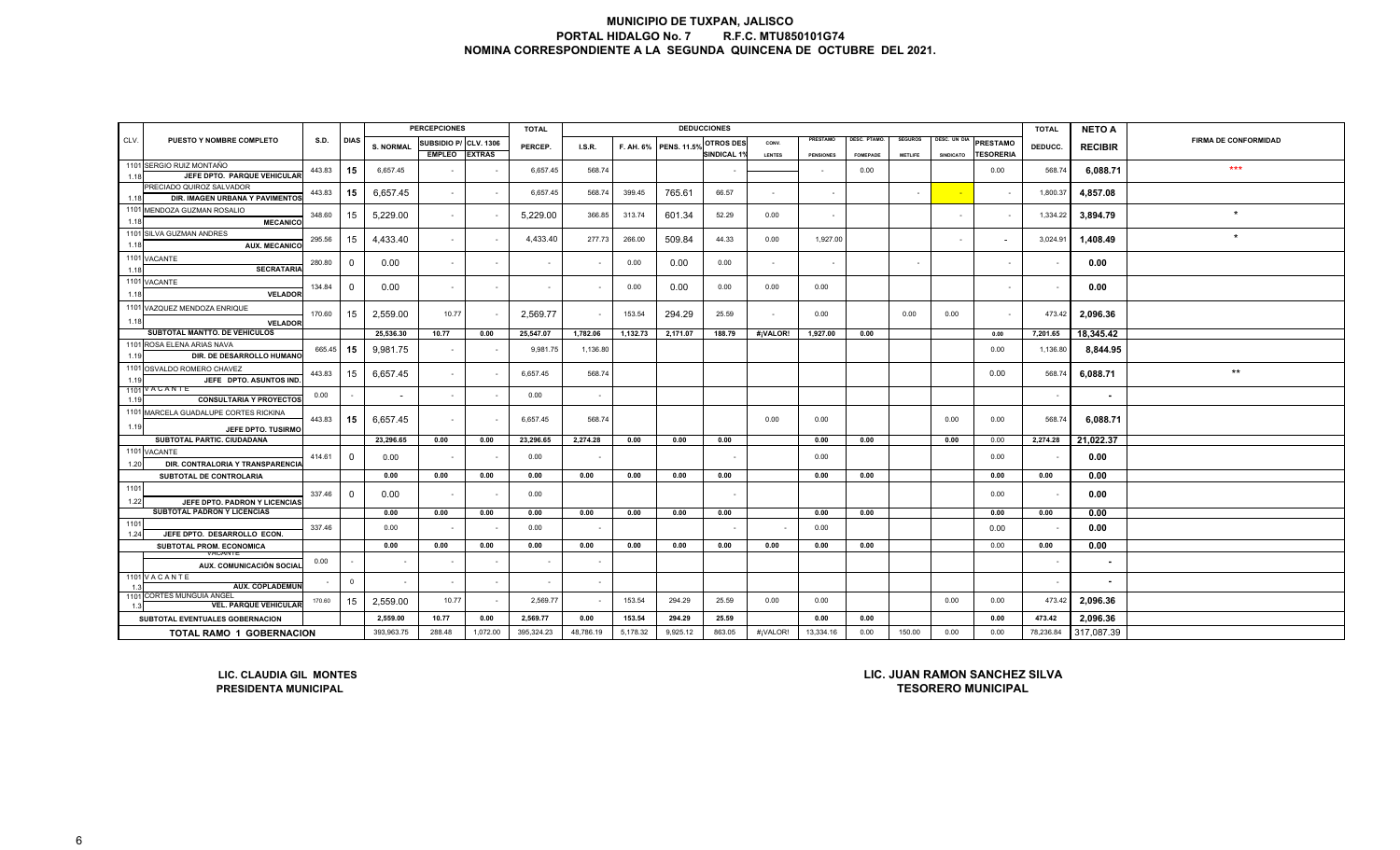# MUNICIPIO DE TUXPAN, JALISCO
## PORTAL HIDALGO No. 7 R.F.C. MTU850101G74
## NOMINA CORRESPONDIENTE A LA SEGUNDA QUINCENA DE OCTUBRE DEL 2021.

| CLV. | PUESTO Y NOMBRE COMPLETO | S.D. | DIAS | PERCEPCIONES S. NORMAL | SUBSIDIO P/ EMPLEO | CLV. 1306 EXTRAS | TOTAL PERCEP. | DEDUCCIONES I.S.R. | F. AH. 6% | PENS. 11.5% | OTROS DES SINDICAL 1% | CONV. LENTES | PRESTAMO PENSIONES | DESC. PTAMO. FOMEPADE | SEGUROS METLIFE | DESC. UN DIA SINDICATO | PRESTAMO TESORERIA | TOTAL DEDUCC. | NETO A RECIBIR | FIRMA DE CONFORMIDAD |
|---|---|---|---|---|---|---|---|---|---|---|---|---|---|---|---|---|---|---|---|---|
| 1101 1.18 | SERGIO RUIZ MONTAÑO JEFE DPTO. PARQUE VEHICULAR | 443.83 | 15 | 6,657.45 | - | - | 6,657.45 | 568.74 | | | - | | - | 0.00 | | | 0.00 | 568.74 | 6,088.71 | *** |
| 1.18 | PRECIADO QUIROZ SALVADOR DIR. IMAGEN URBANA Y PAVIMENTOS | 443.83 | 15 | 6,657.45 | - | - | 6,657.45 | 568.74 | 399.45 | 765.61 | 66.57 | - | - | | - | - | - | 1,800.37 | 4,857.08 | |
| 1101 1.18 | MENDOZA GUZMAN ROSALIO MECANICO | 348.60 | 15 | 5,229.00 | - | - | 5,229.00 | 366.85 | 313.74 | 601.34 | 52.29 | 0.00 | - | | | - | - | 1,334.22 | 3,894.79 | * |
| 1101 1.18 | SILVA GUZMAN ANDRES AUX. MECANICO | 295.56 | 15 | 4,433.40 | - | - | 4,433.40 | 277.73 | 266.00 | 509.84 | 44.33 | 0.00 | 1,927.00 | | | - | - | 3,024.91 | 1,408.49 | * |
| 1101 1.18 | VACANTE SECRATARIA | 280.80 | 0 | 0.00 | - | - | - | - | 0.00 | 0.00 | 0.00 | - | - | | - | | - | - | 0.00 | |
| 1101 1.18 | VACANTE VELADOR | 134.84 | 0 | 0.00 | - | - | - | - | 0.00 | 0.00 | 0.00 | 0.00 | 0.00 | | | | - | - | 0.00 | |
| 1101 1.18 | VAZQUEZ MENDOZA ENRIQUE VELADOR | 170.60 | 15 | 2,559.00 | 10.77 | - | 2,569.77 | - | 153.54 | 294.29 | 25.59 | - | 0.00 | | 0.00 | 0.00 | - | 473.42 | 2,096.36 | |
| | SUBTOTAL MANTTO. DE VEHICULOS | | | 25,536.30 | 10.77 | 0.00 | 25,547.07 | 1,782.06 | 1,132.73 | 2,171.07 | 188.79 | #¡VALOR! | 1,927.00 | 0.00 | | | 0.00 | 7,201.65 | 18,345.42 | |
| 1101 1.19 | ROSA ELENA ARIAS NAVA DIR. DE DESARROLLO HUMANO | 665.45 | 15 | 9,981.75 | - | - | 9,981.75 | 1,136.80 | | | | | | | | | 0.00 | 1,136.80 | 8,844.95 | |
| 1101 1.19 | OSVALDO ROMERO CHAVEZ JEFE DPTO. ASUNTOS IND. | 443.83 | 15 | 6,657.45 | - | - | 6,657.45 | 568.74 | | | | | | | | | 0.00 | 568.74 | 6,088.71 | ** |
| 1101 1.19 | VACANTE CONSULTARIA Y PROYECTOS | 0.00 | - | - | - | - | 0.00 | - | | | | | | | | | | - | - | |
| 1101 1.19 | MARCELA GUADALUPE CORTES RICKINA JEFE DPTO. TUSIRMO | 443.83 | 15 | 6,657.45 | - | - | 6,657.45 | 568.74 | | | | 0.00 | 0.00 | | | 0.00 | 0.00 | 568.74 | 6,088.71 | |
| | SUBTOTAL PARTIC. CIUDADANA | | | 23,296.65 | 0.00 | 0.00 | 23,296.65 | 2,274.28 | 0.00 | 0.00 | 0.00 | | 0.00 | 0.00 | | 0.00 | 0.00 | 2,274.28 | 21,022.37 | |
| 1101 1.20 | VACANTE DIR. CONTRALORIA Y TRANSPARENCIA | 414.61 | 0 | 0.00 | - | - | 0.00 | - | | | - | | 0.00 | | | | 0.00 | - | 0.00 | |
| | SUBTOTAL DE CONTROLARIA | | | 0.00 | 0.00 | 0.00 | 0.00 | 0.00 | 0.00 | 0.00 | 0.00 | | 0.00 | 0.00 | | | 0.00 | 0.00 | 0.00 | |
| 1101 1.22 | JEFE DPTO. PADRON Y LICENCIAS | 337.46 | 0 | 0.00 | - | - | 0.00 | | | | - | | 0.00 | | | | 0.00 | - | 0.00 | |
| | SUBTOTAL PADRON Y LICENCIAS | | | 0.00 | 0.00 | 0.00 | 0.00 | 0.00 | 0.00 | 0.00 | 0.00 | | 0.00 | 0.00 | | | 0.00 | 0.00 | 0.00 | |
| 1101 1.24 | JEFE DPTO. DESARROLLO ECON. | 337.46 | | 0.00 | - | - | 0.00 | - | | | - | - | 0.00 | | | | 0.00 | - | 0.00 | |
| | SUBTOTAL PROM. ECONOMICA | | | 0.00 | 0.00 | 0.00 | 0.00 | 0.00 | 0.00 | 0.00 | 0.00 | 0.00 | 0.00 | 0.00 | | | 0.00 | 0.00 | 0.00 | |
| | VACANTE AUX. COMUNICACIÓN SOCIAL | 0.00 | - | - | - | - | - | - | | | | | | | | | | - | - | |
| 1101 1.3 | VACANTE AUX. COPLADEMUN | - | 0 | - | - | - | - | - | | | | | | | | | | - | - | |
| 1101 1.3 | CORTES MUNGUIA ANGEL VEL. PARQUE VEHICULAR | 170.60 | 15 | 2,559.00 | 10.77 | - | 2,569.77 | - | 153.54 | 294.29 | 25.59 | 0.00 | 0.00 | | | 0.00 | 0.00 | 473.42 | 2,096.36 | |
| | SUBTOTAL EVENTUALES GOBERNACION | | | 2,559.00 | 10.77 | 0.00 | 2,569.77 | 0.00 | 153.54 | 294.29 | 25.59 | | 0.00 | 0.00 | | | 0.00 | 473.42 | 2,096.36 | |
| | TOTAL RAMO 1 GOBERNACION | | | 393,963.75 | 288.48 | 1,072.00 | 395,324.23 | 48,786.19 | 5,178.32 | 9,925.12 | 863.05 | #¡VALOR! | 13,334.16 | 0.00 | 150.00 | 0.00 | 0.00 | 78,236.84 | 317,087.39 | |

**LIC. CLAUDIA GIL MONTES**
**PRESIDENTA MUNICIPAL**

**LIC. JUAN RAMON SANCHEZ SILVA**
**TESORERO MUNICIPAL**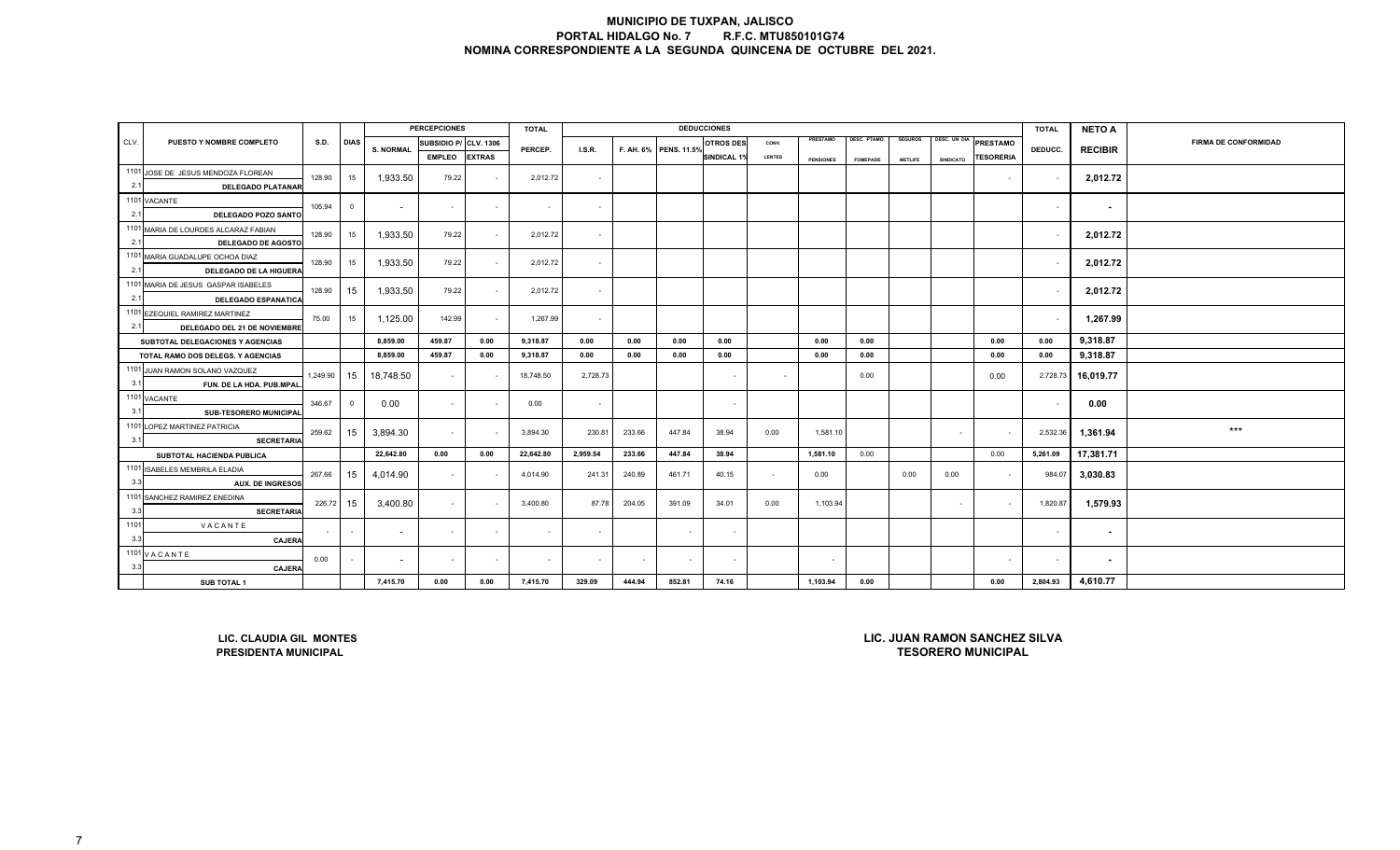# MUNICIPIO DE TUXPAN, JALISCO
## PORTAL HIDALGO No. 7 R.F.C. MTU850101G74
## NOMINA CORRESPONDIENTE A LA SEGUNDA QUINCENA DE OCTUBRE DEL 2021.

| CLV. | PUESTO Y NOMBRE COMPLETO | S.D. | DIAS | PERCEPCIONES | | | TOTAL | DEDUCCIONES | | | | | | | | | | | TOTAL | NETO A | FIRMA DE CONFORMIDAD |
|---|---|---|---|---|---|---|---|---|---|---|---|---|---|---|---|---|---|---|---|---|---|
| | | | | S. NORMAL | SUBSIDIO P/ EMPLEO | CLV. 1306 EXTRAS | PERCEP. | I.S.R. | F. AH. 6% | PENS. 11.5% | OTROS DES SINDICAL 1% | CONV. LENTES | PRESTAMO PENSIONES | DESC. PTAMO. FOMEPADE | SEGUROS METLIFE | DESC. UN DIA SINDICATO | PRESTAMO TESORERIA | DEDUCC. | RECIBIR | |
| 1101 2.1 | JOSE DE JESUS MENDOZA FLOREAN DELEGADO PLATANAR | 128.90 | 15 | 1,933.50 | 79.22 | - | 2,012.72 | - | | | | | | | | | - | - | 2,012.72 | |
| 1101 2.1 | VACANTE DELEGADO POZO SANTO | 105.94 | 0 | - | - | - | - | - | | | | | | | | | | - | - | |
| 1101 2.1 | MARIA DE LOURDES ALCARAZ FABIAN DELEGADO DE AGOSTO | 128.90 | 15 | 1,933.50 | 79.22 | - | 2,012.72 | - | | | | | | | | | | - | 2,012.72 | |
| 1101 2.1 | MARIA GUADALUPE OCHOA DIAZ DELEGADO DE LA HIGUERA | 128.90 | 15 | 1,933.50 | 79.22 | - | 2,012.72 | - | | | | | | | | | | - | 2,012.72 | |
| 1101 2.1 | MARIA DE JESUS GASPAR ISABELES DELEGADO ESPANATICA | 128.90 | 15 | 1,933.50 | 79.22 | - | 2,012.72 | - | | | | | | | | | | - | 2,012.72 | |
| 1101 2.1 | EZEQUIEL RAMIREZ MARTINEZ DELEGADO DEL 21 DE NOVIEMBRE | 75.00 | 15 | 1,125.00 | 142.99 | - | 1,267.99 | - | | | | | | | | | | - | 1,267.99 | |
| | SUBTOTAL DELEGACIONES Y AGENCIAS | | | 8,859.00 | 459.87 | 0.00 | 9,318.87 | 0.00 | 0.00 | 0.00 | 0.00 | | 0.00 | 0.00 | | | 0.00 | 0.00 | 9,318.87 | |
| | TOTAL RAMO DOS DELEGS. Y AGENCIAS | | | 8,859.00 | 459.87 | 0.00 | 9,318.87 | 0.00 | 0.00 | 0.00 | 0.00 | | 0.00 | 0.00 | | | 0.00 | 0.00 | 9,318.87 | |
| 1101 3.1 | JUAN RAMON SOLANO VAZQUEZ FUN. DE LA HDA. PUB.MPAL. | 1,249.90 | 15 | 18,748.50 | - | - | 18,748.50 | 2,728.73 | | | - | - | | 0.00 | | | 0.00 | 2,728.73 | 16,019.77 | |
| 1101 3.1 | VACANTE SUB-TESORERO MUNICIPAL | 346.67 | 0 | 0.00 | - | - | 0.00 | - | | | - | | | | | | | - | 0.00 | |
| 1101 3.1 | LOPEZ MARTINEZ PATRICIA SECRETARIA | 259.62 | 15 | 3,894.30 | - | - | 3,894.30 | 230.81 | 233.66 | 447.84 | 38.94 | 0.00 | 1,581.10 | | | - | - | 2,532.36 | 1,361.94 | *** |
| | SUBTOTAL HACIENDA PUBLICA | | | 22,642.80 | 0.00 | 0.00 | 22,642.80 | 2,959.54 | 233.66 | 447.84 | 38.94 | | 1,581.10 | 0.00 | | | 0.00 | 5,261.09 | 17,381.71 | |
| 1101 3.3 | ISABELES MEMBRILA ELADIA AUX. DE INGRESOS | 267.66 | 15 | 4,014.90 | - | - | 4,014.90 | 241.31 | 240.89 | 461.71 | 40.15 | - | 0.00 | | 0.00 | 0.00 | - | 984.07 | 3,030.83 | |
| 1101 3.3 | SANCHEZ RAMIREZ ENEDINA SECRETARIA | 226.72 | 15 | 3,400.80 | - | - | 3,400.80 | 87.78 | 204.05 | 391.09 | 34.01 | 0.00 | 1,103.94 | | | - | - | 1,820.87 | 1,579.93 | |
| 1101 3.3 | VACANTE CAJERA | - | - | - | - | - | - | - | | - | - | | | | | | | - | - | |
| 1101 3.3 | VACANTE CAJERA | 0.00 | - | - | - | - | - | - | - | - | - | | - | | | | - | - | - | |
| | SUB TOTAL 1 | | | 7,415.70 | 0.00 | 0.00 | 7,415.70 | 329.09 | 444.94 | 852.81 | 74.16 | | 1,103.94 | 0.00 | | | 0.00 | 2,804.93 | 4,610.77 | |

**LIC. CLAUDIA GIL MONTES**
**PRESIDENTA MUNICIPAL**

**LIC. JUAN RAMON SANCHEZ SILVA**
**TESORERO MUNICIPAL**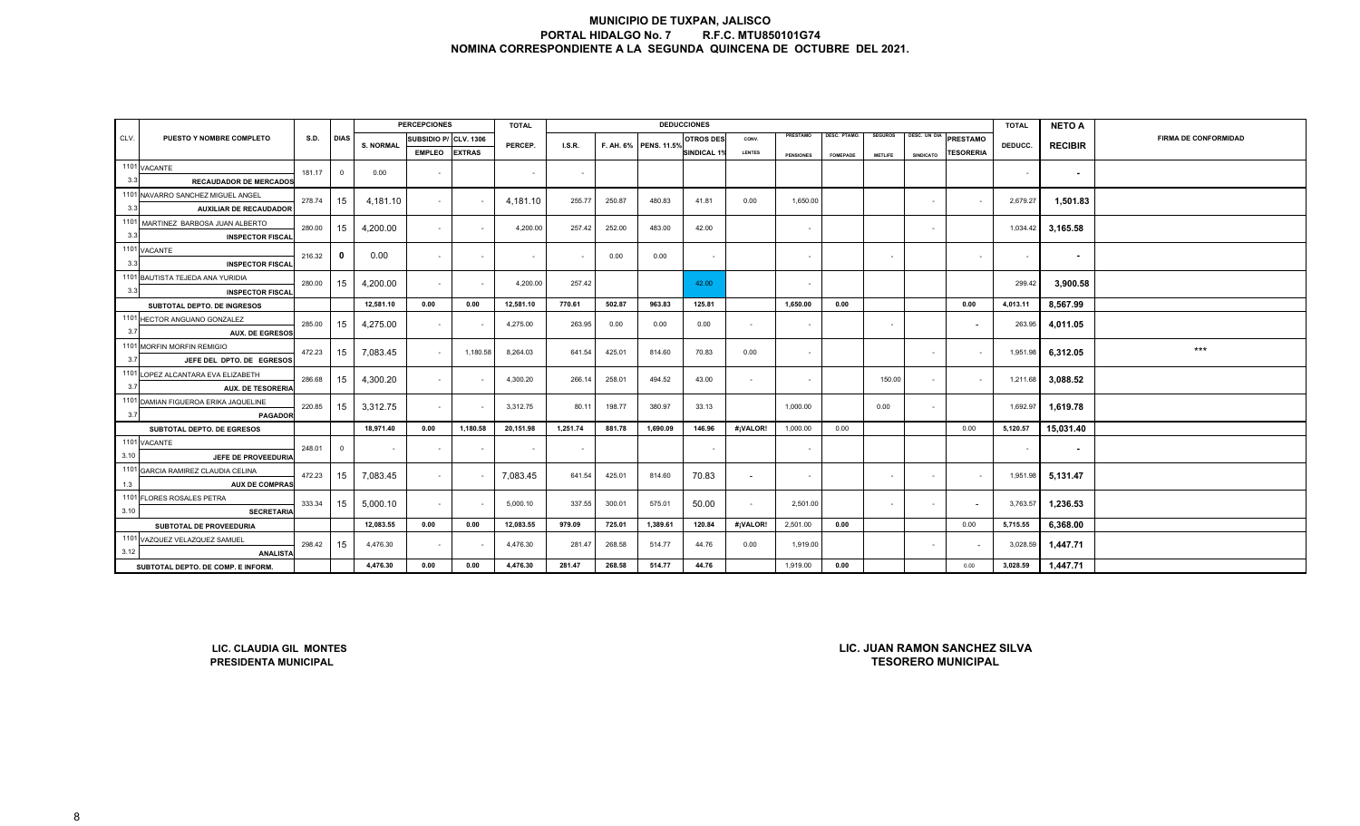# MUNICIPIO DE TUXPAN, JALISCO
## PORTAL HIDALGO No. 7 R.F.C. MTU850101G74
## NOMINA CORRESPONDIENTE A LA SEGUNDA QUINCENA DE OCTUBRE DEL 2021.

| CLV. | PUESTO Y NOMBRE COMPLETO | S.D. | DIAS | PERCEPCIONES S. NORMAL | SUBSIDIO P/ EMPLEO | CLV. 1306 EXTRAS | TOTAL PERCEP. | DEDUCCIONES I.S.R. | F. AH. 6% | PENS. 11.5% | OTROS DES SINDICAL 1% | CONV. LENTES | PRESTAMO PENSIONES | DESC. PTAMO. FOMEPADE | SEGUROS METLIFE | DESC. UN DIA SINDICATO | PRESTAMO TESORERIA | TOTAL DEDUCC. | NETO A RECIBIR | FIRMA DE CONFORMIDAD |
|---|---|---|---|---|---|---|---|---|---|---|---|---|---|---|---|---|---|---|---|---|
| 1101 3.3 | VACANTE RECAUDADOR DE MERCADOS | 181.17 | 0 | 0.00 | - | | - | - | | | | | | | | | | - | - | |
| 1101 3.3 | NAVARRO SANCHEZ MIGUEL ANGEL AUXILIAR DE RECAUDADOR | 278.74 | 15 | 4,181.10 | - | - | 4,181.10 | 255.77 | 250.87 | 480.83 | 41.81 | 0.00 | 1,650.00 | | | - | - | 2,679.27 | 1,501.83 | |
| 1101 3.3 | MARTINEZ BARBOSA JUAN ALBERTO INSPECTOR FISCAL | 280.00 | 15 | 4,200.00 | - | - | 4,200.00 | 257.42 | 252.00 | 483.00 | 42.00 | | - | | | - | | 1,034.42 | 3,165.58 | |
| 1101 3.3 | VACANTE INSPECTOR FISCAL | 216.32 | 0 | 0.00 | - | - | - | - | 0.00 | 0.00 | - | | - | | - | | - | - | - | |
| 1101 3.3 | BAUTISTA TEJEDA ANA YURIDIA INSPECTOR FISCAL | 280.00 | 15 | 4,200.00 | - | - | 4,200.00 | 257.42 | | | 42.00 | | - | | | | | 299.42 | 3,900.58 | |
| | SUBTOTAL DEPTO. DE INGRESOS | | | 12,581.10 | 0.00 | 0.00 | 12,581.10 | 770.61 | 502.87 | 963.83 | 125.81 | | 1,650.00 | 0.00 | | | 0.00 | 4,013.11 | 8,567.99 | |
| 1101 3.7 | HECTOR ANGUANO GONZALEZ AUX. DE EGRESOS | 285.00 | 15 | 4,275.00 | - | - | 4,275.00 | 263.95 | 0.00 | 0.00 | 0.00 | - | - | | - | | - | 263.95 | 4,011.05 | |
| 1101 3.7 | MORFIN MORFIN REMIGIO JEFE DEL DPTO. DE EGRESOS | 472.23 | 15 | 7,083.45 | - | 1,180.58 | 8,264.03 | 641.54 | 425.01 | 814.60 | 70.83 | 0.00 | - | | | - | - | 1,951.98 | 6,312.05 | *** |
| 1101 3.7 | LOPEZ ALCANTARA EVA ELIZABETH AUX. DE TESORERIA | 286.68 | 15 | 4,300.20 | - | - | 4,300.20 | 266.14 | 258.01 | 494.52 | 43.00 | - | - | | 150.00 | - | - | 1,211.68 | 3,088.52 | |
| 1101 3.7 | DAMIAN FIGUEROA ERIKA JAQUELINE PAGADOR | 220.85 | 15 | 3,312.75 | - | - | 3,312.75 | 80.11 | 198.77 | 380.97 | 33.13 | | 1,000.00 | | 0.00 | - | | 1,692.97 | 1,619.78 | |
| | SUBTOTAL DEPTO. DE EGRESOS | | | 18,971.40 | 0.00 | 1,180.58 | 20,151.98 | 1,251.74 | 881.78 | 1,690.09 | 146.96 | #¡VALOR! | 1,000.00 | 0.00 | | | 0.00 | 5,120.57 | 15,031.40 | |
| 1101 3.10 | VACANTE JEFE DE PROVEEDURIA | 248.01 | 0 | - | - | - | - | - | | | - | | - | | | | | - | - | |
| 1101 1.3 | GARCIA RAMIREZ CLAUDIA CELINA AUX DE COMPRAS | 472.23 | 15 | 7,083.45 | - | - | 7,083.45 | 641.54 | 425.01 | 814.60 | 70.83 | - | - | | - | - | - | 1,951.98 | 5,131.47 | |
| 1101 3.10 | FLORES ROSALES PETRA SECRETARIA | 333.34 | 15 | 5,000.10 | - | - | 5,000.10 | 337.55 | 300.01 | 575.01 | 50.00 | - | 2,501.00 | | - | - | - | 3,763.57 | 1,236.53 | |
| | SUBTOTAL DE PROVEEDURIA | | | 12,083.55 | 0.00 | 0.00 | 12,083.55 | 979.09 | 725.01 | 1,389.61 | 120.84 | #¡VALOR! | 2,501.00 | 0.00 | | | 0.00 | 5,715.55 | 6,368.00 | |
| 1101 3.12 | VAZQUEZ VELAZQUEZ SAMUEL ANALISTA | 298.42 | 15 | 4,476.30 | - | - | 4,476.30 | 281.47 | 268.58 | 514.77 | 44.76 | 0.00 | 1,919.00 | | | - | - | 3,028.59 | 1,447.71 | |
| | SUBTOTAL DEPTO. DE COMP. E INFORM. | | | 4,476.30 | 0.00 | 0.00 | 4,476.30 | 281.47 | 268.58 | 514.77 | 44.76 | | 1,919.00 | 0.00 | | | 0.00 | 3,028.59 | 1,447.71 | |

LIC. CLAUDIA GIL MONTES
PRESIDENTA MUNICIPAL

LIC. JUAN RAMON SANCHEZ SILVA
TESORERO MUNICIPAL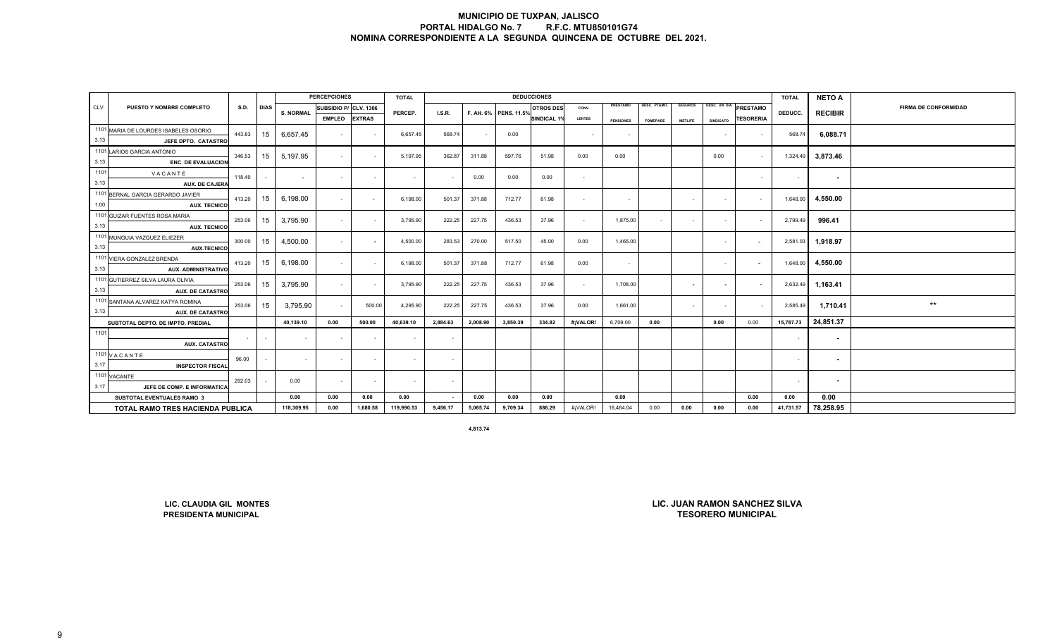# MUNICIPIO DE TUXPAN, JALISCO

## PORTAL HIDALGO No. 7 R.F.C. MTU850101G74

## NOMINA CORRESPONDIENTE A LA SEGUNDA QUINCENA DE OCTUBRE DEL 2021.

| CLV. | PUESTO Y NOMBRE COMPLETO | S.D. | DIAS | PERCEPCIONES S. NORMAL | SUBSIDIO P/ EMPLEO | CLV. 1306 EXTRAS | TOTAL PERCEP. | DEDUCCIONES I.S.R. | F. AH. 6% | PENS. 11.5% | OTROS DES SINDICAL 1% | CONV. LENTES | PRESTAMO PENSIONES | DESC. PTAMO. FOMEPADE | SEGUROS METLIFE | DESC. UN DIA SINDICATO | PRESTAMO TESORERIA | TOTAL DEDUCC. | NETO A RECIBIR | FIRMA DE CONFORMIDAD |
|---|---|---|---|---|---|---|---|---|---|---|---|---|---|---|---|---|---|---|---|---|
| 1101 3.13 | MARIA DE LOURDES ISABELES OSORIO JEFE DPTO. CATASTRO | 443.83 | 15 | 6,657.45 | - | - | 6,657.45 | 568.74 | - | 0.00 | | - | - | | | - | - | 568.74 | 6,088.71 | |
| 1101 3.13 | LARIOS GARCIA ANTONIO ENC. DE EVALUACION | 346.53 | 15 | 5,197.95 | - | - | 5,197.95 | 362.87 | 311.88 | 597.76 | 51.98 | 0.00 | 0.00 | | | 0.00 | - | 1,324.49 | 3,873.46 | |
| 1101 3.13 | VACANTE AUX. DE CAJERA | 118.40 | - | - | - | - | - | - | 0.00 | 0.00 | 0.00 | - | | | | | - | - | - | |
| 1101 1.00 | BERNAL GARCIA GERARDO JAVIER AUX. TECNICO | 413.20 | 15 | 6,198.00 | - | - | 6,198.00 | 501.37 | 371.88 | 712.77 | 61.98 | - | - | | - | - | - | 1,648.00 | 4,550.00 | |
| 1101 3.13 | GUIZAR FUENTES ROSA MARIA AUX. TECNICO | 253.06 | 15 | 3,795.90 | - | - | 3,795.90 | 222.25 | 227.75 | 436.53 | 37.96 | - | 1,875.00 | - | - | - | - | 2,799.49 | 996.41 | |
| 1101 3.13 | MUNGUIA VAZQUEZ ELIEZER AUX.TECNICO | 300.00 | 15 | 4,500.00 | - | - | 4,500.00 | 283.53 | 270.00 | 517.50 | 45.00 | 0.00 | 1,465.00 | | | - | - | 2,581.03 | 1,918.97 | |
| 1101 3.13 | VIERA GONZALEZ BRENDA AUX. ADMINISTRATIVO | 413.20 | 15 | 6,198.00 | - | - | 6,198.00 | 501.37 | 371.88 | 712.77 | 61.98 | 0.00 | - | | | - | - | 1,648.00 | 4,550.00 | |
| 1101 3.13 | GUTIERREZ SILVA LAURA OLIVIA AUX. DE CATASTRO | 253.06 | 15 | 3,795.90 | - | - | 3,795.90 | 222.25 | 227.75 | 436.53 | 37.96 | - | 1,708.00 | | - | - | - | 2,632.49 | 1,163.41 | |
| 1101 3.13 | SANTANA ALVAREZ KATYA ROMINA AUX. DE CATASTRO | 253.06 | 15 | 3,795.90 | - | 500.00 | 4,295.90 | 222.25 | 227.75 | 436.53 | 37.96 | 0.00 | 1,661.00 | | - | - | - | 2,585.49 | 1,710.41 | ** |
| | SUBTOTAL DEPTO. DE IMPTO. PREDIAL | | | 40,139.10 | 0.00 | 500.00 | 40,639.10 | 2,884.63 | 2,008.90 | 3,850.39 | 334.82 | #¡VALOR! | 6,709.00 | 0.00 | | 0.00 | 0.00 | 15,787.73 | 24,851.37 | |
| 1101 | AUX. CATASTRO | - | - | - | - | - | - | - | | | | | | | | | | - | - | |
| 1101 3.17 | VACANTE INSPECTOR FISCAL | 96.00 | - | - | - | - | - | - | | | | | | | | | | - | - | |
| 1101 3.17 | VACANTE JEFE DE COMP. E INFORMATICA | 292.03 | - | 0.00 | - | - | - | - | | | | | | | | | | - | - | |
| | SUBTOTAL EVENTUALES RAMO 3 | | | 0.00 | 0.00 | 0.00 | 0.00 | - | 0.00 | 0.00 | 0.00 | | 0.00 | | | | 0.00 | 0.00 | 0.00 | |
| | TOTAL RAMO TRES HACIENDA PUBLICA | | | 118,309.95 | 0.00 | 1,680.58 | 119,990.53 | 9,456.17 | 5,065.74 | 9,709.34 | 886.29 | #¡VALOR! | 16,464.04 | 0.00 | 0.00 | 0.00 | 0.00 | 41,731.57 | 78,258.95 | |

4,813.74

LIC. CLAUDIA GIL MONTES
PRESIDENTA MUNICIPAL

LIC. JUAN RAMON SANCHEZ SILVA
TESORERO MUNICIPAL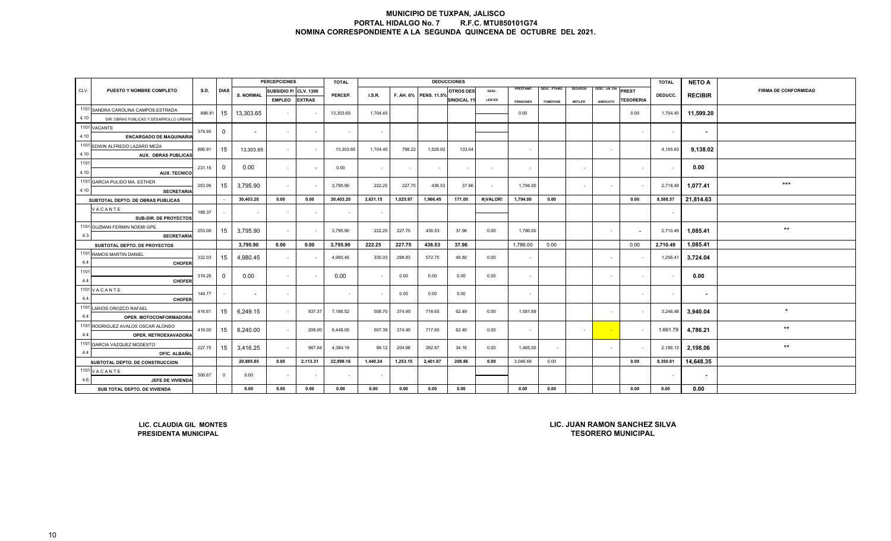# MUNICIPIO DE TUXPAN, JALISCO
## PORTAL HIDALGO No. 7 R.F.C. MTU850101G74
## NOMINA CORRESPONDIENTE A LA SEGUNDA QUINCENA DE OCTUBRE DEL 2021.

| CLV. | PUESTO Y NOMBRE COMPLETO | S.D. | DIAS | PERCEPCIONES S. NORMAL | SUBSIDIO P/ EMPLEO | CLV. 1306 EXTRAS | TOTAL PERCEP. | DEDUCCIONES I.S.R. | F. AH. 6% | PENS. 11.5% | OTROS DES SINDICAL 1% | DESC. LENTES | PRESTAMO PENSIONES | DESC. PTAMO. FOMEPADE | SEGUROS METLIFE | DESC. UN DIA SINDICATO | PREST TESORERIA | TOTAL DEDUCC. | NETO A RECIBIR | FIRMA DE CONFORMIDAD |
|---|---|---|---|---|---|---|---|---|---|---|---|---|---|---|---|---|---|---|---|---|
| 1101 4.10 | SANDRA CAROLINA CAMPOS ESTRADA DIR. OBRAS PUBLICAS Y DESARROLLO URBANO | 886.91 | 15 | 13,303.65 | - | - | 13,303.65 | 1,704.45 | | | | | 0.00 | | | | 0.00 | 1,704.45 | 11,599.20 | |
| 1101 4.10 | VACANTE ENCARGADO DE MAQUINARIA | 374.95 | 0 | - | - | - | - | - | | | | | | | | | - | - | - | |
| 1101 4.10 | EDWIN ALFREDO LAZARO MEZA AUX. OBRAS PUBLICAS | 886.91 | 15 | 13,303.65 | - | - | 13,303.65 | 1,704.45 | 798.22 | 1,529.92 | 133.04 | | - | | | - | | 4,165.63 | 9,138.02 | |
| 1101 4.10 | AUX. TECNICO | 231.16 | 0 | 0.00 | - | - | 0.00 | - | - | - | - | - | - | | - | | - | - | 0.00 | |
| 1101 4.10 | GARCIA PULIDO MA. ESTHER SECRETARIA | 253.06 | 15 | 3,795.90 | - | - | 3,795.90 | 222.25 | 227.75 | 436.53 | 37.96 | - | 1,794.00 | | - | - | - | 2,718.49 | 1,077.41 | *** |
| | SUBTOTAL DEPTO. DE OBRAS PUBLICAS | | - | 30,403.20 | 0.00 | 0.00 | 30,403.20 | 3,631.15 | 1,025.97 | 1,966.45 | 171.00 | #¡VALOR! | 1,794.00 | 0.00 | | | 0.00 | 8,588.57 | 21,814.63 | |
| | VACANTE SUB-DIR. DE PROYECTOS | 188.37 | - | - | - | - | - | - | | | | | | | | | | - | | |
| 1101 4.3 | GUZMAN FERMIN NOEMI GPE. SECRETARIA | 253.06 | 15 | 3,795.90 | - | - | 3,795.90 | 222.25 | 227.75 | 436.53 | 37.96 | 0.00 | 1,786.00 | | | - | - | 2,710.49 | 1,085.41 | ** |
| | SUBTOTAL DEPTO. DE PROYECTOS | | | 3,795.90 | 0.00 | 0.00 | 3,795.90 | 222.25 | 227.75 | 436.53 | 37.96 | | 1,786.00 | 0.00 | | | 0.00 | 2,710.49 | 1,085.41 | |
| 1101 4.4 | RAMOS MARTIN DANIEL CHOFER | 332.03 | 15 | 4,980.45 | - | - | 4,980.45 | 335.03 | 298.83 | 572.75 | 49.80 | 0.00 | - | | | - | - | 1,256.41 | 3,724.04 | |
| 1101 4.4 | CHOFER | 319.26 | 0 | 0.00 | - | - | 0.00 | - | 0.00 | 0.00 | 0.00 | 0.00 | - | | | - | - | - | 0.00 | |
| 1101 4.4 | VACANTE CHOFER | 144.77 | - | - | - | | - | - | 0.00 | 0.00 | 0.00 | | - | | | | - | - | - | |
| 1101 4.4 | LARIOS OROZCO RAFAEL OPER. MOTOCONFORMADORA | 416.61 | 15 | 6,249.15 | - | 937.37 | 7,186.52 | 508.70 | 374.95 | 718.65 | 62.49 | 0.00 | 1,581.69 | | | - | - | 3,246.48 | 3,940.04 | * |
| 1101 4.4 | RODRIGUEZ AVALOS OSCAR ALONSO OPER. RETROEXAVADORA | 416.00 | 15 | 6,240.00 | - | 208.00 | 6,448.00 | 507.39 | 374.40 | 717.60 | 62.40 | 0.00 | - | | - | - | - | 1,661.79 | 4,786.21 | ** |
| 1101 4.4 | GARCIA VAZQUEZ MODESTO OFIC. ALBAÑIL | 227.75 | 15 | 3,416.25 | - | 967.94 | 4,384.19 | 89.12 | 204.98 | 392.87 | 34.16 | 0.00 | 1,465.00 | - | | - | - | 2,186.13 | 2,198.06 | ** |
| | SUBTOTAL DEPTO. DE CONSTRUCCION | | | 20,885.85 | 0.00 | 2,113.31 | 22,999.16 | 1,440.24 | 1,253.15 | 2,401.87 | 208.86 | 0.00 | 3,046.69 | 0.00 | | | 0.00 | 8,350.81 | 14,648.35 | |
| 1101 4.6 | VACANTE JEFE DE VIVIENDA | 306.67 | 0 | 0.00 | - | - | - | - | | | | | | | | | | - | - | |
| | SUB TOTAL DEPTO. DE VIVIENDA | | | 0.00 | 0.00 | 0.00 | 0.00 | 0.00 | 0.00 | 0.00 | 0.00 | | 0.00 | 0.00 | | | 0.00 | 0.00 | 0.00 | |

**LIC. CLAUDIA GIL MONTES**
**PRESIDENTA MUNICIPAL**

**LIC. JUAN RAMON SANCHEZ SILVA**
**TESORERO MUNICIPAL**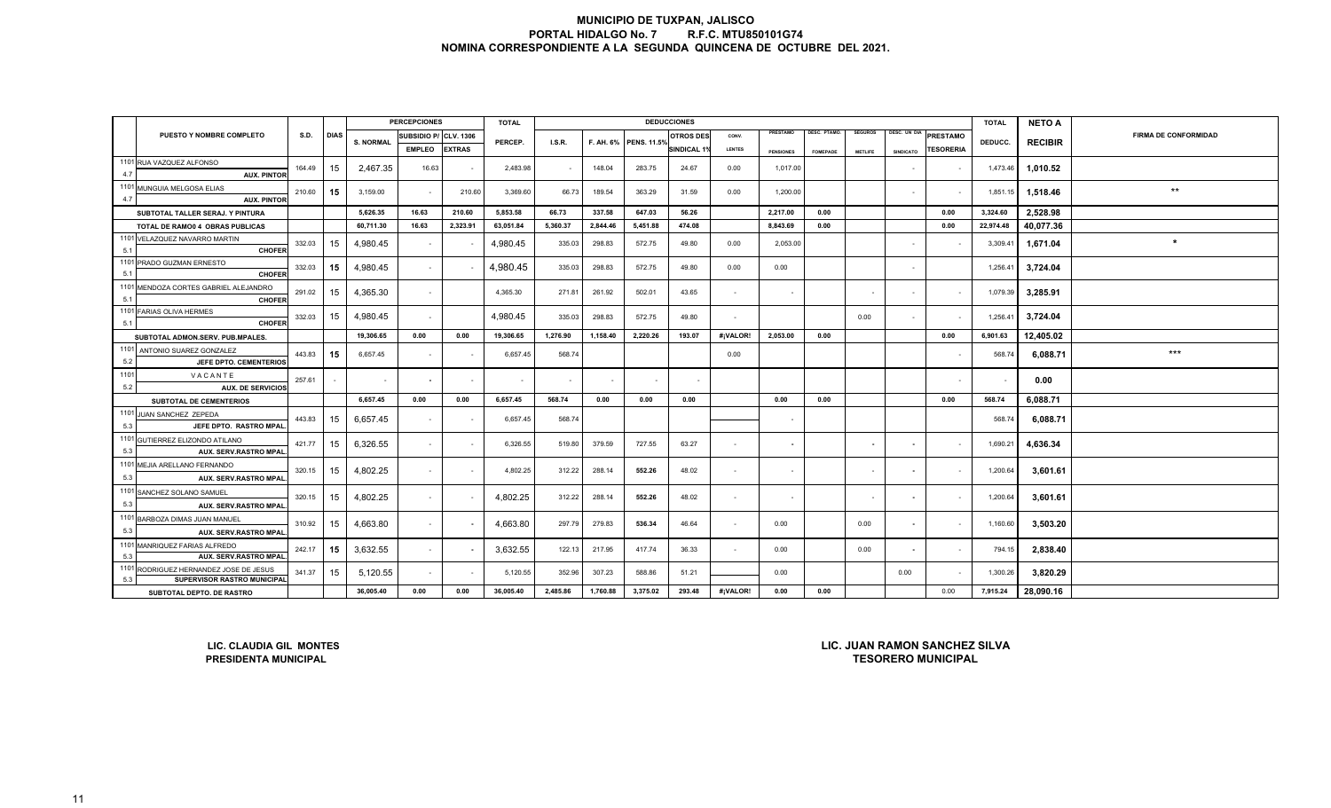# MUNICIPIO DE TUXPAN, JALISCO
## PORTAL HIDALGO No. 7 R.F.C. MTU850101G74
## NOMINA CORRESPONDIENTE A LA SEGUNDA QUINCENA DE OCTUBRE DEL 2021.

| | PUESTO Y NOMBRE COMPLETO | S.D. | DIAS | PERCEPCIONES S. NORMAL | SUBSIDIO P/ EMPLEO | CLV. 1306 EXTRAS | TOTAL PERCEP. | DEDUCCIONES I.S.R. | F. AH. 6% | PENS. 11.5% | OTROS DES SINDICAL 1% | CONV. LENTES | PRESTAMO PENSIONES | DESC. PTAMO. FOMEPADE | SEGUROS METLIFE | DESC. UN DIA SINDICATO | PRESTAMO TESORERIA | TOTAL DEDUCC. | NETO A RECIBIR | FIRMA DE CONFORMIDAD |
|---|---|---|---|---|---|---|---|---|---|---|---|---|---|---|---|---|---|---|---|---|
| 1101 4.7 | RUA VAZQUEZ ALFONSO AUX. PINTOR | 164.49 | 15 | 2,467.35 | 16.63 | - | 2,483.98 | - | 148.04 | 283.75 | 24.67 | 0.00 | 1,017.00 | | | - | - | 1,473.46 | 1,010.52 | |
| 1101 4.7 | MUNGUIA MELGOSA ELIAS AUX. PINTOR | 210.60 | 15 | 3,159.00 | - | 210.60 | 3,369.60 | 66.73 | 189.54 | 363.29 | 31.59 | 0.00 | 1,200.00 | | | - | - | 1,851.15 | 1,518.46 | ** |
| | SUBTOTAL TALLER SERAJ. Y PINTURA | | | 5,626.35 | 16.63 | 210.60 | 5,853.58 | 66.73 | 337.58 | 647.03 | 56.26 | | 2,217.00 | 0.00 | | | 0.00 | 3,324.60 | 2,528.98 | |
| | TOTAL DE RAMO0 4 OBRAS PUBLICAS | | | 60,711.30 | 16.63 | 2,323.91 | 63,051.84 | 5,360.37 | 2,844.46 | 5,451.88 | 474.08 | | 8,843.69 | 0.00 | | | 0.00 | 22,974.48 | 40,077.36 | |
| 1101 5.1 | VELAZQUEZ NAVARRO MARTIN CHOFER | 332.03 | 15 | 4,980.45 | - | - | 4,980.45 | 335.03 | 298.83 | 572.75 | 49.80 | 0.00 | 2,053.00 | | | - | - | 3,309.41 | 1,671.04 | * |
| 1101 5.1 | PRADO GUZMAN ERNESTO CHOFER | 332.03 | 15 | 4,980.45 | - | - | 4,980.45 | 335.03 | 298.83 | 572.75 | 49.80 | 0.00 | 0.00 | | | - | | 1,256.41 | 3,724.04 | |
| 1101 5.1 | MENDOZA CORTES GABRIEL ALEJANDRO CHOFER | 291.02 | 15 | 4,365.30 | - | | 4,365.30 | 271.81 | 261.92 | 502.01 | 43.65 | - | - | | - | - | - | 1,079.39 | 3,285.91 | |
| 1101 5.1 | FARIAS OLIVA HERMES CHOFER | 332.03 | 15 | 4,980.45 | - | | 4,980.45 | 335.03 | 298.83 | 572.75 | 49.80 | - | | | 0.00 | - | - | 1,256.41 | 3,724.04 | |
| | SUBTOTAL ADMON.SERV. PUB.MPALES. | | | 19,306.65 | 0.00 | 0.00 | 19,306.65 | 1,276.90 | 1,158.40 | 2,220.26 | 193.07 | #¡VALOR! | 2,053.00 | 0.00 | | | 0.00 | 6,901.63 | 12,405.02 | |
| 1101 5.2 | ANTONIO SUAREZ GONZALEZ JEFE DPTO. CEMENTERIOS | 443.83 | 15 | 6,657.45 | - | - | 6,657.45 | 568.74 | | | | 0.00 | | | | | - | 568.74 | 6,088.71 | *** |
| 1101 5.2 | V A C A N T E AUX. DE SERVICIOS | 257.61 | - | - | - | - | - | - | - | - | - | | | | | | - | - | 0.00 | |
| | SUBTOTAL DE CEMENTERIOS | | | 6,657.45 | 0.00 | 0.00 | 6,657.45 | 568.74 | 0.00 | 0.00 | 0.00 | | 0.00 | 0.00 | | | 0.00 | 568.74 | 6,088.71 | |
| 1101 5.3 | JUAN SANCHEZ ZEPEDA JEFE DPTO. RASTRO MPAL. | 443.83 | 15 | 6,657.45 | - | - | 6,657.45 | 568.74 | | | | | - | | | | | 568.74 | 6,088.71 | |
| 1101 5.3 | GUTIERREZ ELIZONDO ATILANO AUX. SERV.RASTRO MPAL. | 421.77 | 15 | 6,326.55 | - | - | 6,326.55 | 519.80 | 379.59 | 727.55 | 63.27 | - | - | | - | - | - | 1,690.21 | 4,636.34 | |
| 1101 5.3 | MEJIA ARELLANO FERNANDO AUX. SERV.RASTRO MPAL. | 320.15 | 15 | 4,802.25 | - | - | 4,802.25 | 312.22 | 288.14 | 552.26 | 48.02 | - | - | | - | - | - | 1,200.64 | 3,601.61 | |
| 1101 5.3 | SANCHEZ SOLANO SAMUEL AUX. SERV.RASTRO MPAL. | 320.15 | 15 | 4,802.25 | - | - | 4,802.25 | 312.22 | 288.14 | 552.26 | 48.02 | - | - | | - | - | - | 1,200.64 | 3,601.61 | |
| 1101 5.3 | BARBOZA DIMAS JUAN MANUEL AUX. SERV.RASTRO MPAL. | 310.92 | 15 | 4,663.80 | - | - | 4,663.80 | 297.79 | 279.83 | 536.34 | 46.64 | - | 0.00 | | 0.00 | - | - | 1,160.60 | 3,503.20 | |
| 1101 5.3 | MANRIQUEZ FARIAS ALFREDO AUX. SERV.RASTRO MPAL. | 242.17 | 15 | 3,632.55 | - | - | 3,632.55 | 122.13 | 217.95 | 417.74 | 36.33 | - | 0.00 | | 0.00 | - | - | 794.15 | 2,838.40 | |
| 1101 5.3 | RODRIGUEZ HERNANDEZ JOSE DE JESUS SUPERVISOR RASTRO MUNICIPAL | 341.37 | 15 | 5,120.55 | - | - | 5,120.55 | 352.96 | 307.23 | 588.86 | 51.21 | | 0.00 | | | 0.00 | - | 1,300.26 | 3,820.29 | |
| | SUBTOTAL DEPTO. DE RASTRO | | | 36,005.40 | 0.00 | 0.00 | 36,005.40 | 2,485.86 | 1,760.88 | 3,375.02 | 293.48 | #¡VALOR! | 0.00 | 0.00 | | | 0.00 | 7,915.24 | 28,090.16 | |

LIC. CLAUDIA GIL MONTES
PRESIDENTA MUNICIPAL

LIC. JUAN RAMON SANCHEZ SILVA
TESORERO MUNICIPAL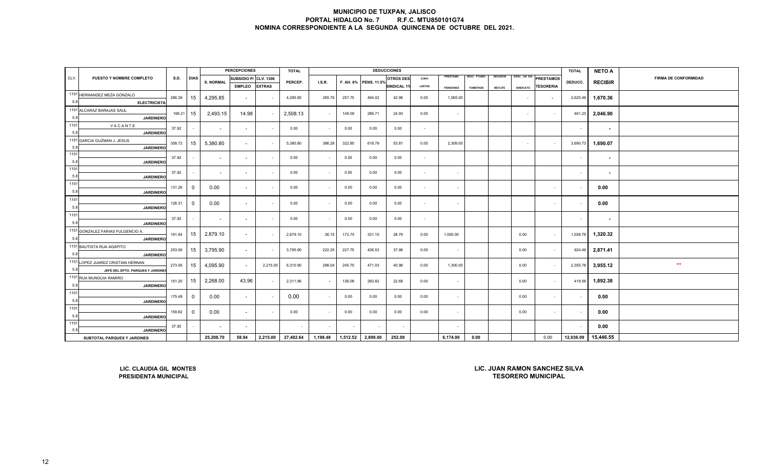# MUNICIPIO DE TUXPAN, JALISCO

## PORTAL HIDALGO No. 7 R.F.C. MTU850101G74

## NOMINA CORRESPONDIENTE A LA SEGUNDA QUINCENA DE OCTUBRE DEL 2021.

| CLV. | PUESTO Y NOMBRE COMPLETO | S.D. | DIAS | PERCEPCIONES S. NORMAL | SUBSIDIO P/ EMPLEO | CLV. 1306 EXTRAS | TOTAL PERCEP. | I.S.R. | F. AH. 6% | PENS. 11.5% | OTROS DES SINDICAL 1% | CONV. LENTES | PRESTAMO PENSIONES | DESC. PTAMO. FOMEPADE | SEGUROS METLIFE | DESC. UN DIA SINDICATO | PRESTAMOS TESORERIA | TOTAL DEDUCC. | NETO A RECIBIR | FIRMA DE CONFORMIDAD |
|---|---|---|---|---|---|---|---|---|---|---|---|---|---|---|---|---|---|---|---|---|
| 1101 5.8 | HERNANDEZ MEZA GONZALO ELECTRICISTA | 286.39 | 15 | 4,295.85 | - | - | 4,295.85 | 265.76 | 257.75 | 494.02 | 42.96 | 0.00 | 1,565.00 | | | - | - | 2,625.49 | 1,670.36 | |
| 1101 5.8 | ALCARAZ BARAJAS SAUL JARDINERO | 166.21 | 15 | 2,493.15 | 14.98 | - | 2,508.13 | - | 149.59 | 286.71 | 24.93 | 0.00 | - | | | - | - | 461.23 | 2,046.90 | |
| 1101 5.8 | VACANTE JARDINERO | 37.92 | - | - | - | - | 0.00 | - | 0.00 | 0.00 | 0.00 | - | | | | | | - | - | |
| 1101 5.8 | GARCIA GUZMAN J. JESUS JARDINERO | 358.72 | 15 | 5,380.80 | - | - | 5,380.80 | 386.28 | 322.85 | 618.79 | 53.81 | 0.00 | 2,309.00 | | | - | - | 3,690.73 | 1,690.07 | |
| 1101 5.8 | JARDINERO | 37.92 | - | - | - | - | 0.00 | - | 0.00 | 0.00 | 0.00 | - | | | | | | - | - | |
| 1101 5.8 | JARDINERO | 37.92 | - | - | - | - | 0.00 | - | 0.00 | 0.00 | 0.00 | - | - | | | | | - | - | |
| 1101 5.8 | JARDINERO | 131.26 | 0 | 0.00 | - | - | 0.00 | - | 0.00 | 0.00 | 0.00 | - | - | | | | - | - | 0.00 | |
| 1101 5.8 | JARDINERO | 126.31 | 0 | 0.00 | - | - | 0.00 | - | 0.00 | 0.00 | 0.00 | - | - | | | | - | - | 0.00 | |
| 1101 5.8 | JARDINERO | 37.92 | - | - | - | - | 0.00 | - | 0.00 | 0.00 | 0.00 | - | | | | | | - | - | |
| 1101 5.8 | GONZALEZ FARIAS FULGENCIO A. JARDINERO | 191.94 | 15 | 2,879.10 | - | - | 2,879.10 | 26.15 | 172.75 | 331.10 | 28.79 | 0.00 | 1,000.00 | | | 0.00 | - | 1,558.78 | 1,320.32 | |
| 1101 5.8 | BAUTISTA RUA AGAPITO JARDINERO | 253.06 | 15 | 3,795.90 | - | - | 3,795.90 | 222.25 | 227.75 | 436.53 | 37.96 | 0.00 | - | | | 0.00 | - | 924.49 | 2,871.41 | |
| 1101 5.8 | LOPEZ JUAREZ CRISTIAN HERNAN JEFE DEL DPTO. PARQUES Y JARDINES | 273.06 | 15 | 4,095.90 | - | 2,215.00 | 6,310.90 | 298.04 | 245.75 | 471.03 | 40.96 | 0.00 | 1,300.00 | | | 0.00 | - | 2,355.78 | 3,955.12 | ** |
| 1101 5.8 | RUA MUNGUIA RAMIRO JARDINERO | 151.20 | 15 | 2,268.00 | 43.96 | - | 2,311.96 | - | 136.08 | 260.82 | 22.68 | 0.00 | - | | | 0.00 | - | 419.58 | 1,892.38 | |
| 1101 5.8 | JARDINERO | 175.48 | 0 | 0.00 | - | - | 0.00 | - | 0.00 | 0.00 | 0.00 | 0.00 | - | | | 0.00 | - | - | 0.00 | |
| 1101 5.8 | JARDINERO | 159.82 | 0 | 0.00 | - | - | 0.00 | - | 0.00 | 0.00 | 0.00 | 0.00 | - | | | 0.00 | - | - | 0.00 | |
| 1101 5.8 | JARDINERO | 37.92 | - | - | - | | - | - | - | - | - | | - | | | | | - | 0.00 | |
| | SUBTOTAL PARQUES Y JARDINES | | | 25,208.70 | 58.94 | 2,215.00 | 27,482.64 | 1,198.48 | 1,512.52 | 2,899.00 | 252.09 | | 6,174.00 | 0.00 | | | 0.00 | 12,036.09 | 15,446.55 | |

LIC. CLAUDIA GIL MONTES
PRESIDENTA MUNICIPAL

LIC. JUAN RAMON SANCHEZ SILVA
TESORERO MUNICIPAL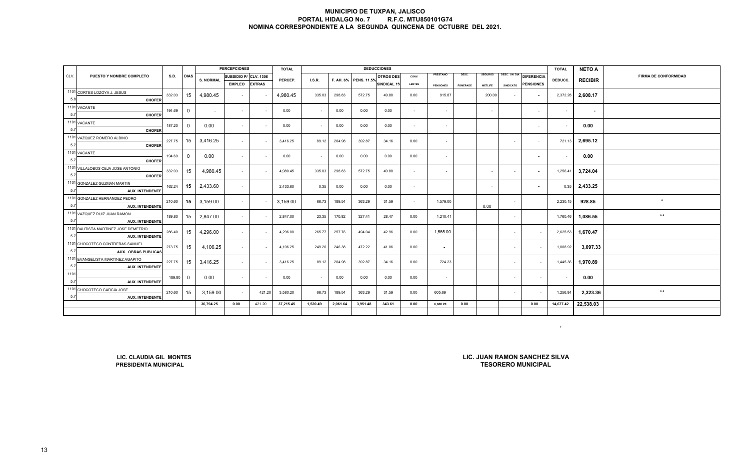# MUNICIPIO DE TUXPAN, JALISCO
## PORTAL HIDALGO No. 7 R.F.C. MTU850101G74
## NOMINA CORRESPONDIENTE A LA SEGUNDA QUINCENA DE OCTUBRE DEL 2021.

| CLV. | PUESTO Y NOMBRE COMPLETO | S.D. | DIAS | PERCEPCIONES | | | TOTAL | DEDUCCIONES | | | | | | | | | | | TOTAL | NETO A | FIRMA DE CONFORMIDAD |
|---|---|---|---|---|---|---|---|---|---|---|---|---|---|---|---|---|---|---|---|---|---|
| | | | | S. NORMAL | SUBSIDIO P/ EMPLEO | CLV. 1306 EXTRAS | PERCEP. | I.S.R. | F. AH. 6% | PENS. 11.5% | OTROS DES SINDICAL 1% | CONV. LENTES | PRESTAMO PENSIONES | DESC. FOMEPADE | SEGUROS METLIFE | DESC. UN DIA SINDICATO | DIFERENCIA PENSIONES | DEDUCC. | RECIBIR | |
| 1101 5.8 | CORTES LOZOYA J. JESUS CHOFER | 332.03 | 15 | 4,980.45 | - | - | 4,980.45 | 335.03 | 298.83 | 572.75 | 49.80 | 0.00 | 915.87 | | 200.00 | - | - | 2,372.28 | 2,608.17 | |
| 1101 5.7 | VACANTE CHOFER | 194.69 | 0 | - | - | - | 0.00 | - | 0.00 | 0.00 | 0.00 | - | - | | - | | - | - | - | |
| 1101 5.7 | VACANTE CHOFER | 187.20 | 0 | 0.00 | - | - | 0.00 | - | 0.00 | 0.00 | 0.00 | - | - | | | | - | - | 0.00 | |
| 1101 5.7 | VAZQUEZ ROMERO ALBINO CHOFER | 227.75 | 15 | 3,416.25 | - | - | 3,416.25 | 89.12 | 204.98 | 392.87 | 34.16 | 0.00 | - | | | - | - | 721.13 | 2,695.12 | |
| 1101 5.7 | VACANTE CHOFER | 194.69 | 0 | 0.00 | - | - | 0.00 | - | 0.00 | 0.00 | 0.00 | 0.00 | - | | | | - | - | 0.00 | |
| 1101 5.7 | VILLALOBOS CEJA JOSE ANTONIO CHOFER | 332.03 | 15 | 4,980.45 | - | - | 4,980.45 | 335.03 | 298.83 | 572.75 | 49.80 | - | - | | - | - | - | 1,256.41 | 3,724.04 | |
| 1101 5.7 | GONZALEZ GUZMAN MARTIN AUX. INTENDENTE | 162.24 | 15 | 2,433.60 | - | | 2,433.60 | 0.35 | 0.00 | 0.00 | 0.00 | - | | | - | | - | 0.35 | 2,433.25 | |
| 1101 5.7 | GONZALEZ HERNANDEZ PEDRO AUX. INTENDENTE | 210.60 | 15 | 3,159.00 | - | - | 3,159.00 | 66.73 | 189.54 | 363.29 | 31.59 | - | 1,579.00 | | 0.00 | - | - | 2,230.15 | 928.85 | * |
| 1101 5.7 | VAZQUEZ RUIZ JUAN RAMON AUX. INTENDENTE | 189.80 | 15 | 2,847.00 | - | - | 2,847.00 | 23.35 | 170.82 | 327.41 | 28.47 | 0.00 | 1,210.41 | | | - | - | 1,760.46 | 1,086.55 | ** |
| 1101 5.7 | BAUTISTA MARTINEZ JOSE DEMETRIO AUX. INTENDENTE | 286.40 | 15 | 4,296.00 | - | - | 4,296.00 | 265.77 | 257.76 | 494.04 | 42.96 | 0.00 | 1,565.00 | | | - | - | 2,625.53 | 1,670.47 | |
| 1101 5.7 | CHOCOTECO CONTRERAS SAMUEL AUX. OBRAS PUBLICAS | 273.75 | 15 | 4,106.25 | - | - | 4,106.25 | 249.26 | 246.38 | 472.22 | 41.06 | 0.00 | - | | | - | - | 1,008.92 | 3,097.33 | |
| 1101 5.7 | EVANGELISTA MARTINEZ AGAPITO AUX. INTENDENTE | 227.75 | 15 | 3,416.25 | - | - | 3,416.25 | 89.12 | 204.98 | 392.87 | 34.16 | 0.00 | 724.23 | | | - | - | 1,445.36 | 1,970.89 | |
| 1101 5.7 | AUX. INTENDENTE | 189.80 | 0 | 0.00 | - | - | 0.00 | - | 0.00 | 0.00 | 0.00 | 0.00 | - | | | - | - | - | 0.00 | |
| 1101 5.7 | CHOCOTECO GARCIA JOSE AUX. INTENDENTE | 210.60 | 15 | 3,159.00 | - | 421.20 | 3,580.20 | 66.73 | 189.54 | 363.29 | 31.59 | 0.00 | 605.69 | | | - | - | 1,256.84 | 2,323.36 | ** |
| | | | | 36,794.25 | 0.00 | 421.20 | 37,215.45 | 1,520.49 | 2,061.64 | 3,951.48 | 343.61 | 0.00 | 6,600.20 | 0.00 | | | 0.00 | 14,677.42 | 22,538.03 | |

LIC. CLAUDIA GIL MONTES
PRESIDENTA MUNICIPAL

LIC. JUAN RAMON SANCHEZ SILVA
TESORERO MUNICIPAL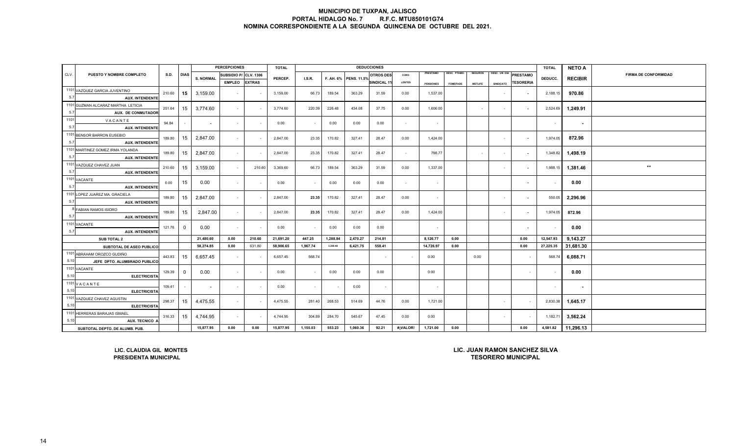# MUNICIPIO DE TUXPAN, JALISCO
## PORTAL HIDALGO No. 7 R.F.C. MTU850101G74
## NOMINA CORRESPONDIENTE A LA SEGUNDA QUINCENA DE OCTUBRE DEL 2021.

| CLV. | PUESTO Y NOMBRE COMPLETO | S.D. | DIAS | PERCEPCIONES | | | TOTAL | DEDUCCIONES | | | | | | | | | | | TOTAL | NETO A | FIRMA DE CONFORMIDAD |
|---|---|---|---|---|---|---|---|---|---|---|---|---|---|---|---|---|---|---|---|---|---|
| | | | | S. NORMAL | SUBSIDIO P/ EMPLEO | CLV. 1306 EXTRAS | PERCEP. | I.S.R. | F. AH. 6% | PENS. 11.5% | OTROS DES SINDICAL 1% | CONV. LENTES | PRESTAMO PENSIONES | DESC. PTAMO. FOMEPADE | SEGUROS METLIFE | DESC. UN DIA SINDICATO | PRESTAMO TESORERIA | DEDUCC. | RECIBIR | |
| 1101 / 5.7 | VAZQUEZ GARCIA JUVENTINO / AUX. INTENDENTE | 210.60 | 15 | 3,159.00 | - | - | 3,159.00 | 66.73 | 189.54 | 363.29 | 31.59 | 0.00 | 1,537.00 | | | - | - | 2,188.15 | 970.86 | |
| 1101 / 5.7 | GUZMAN ALCARAZ MARTHA LETICIA / AUX. DE CONMUTADOR | 251.64 | 15 | 3,774.60 | - | - | 3,774.60 | 220.39 | 226.48 | 434.08 | 37.75 | 0.00 | 1,606.00 | | - | - | - | 2,524.69 | 1,249.91 | |
| 1101 / 5.7 | VACANTE / AUX. INTENDENTE | 94.84 | - | - | - | - | 0.00 | - | 0.00 | 0.00 | 0.00 | - | - | | | | | - | - | |
| 1101 / 5.7 | BENSOR BARRON EUSEBIO / AUX. INTENDENTE | 189.80 | 15 | 2,847.00 | - | - | 2,847.00 | 23.35 | 170.82 | 327.41 | 28.47 | 0.00 | 1,424.00 | | | - | - | 1,974.05 | 872.96 | |
| 1101 / 5.7 | MARTINEZ GOMEZ IRMA YOLANDA / AUX. INTENDENTE | 189.80 | 15 | 2,847.00 | - | - | 2,847.00 | 23.35 | 170.82 | 327.41 | 28.47 | - | 798.77 | | - | - | - | 1,348.82 | 1,498.19 | |
| 1101 / 5.7 | VAZQUEZ CHAVEZ JUAN / AUX. INTENDENTE | 210.60 | 15 | 3,159.00 | - | 210.60 | 3,369.60 | 66.73 | 189.54 | 363.29 | 31.59 | 0.00 | 1,337.00 | | | - | - | 1,988.15 | 1,381.46 | ** |
| 1101 / 5.7 | VACANTE / AUX. INTENDENTE | 0.00 | 15 | 0.00 | - | - | 0.00 | - | 0.00 | 0.00 | 0.00 | - | - | | | | - | - | 0.00 | |
| 1101 / 5.7 | LOPEZ JUAREZ MA. GRACIELA / AUX. INTENDENTE | 189.80 | 15 | 2,847.00 | - | - | 2,847.00 | 23.35 | 170.82 | 327.41 | 28.47 | 0.00 | - | | | - | - | 550.05 | 2,296.96 | |
| 8 / 5.7 | FABIAN RAMOS ISIDRO / AUX. INTENDENTE | 189.80 | 15 | 2,847.00 | - | - | 2,847.00 | 23.35 | 170.82 | 327.41 | 28.47 | 0.00 | 1,424.00 | | | - | - | 1,974.05 | 872.96 | |
| 1101 / 5.7 | VACANTE / AUX. INTENDENTE | 121.76 | 0 | 0.00 | - | - | 0.00 | - | 0.00 | 0.00 | 0.00 | | - | | | | - | - | 0.00 | |
| | SUB TOTAL 2 | | | 21,480.60 | 0.00 | 210.60 | 21,691.20 | 447.25 | 1,288.84 | 2,470.27 | 214.81 | | 8,126.77 | 0.00 | | | 0.00 | 12,547.93 | 9,143.27 | |
| | SUBTOTAL DE ASEO PUBLICO | | | 58,274.85 | 0.00 | 631.80 | 58,906.65 | 1,967.74 | 3,559.48 | 6,421.75 | 558.41 | | 14,726.97 | 0.00 | | | 0.00 | 27,225.35 | 31,681.30 | |
| 1101 / 5.10 | ABRAHAM OROZCO GUDIÑO / JEFE DPTO. ALUMBRADO PUBLICO | 443.83 | 15 | 6,657.45 | - | - | 6,657.45 | 568.74 | | | - | - | 0.00 | | 0.00 | | - | 568.74 | 6,088.71 | |
| 1101 / 5.10 | VACANTE / ELECTRICISTA | 129.39 | 0 | 0.00 | - | - | 0.00 | - | 0.00 | 0.00 | 0.00 | | 0.00 | | | | - | - | 0.00 | |
| 1101 / 5.10 | VACANTE / ELECTRICISTA | 109.41 | - | - | - | - | 0.00 | - | - | 0.00 | - | | - | | | | | - | - | |
| 1101 / 5.10 | VAZQUEZ CHAVEZ AGUSTIN / ELECTRICISTA | 298.37 | 15 | 4,475.55 | - | - | 4,475.55 | 281.40 | 268.53 | 514.69 | 44.76 | 0.00 | 1,721.00 | | | - | - | 2,830.38 | 1,645.17 | |
| 1101 / 5.10 | HERRERAS BARAJAS ISMAEL / AUX. TECNICO A | 316.33 | 15 | 4,744.95 | - | - | 4,744.95 | 304.89 | 284.70 | 545.67 | 47.45 | 0.00 | 0.00 | | | - | - | 1,182.71 | 3,562.24 | |
| | SUBTOTAL DEPTO. DE ALUMB. PUB. | | | 15,877.95 | 0.00 | 0.00 | 15,877.95 | 1,155.03 | 553.23 | 1,060.36 | 92.21 | #¡VALOR! | 1,721.00 | 0.00 | | | 0.00 | 4,581.82 | 11,296.13 | |

LIC. CLAUDIA GIL MONTES
PRESIDENTA MUNICIPAL

LIC. JUAN RAMON SANCHEZ SILVA
TESORERO MUNICIPAL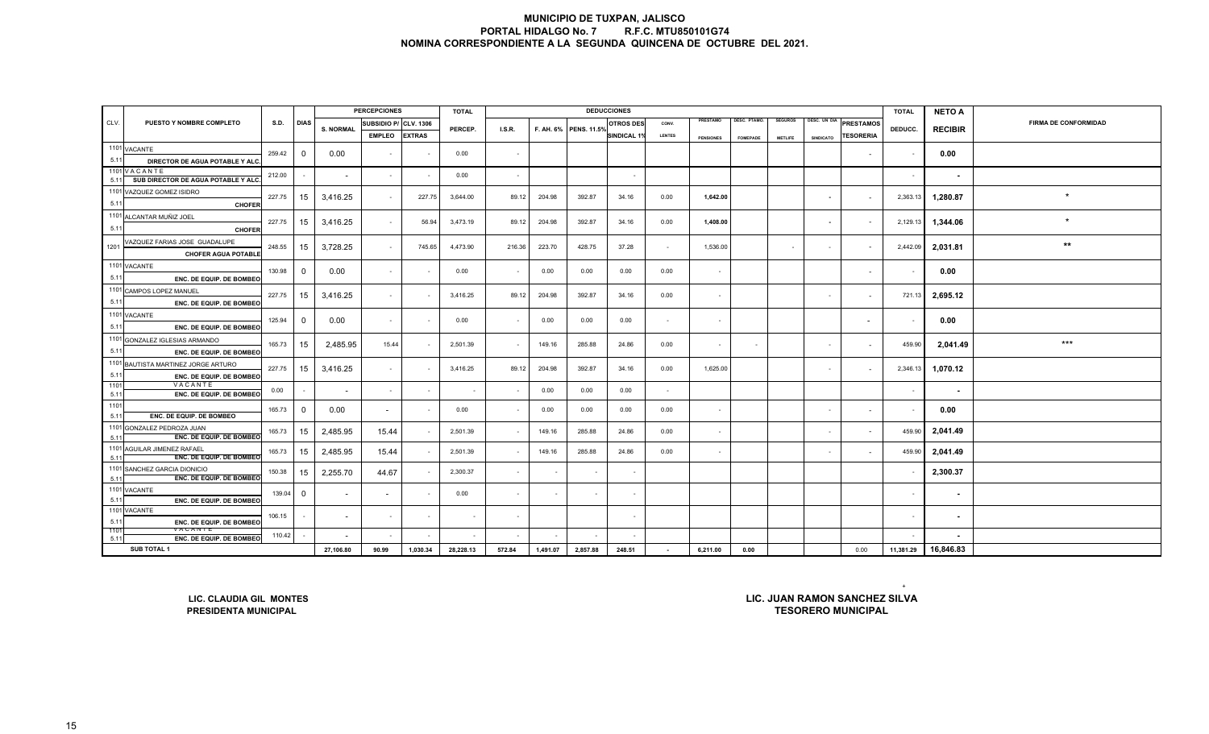# MUNICIPIO DE TUXPAN, JALISCO
## PORTAL HIDALGO No. 7 R.F.C. MTU850101G74
## NOMINA CORRESPONDIENTE A LA SEGUNDA QUINCENA DE OCTUBRE DEL 2021.

| CLV. | PUESTO Y NOMBRE COMPLETO | S.D. | DIAS | PERCEPCIONES S. NORMAL | SUBSIDIO P/ EMPLEO | CLV. 1306 EXTRAS | TOTAL PERCEP. | DEDUCCIONES I.S.R. | F. AH. 6% | PENS. 11.5% | OTROS DES SINDICAL 1% | CONV. LENTES | PRESTAMO PENSIONES | DESC. PTAMO. FOMEPADE | SEGUROS METLIFE | DESC. UN DIA SINDICATO | PRESTAMOS TESORERIA | TOTAL DEDUCC. | NETO A RECIBIR | FIRMA DE CONFORMIDAD |
|---|---|---|---|---|---|---|---|---|---|---|---|---|---|---|---|---|---|---|---|---|
| 1101 5.11 | VACANTE DIRECTOR DE AGUA POTABLE Y ALC. | 259.42 | 0 | 0.00 | - | - | 0.00 | - | | | | | | | | | - | - | 0.00 | |
| 1101 5.11 | V A C A N T E SUB DIRECTOR DE AGUA POTABLE Y ALC. | 212.00 | - | - | - | - | 0.00 | - | | | - | | | | | | | - | - | |
| 1101 5.11 | VAZQUEZ GOMEZ ISIDRO CHOFER | 227.75 | 15 | 3,416.25 | - | 227.75 | 3,644.00 | 89.12 | 204.98 | 392.87 | 34.16 | 0.00 | 1,642.00 | | | - | - | 2,363.13 | 1,280.87 | * |
| 1101 5.11 | ALCANTAR MUÑIZ JOEL CHOFER | 227.75 | 15 | 3,416.25 | - | 56.94 | 3,473.19 | 89.12 | 204.98 | 392.87 | 34.16 | 0.00 | 1,408.00 | | | - | - | 2,129.13 | 1,344.06 | * |
| 1201 | VAZQUEZ FARIAS JOSE GUADALUPE CHOFER AGUA POTABLE | 248.55 | 15 | 3,728.25 | - | 745.65 | 4,473.90 | 216.36 | 223.70 | 428.75 | 37.28 | - | 1,536.00 | | - | - | - | 2,442.09 | 2,031.81 | ** |
| 1101 5.11 | VACANTE ENC. DE EQUIP. DE BOMBEO | 130.98 | 0 | 0.00 | - | - | 0.00 | - | 0.00 | 0.00 | 0.00 | 0.00 | - | | | | - | - | 0.00 | |
| 1101 5.11 | CAMPOS LOPEZ MANUEL ENC. DE EQUIP. DE BOMBEO | 227.75 | 15 | 3,416.25 | - | - | 3,416.25 | 89.12 | 204.98 | 392.87 | 34.16 | 0.00 | - | | | - | - | 721.13 | 2,695.12 | |
| 1101 5.11 | VACANTE ENC. DE EQUIP. DE BOMBEO | 125.94 | 0 | 0.00 | - | - | 0.00 | - | 0.00 | 0.00 | 0.00 | - | - | | | | - | - | 0.00 | |
| 1101 5.11 | GONZALEZ IGLESIAS ARMANDO ENC. DE EQUIP. DE BOMBEO | 165.73 | 15 | 2,485.95 | 15.44 | - | 2,501.39 | - | 149.16 | 285.88 | 24.86 | 0.00 | - | - | | - | - | 459.90 | 2,041.49 | *** |
| 1101 5.11 | BAUTISTA MARTINEZ JORGE ARTURO ENC. DE EQUIP. DE BOMBEO | 227.75 | 15 | 3,416.25 | - | - | 3,416.25 | 89.12 | 204.98 | 392.87 | 34.16 | 0.00 | 1,625.00 | | | - | - | 2,346.13 | 1,070.12 | |
| 1101 5.11 | V A C A N T E ENC. DE EQUIP. DE BOMBEO | 0.00 | - | - | - | - | - | - | 0.00 | 0.00 | 0.00 | - | | | | | | - | - | |
| 1101 5.11 | ENC. DE EQUIP. DE BOMBEO | 165.73 | 0 | 0.00 | - | - | 0.00 | - | 0.00 | 0.00 | 0.00 | 0.00 | - | | | - | - | - | 0.00 | |
| 1101 5.11 | GONZALEZ PEDROZA JUAN ENC. DE EQUIP. DE BOMBEO | 165.73 | 15 | 2,485.95 | 15.44 | - | 2,501.39 | - | 149.16 | 285.88 | 24.86 | 0.00 | - | | | - | - | 459.90 | 2,041.49 | |
| 1101 5.11 | AGUILAR JIMENEZ RAFAEL ENC. DE EQUIP. DE BOMBEO | 165.73 | 15 | 2,485.95 | 15.44 | - | 2,501.39 | - | 149.16 | 285.88 | 24.86 | 0.00 | - | | | - | - | 459.90 | 2,041.49 | |
| 1101 5.11 | SANCHEZ GARCIA DIONICIO ENC. DE EQUIP. DE BOMBEO | 150.38 | 15 | 2,255.70 | 44.67 | - | 2,300.37 | - | - | - | - | | | | | | | - | 2,300.37 | |
| 1101 5.11 | VACANTE ENC. DE EQUIP. DE BOMBEO | 139.04 | 0 | - | - | - | 0.00 | - | - | - | - | | | | | | | - | - | |
| 1101 5.11 | VACANTE ENC. DE EQUIP. DE BOMBEO | 106.15 | - | - | - | - | - | - | | | - | | | | | | | - | - | |
| 1101 5.11 | V A C A N T E ENC. DE EQUIP. DE BOMBEO | 110.42 | - | - | - | - | - | - | - | - | - | | | | | | | - | - | |
| | SUB TOTAL 1 | | | 27,106.80 | 90.99 | 1,030.34 | 28,228.13 | 572.84 | 1,491.07 | 2,857.88 | 248.51 | - | 6,211.00 | 0.00 | | | 0.00 | 11,381.29 | 16,846.83 | |

LIC. CLAUDIA GIL MONTES
PRESIDENTA MUNICIPAL

LIC. JUAN RAMON SANCHEZ SILVA
TESORERO MUNICIPAL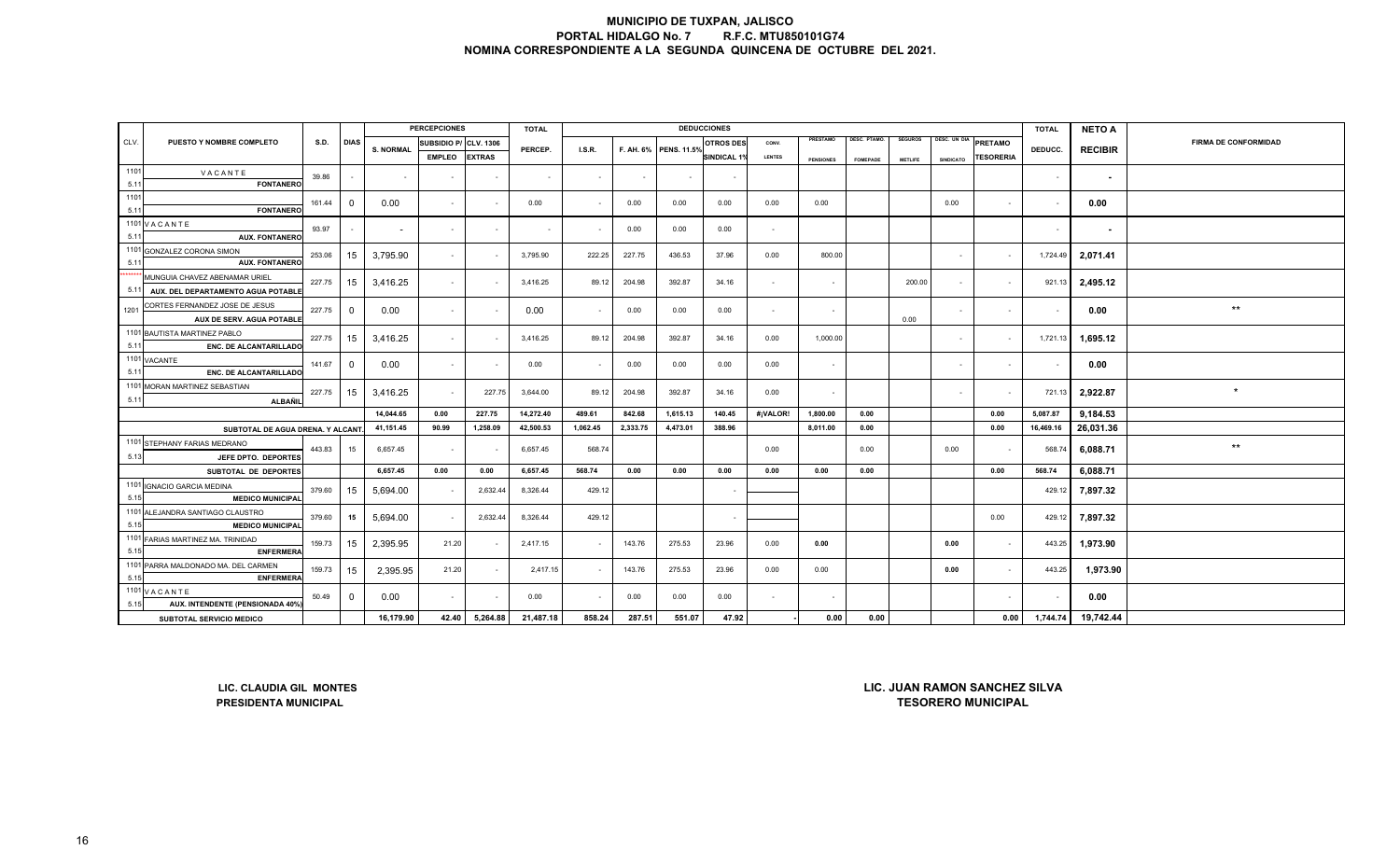# MUNICIPIO DE TUXPAN, JALISCO
## PORTAL HIDALGO No. 7 R.F.C. MTU850101G74
## NOMINA CORRESPONDIENTE A LA SEGUNDA QUINCENA DE OCTUBRE DEL 2021.

| CLV. | PUESTO Y NOMBRE COMPLETO | S.D. | DIAS | PERCEPCIONES | | | TOTAL | DEDUCCIONES | | | | | | | | | | | TOTAL | NETO A | FIRMA DE CONFORMIDAD |
|---|---|---|---|---|---|---|---|---|---|---|---|---|---|---|---|---|---|---|---|---|---|
| | | | | S. NORMAL | SUBSIDIO P/ EMPLEO | CLV. 1306 EXTRAS | PERCEP. | I.S.R. | F. AH. 6% | PENS. 11.5% | OTROS DES SINDICAL 1% | CONV. LENTES | PRESTAMO PENSIONES | DESC. PTAMO. FOMEPADE | SEGUROS METLIFE | DESC. UN DIA SINDICATO | PRETAMO TESORERIA | DEDUCC. | RECIBIR | |
| 1101 5.11 | VACANTE FONTANERO | 39.86 | - | - | - | - | - | - | - | - | - | | | | | | | - | - | |
| 1101 5.11 | FONTANERO | 161.44 | 0 | 0.00 | - | - | 0.00 | - | 0.00 | 0.00 | 0.00 | 0.00 | 0.00 | | | 0.00 | - | - | 0.00 | |
| 1101 5.11 | VACANTE AUX. FONTANERO | 93.97 | - | - | - | - | - | - | 0.00 | 0.00 | 0.00 | - | | | | | | - | - | |
| 1101 5.11 | GONZALEZ CORONA SIMON AUX. FONTANERO | 253.06 | 15 | 3,795.90 | - | - | 3,795.90 | 222.25 | 227.75 | 436.53 | 37.96 | 0.00 | 800.00 | | | - | - | 1,724.49 | 2,071.41 | |
| ******* 5.11 | MUNGUIA CHAVEZ ABENAMAR URIEL AUX. DEL DEPARTAMENTO AGUA POTABLE | 227.75 | 15 | 3,416.25 | - | - | 3,416.25 | 89.12 | 204.98 | 392.87 | 34.16 | - | - | | 200.00 | - | - | 921.13 | 2,495.12 | |
| 1201 | CORTES FERNANDEZ JOSE DE JESUS AUX DE SERV. AGUA POTABLE | 227.75 | 0 | 0.00 | - | - | 0.00 | - | 0.00 | 0.00 | 0.00 | - | - | | 0.00 | - | - | - | 0.00 | ** |
| 1101 5.11 | BAUTISTA MARTINEZ PABLO ENC. DE ALCANTARILLADO | 227.75 | 15 | 3,416.25 | - | - | 3,416.25 | 89.12 | 204.98 | 392.87 | 34.16 | 0.00 | 1,000.00 | | | - | - | 1,721.13 | 1,695.12 | |
| 1101 5.11 | VACANTE ENC. DE ALCANTARILLADO | 141.67 | 0 | 0.00 | - | - | 0.00 | - | 0.00 | 0.00 | 0.00 | 0.00 | - | | | - | - | - | 0.00 | |
| 1101 5.11 | MORAN MARTINEZ SEBASTIAN ALBAÑIL | 227.75 | 15 | 3,416.25 | - | 227.75 | 3,644.00 | 89.12 | 204.98 | 392.87 | 34.16 | 0.00 | - | | | - | - | 721.13 | 2,922.87 | * |
| | | | | 14,044.65 | 0.00 | 227.75 | 14,272.40 | 489.61 | 842.68 | 1,615.13 | 140.45 | #¡VALOR! | 1,800.00 | 0.00 | | | 0.00 | 5,087.87 | 9,184.53 | |
| | SUBTOTAL DE AGUA DRENA. Y ALCANT. | | | 41,151.45 | 90.99 | 1,258.09 | 42,500.53 | 1,062.45 | 2,333.75 | 4,473.01 | 388.96 | | 8,011.00 | 0.00 | | | 0.00 | 16,469.16 | 26,031.36 | |
| 1101 5.13 | STEPHANY FARIAS MEDRANO JEFE DPTO. DEPORTES | 443.83 | 15 | 6,657.45 | - | - | 6,657.45 | 568.74 | | | | 0.00 | | 0.00 | | 0.00 | - | 568.74 | 6,088.71 | ** |
| | SUBTOTAL DE DEPORTES | | | 6,657.45 | 0.00 | 0.00 | 6,657.45 | 568.74 | 0.00 | 0.00 | 0.00 | 0.00 | 0.00 | 0.00 | | | 0.00 | 568.74 | 6,088.71 | |
| 1101 5.15 | IGNACIO GARCIA MEDINA MEDICO MUNICIPAL | 379.60 | 15 | 5,694.00 | - | 2,632.44 | 8,326.44 | 429.12 | | | - | | | | | | | 429.12 | 7,897.32 | |
| 1101 5.15 | ALEJANDRA SANTIAGO CLAUSTRO MEDICO MUNICIPAL | 379.60 | 15 | 5,694.00 | - | 2,632.44 | 8,326.44 | 429.12 | | | - | | | | | | 0.00 | 429.12 | 7,897.32 | |
| 1101 5.15 | FARIAS MARTINEZ MA. TRINIDAD ENFERMERA | 159.73 | 15 | 2,395.95 | 21.20 | - | 2,417.15 | - | 143.76 | 275.53 | 23.96 | 0.00 | 0.00 | | | 0.00 | - | 443.25 | 1,973.90 | |
| 1101 5.15 | PARRA MALDONADO MA. DEL CARMEN ENFERMERA | 159.73 | 15 | 2,395.95 | 21.20 | - | 2,417.15 | - | 143.76 | 275.53 | 23.96 | 0.00 | 0.00 | | | 0.00 | - | 443.25 | 1,973.90 | |
| 1101 5.15 | VACANTE AUX. INTENDENTE (PENSIONADA 40%) | 50.49 | 0 | 0.00 | - | - | 0.00 | - | 0.00 | 0.00 | 0.00 | - | - | | | | - | - | 0.00 | |
| | SUBTOTAL SERVICIO MEDICO | | | 16,179.90 | 42.40 | 5,264.88 | 21,487.18 | 858.24 | 287.51 | 551.07 | 47.92 | - | 0.00 | 0.00 | | | 0.00 | 1,744.74 | 19,742.44 | |

**LIC. CLAUDIA GIL MONTES**
**PRESIDENTA MUNICIPAL**

**LIC. JUAN RAMON SANCHEZ SILVA**
**TESORERO MUNICIPAL**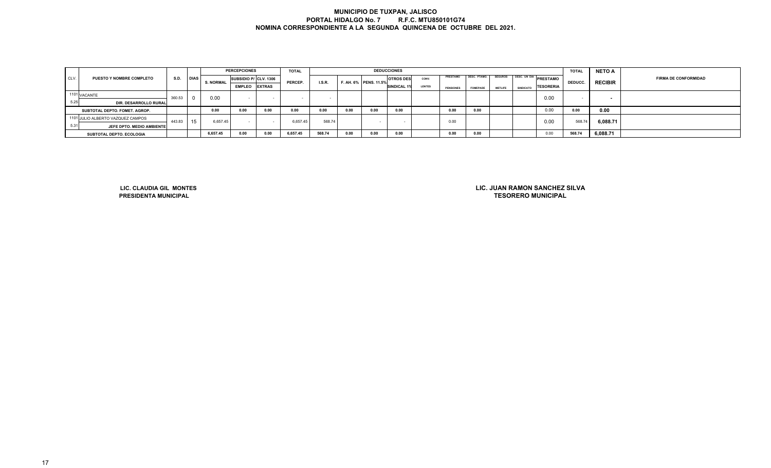# MUNICIPIO DE TUXPAN, JALISCO

**PORTAL HIDALGO No. 7 R.F.C. MTU850101G74**

**NOMINA CORRESPONDIENTE A LA SEGUNDA QUINCENA DE OCTUBRE DEL 2021.**

| CLV. | PUESTO Y NOMBRE COMPLETO | S.D. | DIAS | PERCEPCIONES | | | TOTAL | DEDUCCIONES | | | | | | | | | | TOTAL | NETO A | FIRMA DE CONFORMIDAD |
|---|---|---|---|---|---|---|---|---|---|---|---|---|---|---|---|---|---|---|---|---|
| | | | | S. NORMAL | SUBSIDIO P/ EMPLEO | CLV. 1306 EXTRAS | PERCEP. | I.S.R. | F. AH. 6% | PENS. 11.5% | OTROS DES SINDICAL 1% | CONV. LENTES | PRESTAMO PENSIONES | DESC. PTAMO. FOMEPADE | SEGUROS METLIFE | DESC. UN DIA SINDICATO | PRESTAMO TESORERIA | DEDUCC. | RECIBIR | |
| 1101 5.25 | VACANTE DIR. DESARROLLO RURAL | 360.53 | 0 | 0.00 | - | - | - | - | | | | | | | | | 0.00 | - | - | |
| | SUBTOTAL DEPTO. FOMET. AGROP. | | | 0.00 | 0.00 | 0.00 | 0.00 | 0.00 | 0.00 | 0.00 | 0.00 | | 0.00 | 0.00 | | | 0.00 | 0.00 | 0.00 | |
| 1101 5.31 | JULIO ALBERTO VAZQUEZ CAMPOS JEFE DPTO. MEDIO AMBIENTE | 443.83 | 15 | 6,657.45 | - | - | 6,657.45 | 568.74 | | - | - | | 0.00 | | | | 0.00 | 568.74 | 6,088.71 | |
| | SUBTOTAL DEPTO. ECOLOGIA | | | 6,657.45 | 0.00 | 0.00 | 6,657.45 | 568.74 | 0.00 | 0.00 | 0.00 | | 0.00 | 0.00 | | | 0.00 | 568.74 | 6,088.71 | |

**LIC. CLAUDIA GIL MONTES**
**PRESIDENTA MUNICIPAL**

**LIC. JUAN RAMON SANCHEZ SILVA**
**TESORERO MUNICIPAL**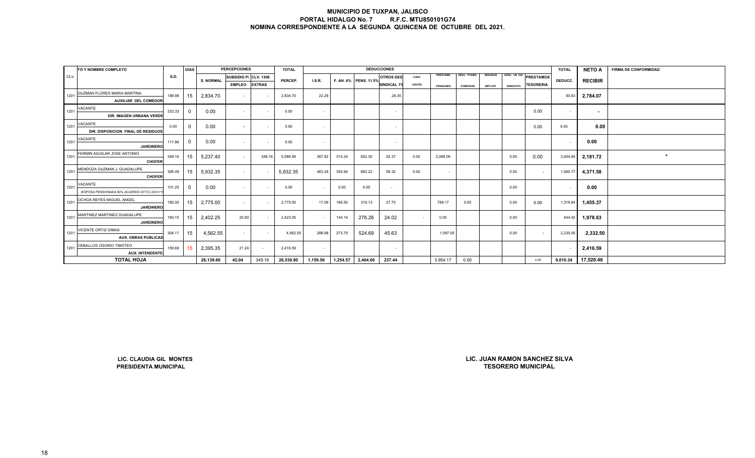# MUNICIPIO DE TUXPAN, JALISCO
## PORTAL HIDALGO No. 7 R.F.C. MTU850101G74
## NOMINA CORRESPONDIENTE A LA SEGUNDA QUINCENA DE OCTUBRE DEL 2021.

| CLV. | TO Y NOMBRE COMPLETO | S.D. | DIAS | PERCEPCIONES | | | TOTAL | DEDUCCIONES | | | | | | | | | | | TOTAL | NETO A | FIRMA DE CONFORMIDAD |
|---|---|---|---|---|---|---|---|---|---|---|---|---|---|---|---|---|---|---|---|---|---|
| | | | | S. NORMAL | SUBSIDIO P/ EMPLEO | CLV. 1306 EXTRAS | PERCEP. | I.S.R. | F. AH. 6% | PENS. 11.5% | OTROS DES SINDICAL 1% | CONV. LENTES | PRESTAMO PENSIONES | DESC. PTAMO. FOMEPADE | SEGUROS METLIFE | DESC. UN DIA SINDICATO | PRESTAMOS TESORERIA | DEDUCC. | RECIBIR | |
| 1201 | GUZMAN FLORES MARIA MARTINA AUXILIAR DEL COMEDOR | 188.98 | 15 | 2,834.70 | - | - | 2,834.70 | 22.28 | | | 28.35 | | | | | | | 50.63 | 2,784.07 | |
| 1201 | VACANTE DIR. IMAGEN URBANA VERDE | 333.33 | 0 | 0.00 | - | - | 0.00 | - | | | - | | | | | | 0.00 | - | - | |
| 1201 | VACANTE DIR. DISPOSICION FINAL DE RESIDUOS | 0.00 | 0 | 0.00 | - | - | 0.00 | - | | | - | | | | | | 0.00 | 0.00 | 0.00 | |
| 1201 | VACANTE JARDINERO | 111.86 | 0 | 0.00 | - | - | 0.00 | - | | | - | | | | | | | - | 0.00 | |
| 1201 | FERMIN AGUILAR JOSE ANTONIO CHOFER | 349.16 | 15 | 5,237.40 | - | 349.16 | 5,586.56 | 367.92 | 314.24 | 602.30 | 52.37 | 0.00 | 2,068.00 | | | 0.00 | 0.00 | 3,404.84 | 2,181.72 | * |
| 1201 | MENDOZA GUZMAN J. GUADALUPE CHOFER | 395.49 | 15 | 5,932.35 | - | - | 5,932.35 | 463.29 | 355.94 | 682.22 | 59.32 | 0.00 | - | | | 0.00 | - | 1,560.77 | 4,371.58 | |
| 1201 | VACANTE (ESPOSA PENSIONADA 80% ACUERDO AYTO) 22/01/1 | 101.25 | 0 | 0.00 | - | - | 0.00 | - | 0.00 | 0.00 | - | | | | | 0.00 | | - | 0.00 | |
| 1201 | OCHOA REYES MIGUEL ANGEL JARDINERO | 185.00 | 15 | 2,775.00 | - | - | 2,775.00 | 17.09 | 166.50 | 319.13 | 27.75 | | 789.17 | 0.00 | | 0.00 | 0.00 | 1,319.64 | 1,455.37 | |
| 1201 | MARTINEZ MARTINEZ GUADALUPE JARDINERO | 160.15 | 15 | 2,402.25 | 20.80 | - | 2,423.05 | - | 144.14 | 276.26 | 24.02 | - | 0.00 | | | 0.00 | | 444.42 | 1,978.63 | |
| 1201 | VICENTE ORTIZ DIMAS AUX. OBRAS PUBLICAS | 304.17 | 15 | 4,562.55 | - | - | 4,562.55 | 288.98 | 273.75 | 524.69 | 45.63 | | 1,097.00 | | | 0.00 | - | 2,230.05 | 2,332.50 | |
| 1201 | CEBALLOS OSORIO TIMOTEO AUX. INTENDENTE | 159.69 | 15 | 2,395.35 | 21.24 | - | 2,416.59 | - | | | - | | | | | | | - | 2,416.59 | |
| | **TOTAL HOJA** | | | 26,139.60 | 42.04 | 349.16 | 26,530.80 | 1,159.56 | 1,254.57 | 2,404.60 | 237.44 | | 3,954.17 | 0.00 | | | 0.00 | 9,010.34 | 17,520.46 | |

**LIC. CLAUDIA GIL MONTES**
**PRESIDENTA MUNICIPAL**

**LIC. JUAN RAMON SANCHEZ SILVA**
**TESORERO MUNICIPAL**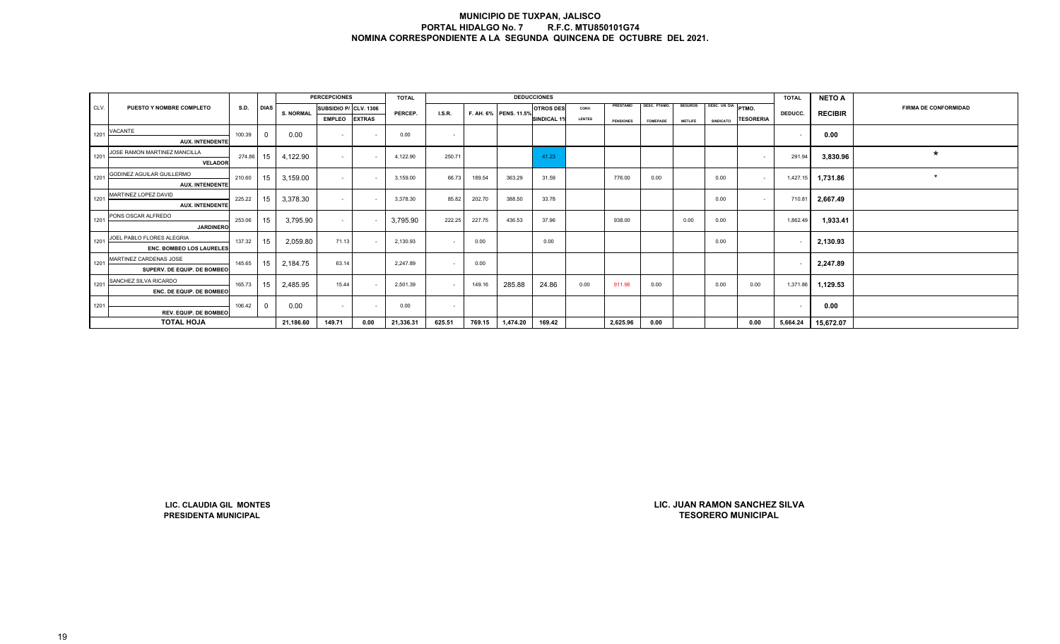# MUNICIPIO DE TUXPAN, JALISCO
## PORTAL HIDALGO No. 7 R.F.C. MTU850101G74
## NOMINA CORRESPONDIENTE A LA SEGUNDA QUINCENA DE OCTUBRE DEL 2021.

| CLV. | PUESTO Y NOMBRE COMPLETO | S.D. | DIAS | PERCEPCIONES S. NORMAL | SUBSIDIO P/ EMPLEO | CLV. 1306 EXTRAS | TOTAL PERCEP. | DEDUCCIONES I.S.R. | F. AH. 6% | PENS. 11.5% | OTROS DES SINDICAL 1% | CONV. LENTES | PRESTAMO PENSIONES | DESC. PTAMO. FOMEPADE | SEGUROS METLIFE | DESC. UN DIA SINDICATO | PTMO. TESORERIA | TOTAL DEDUCC. | NETO A RECIBIR | FIRMA DE CONFORMIDAD |
|---|---|---|---|---|---|---|---|---|---|---|---|---|---|---|---|---|---|---|---|---|
| 1201 | VACANTE / AUX. INTENDENTE | 100.39 | 0 | 0.00 | - | - | 0.00 | - | | | | | | | | | | - | 0.00 | |
| 1201 | JOSE RAMON MARTINEZ MANCILLA / VELADOR | 274.86 | 15 | 4,122.90 | - | - | 4,122.90 | 250.71 | | | 41.23 | | | | | | - | 291.94 | 3,830.96 | * |
| 1201 | GODINEZ AGUILAR GUILLERMO / AUX. INTENDENTE | 210.60 | 15 | 3,159.00 | - | - | 3,159.00 | 66.73 | 189.54 | 363.29 | 31.59 | | 776.00 | 0.00 | | 0.00 | - | 1,427.15 | 1,731.86 | * |
| 1201 | MARTINEZ LOPEZ DAVID / AUX. INTENDENTE | 225.22 | 15 | 3,378.30 | - | - | 3,378.30 | 85.82 | 202.70 | 388.50 | 33.78 | | | | | 0.00 | - | 710.81 | 2,667.49 | |
| 1201 | PONS OSCAR ALFREDO / JARDINERO | 253.06 | 15 | 3,795.90 | - | - | 3,795.90 | 222.25 | 227.75 | 436.53 | 37.96 | | 938.00 | | 0.00 | 0.00 | | 1,862.49 | 1,933.41 | |
| 1201 | JOEL PABLO FLORES ALEGRIA / ENC. BOMBEO LOS LAURELES | 137.32 | 15 | 2,059.80 | 71.13 | - | 2,130.93 | - | 0.00 | | 0.00 | | | | | 0.00 | | - | 2,130.93 | |
| 1201 | MARTINEZ CARDENAS JOSE / SUPERV. DE EQUIP. DE BOMBEO | 145.65 | 15 | 2,184.75 | 63.14 | | 2,247.89 | - | 0.00 | | | | | | | | | - | 2,247.89 | |
| 1201 | SANCHEZ SILVA RICARDO / ENC. DE EQUIP. DE BOMBEO | 165.73 | 15 | 2,485.95 | 15.44 | - | 2,501.39 | - | 149.16 | 285.88 | 24.86 | 0.00 | 911.96 | 0.00 | | 0.00 | 0.00 | 1,371.86 | 1,129.53 | |
| 1201 | REV. EQUIP. DE BOMBEO | 106.42 | 0 | 0.00 | - | - | 0.00 | - | | | | | | | | | | - | 0.00 | |
| | **TOTAL HOJA** | | | 21,186.60 | 149.71 | 0.00 | 21,336.31 | 625.51 | 769.15 | 1,474.20 | 169.42 | | 2,625.96 | 0.00 | | | 0.00 | 5,664.24 | 15,672.07 | |

LIC. CLAUDIA GIL MONTES
PRESIDENTA MUNICIPAL

LIC. JUAN RAMON SANCHEZ SILVA
TESORERO MUNICIPAL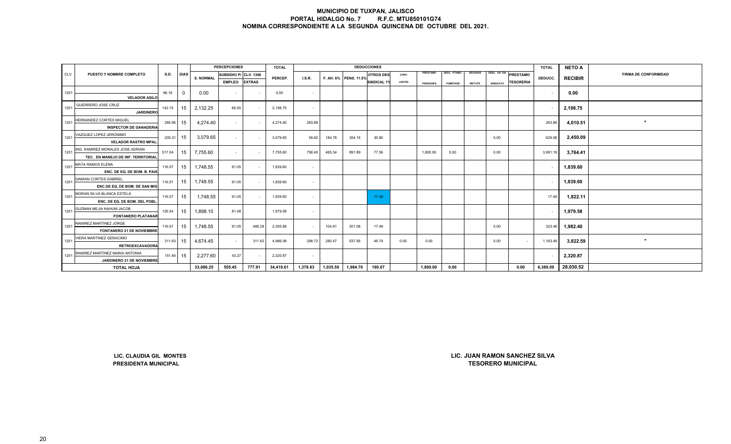# MUNICIPIO DE TUXPAN, JALISCO

**PORTAL HIDALGO No. 7 R.F.C. MTU850101G74**

**NOMINA CORRESPONDIENTE A LA SEGUNDA QUINCENA DE OCTUBRE DEL 2021.**

| CLV. | PUESTO Y NOMBRE COMPLETO | S.D. | DIAS | PERCEPCIONES | | | TOTAL | DEDUCCIONES | | | | | | | | | | | TOTAL | NETO A | FIRMA DE CONFORMIDAD |
|---|---|---|---|---|---|---|---|---|---|---|---|---|---|---|---|---|---|---|---|---|---|
| | | | | S. NORMAL | SUBSIDIO P/ EMPLEO | CLV. 1306 EXTRAS | PERCEP. | I.S.R. | F. AH. 6% | PENS. 11.5% | OTROS DES SINDICAL 1% | CONV. LENTES | PRESTAMO PENSIONES | DESC. PTAMO. FOMEPADE | SEGUROS METLIFE | DESC. UN DIA SINDICATO | PRESTAMO TESORERIA | DEDUCC. | RECIBIR | |
| 1201 | VELADOR ASILO | 96.16 | 0 | 0.00 | - | - | 0.00 | - | | | | | | | | | | - | 0.00 | |
| 1201 | GUERRERO JOSE CRUZ JARDINERO | 142.15 | 15 | 2,132.25 | 66.50 | - | 2,198.75 | - | | | | | | | | | | - | 2,198.75 | |
| 1201 | HERNANDEZ CORTES MIGUEL INSPECTOR DE GANADERIA | 284.96 | 15 | 4,274.40 | - | - | 4,274.40 | 263.89 | | | | | | | | | | 263.89 | 4,010.51 | * |
| 1201 | VAZQUEZ LOPEZ JERONIMO VELADOR RASTRO MPAL. | 205.31 | 15 | 3,079.65 | - | - | 3,079.65 | 59.82 | 184.78 | 354.16 | 30.80 | | | | | 0.00 | | 629.56 | 2,450.09 | |
| 1201 | ING. RAMIREZ MORALES JOSE ADRIAN TEC. EN MANEJO DE INF. TERRITORIAL | 517.04 | 15 | 7,755.60 | - | - | 7,755.60 | 756.40 | 465.34 | 891.89 | 77.56 | | 1,800.00 | 0.00 | | 0.00 | | 3,991.19 | 3,764.41 | |
| 1201 | MATA RAMOS ELENA ENC. DE EQ. DE BOM. B. PAIS | 116.57 | 15 | 1,748.55 | 91.05 | - | 1,839.60 | - | | | | | | | | | | - | 1,839.60 | |
| 1201 | DAMIAN CORTES GABRIEL ENC.DE EQ. DE BOM. DE SAN MIG | 116.57 | 15 | 1,748.55 | 91.05 | - | 1,839.60 | - | | | | | | | | | | - | 1,839.60 | |
| 1201 | MORAN SILVA BLANCA ESTELA ENC. DE EQ. DE BOM. DEL POBL. | 116.57 | 15 | 1,748.55 | 91.05 | - | 1,839.60 | - | | | 17.49 | | | | | | | 17.49 | 1,822.11 | |
| 1201 | GUZMAN MEJIA NAHUM JACOB FONTANERO PLATANAR | 126.54 | 15 | 1,898.10 | 81.48 | | 1,979.58 | - | | | | | | | | | | - | 1,979.58 | |
| 1201 | RAMIREZ MARTINEZ JORGE FONTANERO 21 DE NOVIEMBRE | 116.57 | 15 | 1,748.55 | 91.05 | 466.28 | 2,305.88 | - | 104.91 | 201.08 | 17.49 | | | | | 0.00 | | 323.48 | 1,982.40 | |
| 1201 | VIERA MARTINEZ GERACIMO RETROEXCAVADORA | 311.63 | 15 | 4,674.45 | - | 311.63 | 4,986.08 | 298.72 | 280.47 | 537.56 | 46.74 | 0.00 | 0.00 | | | 0.00 | - | 1,163.49 | 3,822.59 | * |
| 1201 | RAMIREZ MARTINEZ MARIA ANTONIA JARDINERO 21 DE NOVIEMBRE | 151.84 | 15 | 2,277.60 | 43.27 | - | 2,320.87 | - | | | | | | | | | | - | 2,320.87 | |
| | TOTAL HOJA | | | 33,086.25 | 555.45 | 777.91 | 34,419.61 | 1,378.83 | 1,035.50 | 1,984.70 | 190.07 | | 1,800.00 | 0.00 | | | 0.00 | 6,389.09 | 28,030.52 | |

**LIC. CLAUDIA GIL MONTES**
**PRESIDENTA MUNICIPAL**

**LIC. JUAN RAMON SANCHEZ SILVA**
**TESORERO MUNICIPAL**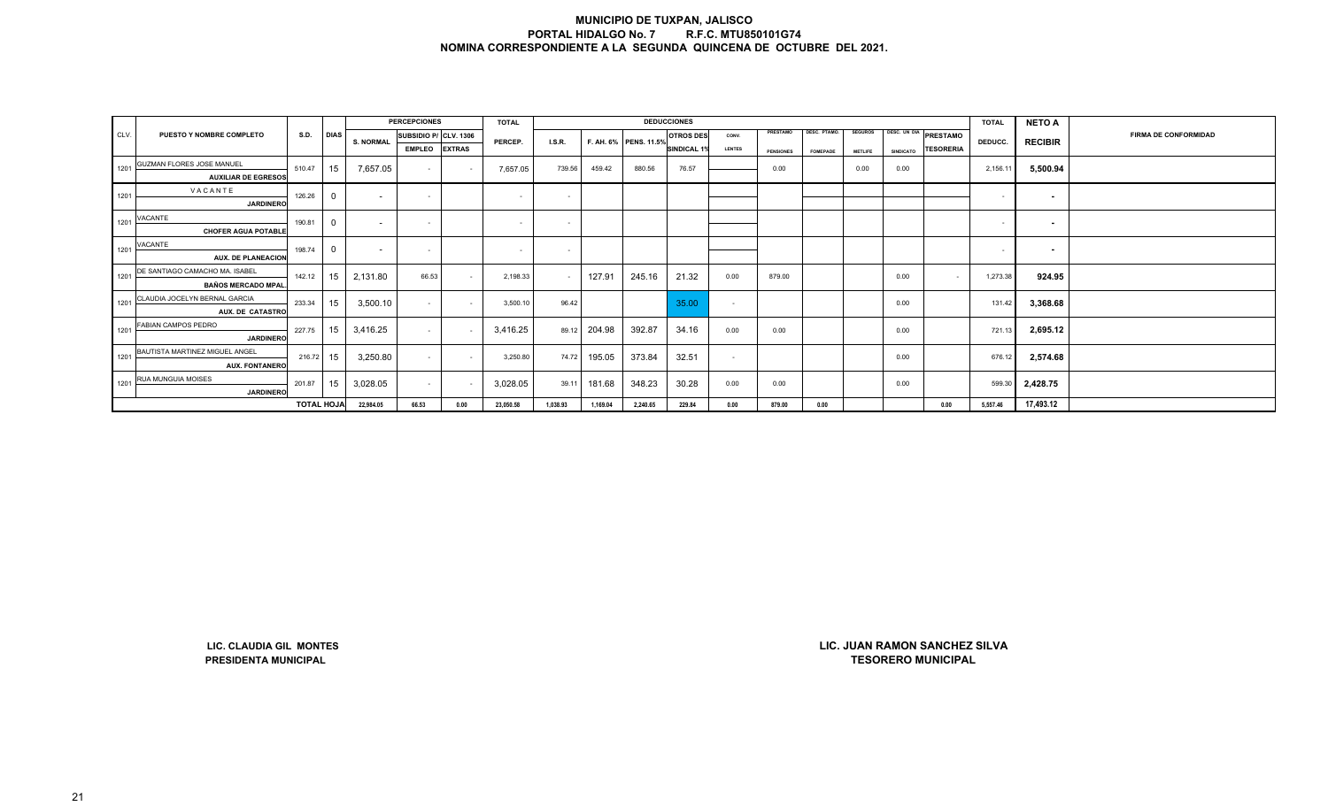# MUNICIPIO DE TUXPAN, JALISCO
## PORTAL HIDALGO No. 7 R.F.C. MTU850101G74
## NOMINA CORRESPONDIENTE A LA SEGUNDA QUINCENA DE OCTUBRE DEL 2021.

| CLV. | PUESTO Y NOMBRE COMPLETO | S.D. | DIAS | PERCEPCIONES | | | TOTAL | DEDUCCIONES | | | | | | | | | | TOTAL | NETO A | FIRMA DE CONFORMIDAD |
|---|---|---|---|---|---|---|---|---|---|---|---|---|---|---|---|---|---|---|---|---|
| | | | | S. NORMAL | SUBSIDIO P/ EMPLEO | CLV. 1306 EXTRAS | PERCEP. | I.S.R. | F. AH. 6% | PENS. 11.5% | OTROS DES SINDICAL 1% | CONV. LENTES | PRESTAMO PENSIONES | DESC. PTAMO. FOMEPADE | SEGUROS METLIFE | DESC. UN DIA SINDICATO | PRESTAMO TESORERIA | DEDUCC. | RECIBIR | |
| 1201 | GUZMAN FLORES JOSE MANUEL<br>AUXILIAR DE EGRESOS | 510.47 | 15 | 7,657.05 | - | - | 7,657.05 | 739.56 | 459.42 | 880.56 | 76.57 | | 0.00 | | 0.00 | 0.00 | | 2,156.11 | 5,500.94 | |
| 1201 | VACANTE<br>JARDINERO | 126.26 | 0 | - | - | | - | - | | | | | | | | | | - | - | |
| 1201 | VACANTE<br>CHOFER AGUA POTABLE | 190.81 | 0 | - | - | | - | - | | | | | | | | | | - | - | |
| 1201 | VACANTE<br>AUX. DE PLANEACION | 198.74 | 0 | - | - | | - | - | | | | | | | | | | - | - | |
| 1201 | DE SANTIAGO CAMACHO MA. ISABEL<br>BAÑOS MERCADO MPAL. | 142.12 | 15 | 2,131.80 | 66.53 | - | 2,198.33 | - | 127.91 | 245.16 | 21.32 | 0.00 | 879.00 | | | 0.00 | - | 1,273.38 | 924.95 | |
| 1201 | CLAUDIA JOCELYN BERNAL GARCIA<br>AUX. DE CATASTRO | 233.34 | 15 | 3,500.10 | - | - | 3,500.10 | 96.42 | | | 35.00 | - | | | | 0.00 | | 131.42 | 3,368.68 | |
| 1201 | FABIAN CAMPOS PEDRO<br>JARDINERO | 227.75 | 15 | 3,416.25 | - | - | 3,416.25 | 89.12 | 204.98 | 392.87 | 34.16 | 0.00 | 0.00 | | | 0.00 | | 721.13 | 2,695.12 | |
| 1201 | BAUTISTA MARTINEZ MIGUEL ANGEL<br>AUX. FONTANERO | 216.72 | 15 | 3,250.80 | - | - | 3,250.80 | 74.72 | 195.05 | 373.84 | 32.51 | - | | | | 0.00 | | 676.12 | 2,574.68 | |
| 1201 | RUA MUNGUIA MOISES<br>JARDINERO | 201.87 | 15 | 3,028.05 | - | - | 3,028.05 | 39.11 | 181.68 | 348.23 | 30.28 | 0.00 | 0.00 | | | 0.00 | | 599.30 | 2,428.75 | |
| | | TOTAL HOJA | | 22,984.05 | 66.53 | 0.00 | 23,050.58 | 1,038.93 | 1,169.04 | 2,240.65 | 229.84 | 0.00 | 879.00 | 0.00 | | | 0.00 | 5,557.46 | 17,493.12 | |

**LIC. CLAUDIA GIL MONTES**
**PRESIDENTA MUNICIPAL**

**LIC. JUAN RAMON SANCHEZ SILVA**
**TESORERO MUNICIPAL**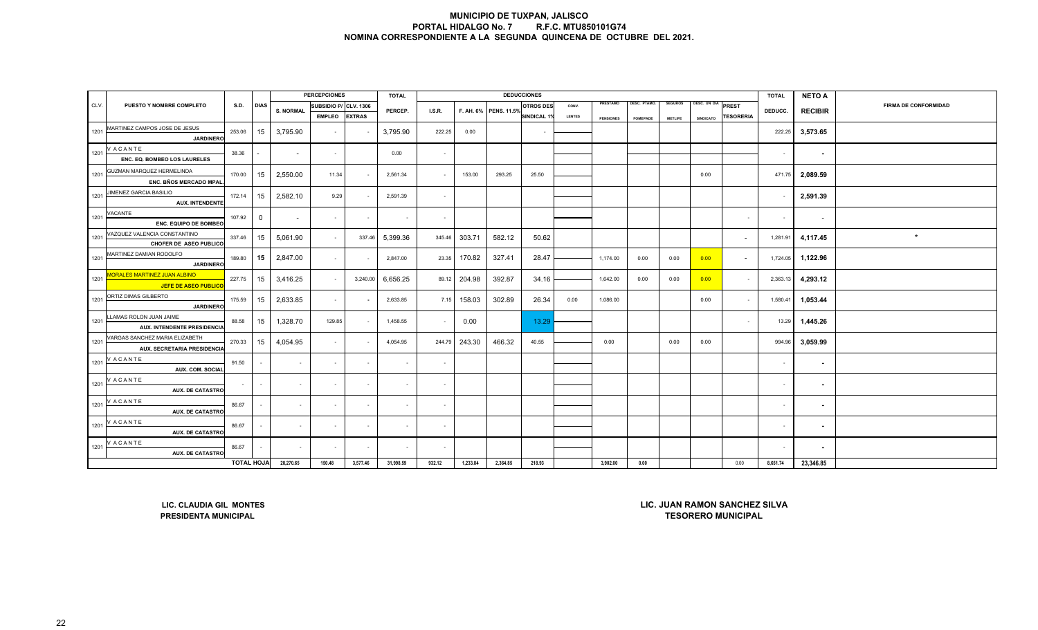# MUNICIPIO DE TUXPAN, JALISCO

**PORTAL HIDALGO No. 7 R.F.C. MTU850101G74**

**NOMINA CORRESPONDIENTE A LA SEGUNDA QUINCENA DE OCTUBRE DEL 2021.**

| CLV. | PUESTO Y NOMBRE COMPLETO | S.D. | DIAS | PERCEPCIONES S. NORMAL | SUBSIDIO P/ EMPLEO | CLV. 1306 EXTRAS | TOTAL PERCEP. | DEDUCCIONES I.S.R. | F. AH. 6% | PENS. 11.5% | OTROS DES SINDICAL 1% | CONV. LENTES | PRESTAMO PENSIONES | DESC. PTAMO. FOMEPADE | SEGUROS METLIFE | DESC. UN DIA SINDICATO | PREST TESORERIA | TOTAL DEDUCC. | NETO A RECIBIR | FIRMA DE CONFORMIDAD |
|---|---|---|---|---|---|---|---|---|---|---|---|---|---|---|---|---|---|---|---|---|
| 1201 | MARTINEZ CAMPOS JOSE DE JESUS JARDINERO | 253.06 | 15 | 3,795.90 | - | - | 3,795.90 | 222.25 | 0.00 | | - | | | | | | | 222.25 | 3,573.65 | |
| 1201 | V A C A N T E ENC. EQ. BOMBEO LOS LAURELES | 38.36 | - | - | - | | 0.00 | - | | | | | | | | | | - | - | |
| 1201 | GUZMAN MARQUEZ HERMELINDA ENC. BÑOS MERCADO MPAL. | 170.00 | 15 | 2,550.00 | 11.34 | - | 2,561.34 | - | 153.00 | 293.25 | 25.50 | | | | | 0.00 | | 471.75 | 2,089.59 | |
| 1201 | JIMENEZ GARCIA BASILIO AUX. INTENDENTE | 172.14 | 15 | 2,582.10 | 9.29 | - | 2,591.39 | - | | | | | | | | | | - | 2,591.39 | |
| 1201 | VACANTE ENC. EQUIPO DE BOMBEO | 107.92 | 0 | - | - | - | - | - | | | | | | | | | - | - | - | |
| 1201 | VAZQUEZ VALENCIA CONSTANTINO CHOFER DE ASEO PUBLICO | 337.46 | 15 | 5,061.90 | - | 337.46 | 5,399.36 | 345.46 | 303.71 | 582.12 | 50.62 | | | | | | - | 1,281.91 | 4,117.45 | * |
| 1201 | MARTINEZ DAMIAN RODOLFO JARDINERO | 189.80 | 15 | 2,847.00 | - | - | 2,847.00 | 23.35 | 170.82 | 327.41 | 28.47 | | 1,174.00 | 0.00 | 0.00 | 0.00 | - | 1,724.05 | 1,122.96 | |
| 1201 | MORALES MARTINEZ JUAN ALBINO JEFE DE ASEO PUBLICO | 227.75 | 15 | 3,416.25 | - | 3,240.00 | 6,656.25 | 89.12 | 204.98 | 392.87 | 34.16 | | 1,642.00 | 0.00 | 0.00 | 0.00 | - | 2,363.13 | 4,293.12 | |
| 1201 | ORTIZ DIMAS GILBERTO JARDINERO | 175.59 | 15 | 2,633.85 | - | - | 2,633.85 | 7.15 | 158.03 | 302.89 | 26.34 | 0.00 | 1,086.00 | | | 0.00 | - | 1,580.41 | 1,053.44 | |
| 1201 | LLAMAS ROLON JUAN JAIME AUX. INTENDENTE PRESIDENCIA | 88.58 | 15 | 1,328.70 | 129.85 | - | 1,458.55 | - | 0.00 | | 13.29 | | | | | | - | 13.29 | 1,445.26 | |
| 1201 | VARGAS SANCHEZ MARIA ELIZABETH AUX. SECRETARIA PRESIDENCIA | 270.33 | 15 | 4,054.95 | - | - | 4,054.95 | 244.79 | 243.30 | 466.32 | 40.55 | | 0.00 | | 0.00 | 0.00 | | 994.96 | 3,059.99 | |
| 1201 | V A C A N T E AUX. COM. SOCIAL | 91.50 | - | - | - | - | - | - | | | | | | | | | | - | - | |
| 1201 | V A C A N T E AUX. DE CATASTRO | - | - | - | - | - | - | - | | | | | | | | | | - | - | |
| 1201 | V A C A N T E AUX. DE CATASTRO | 86.67 | - | - | - | - | - | - | | | | | | | | | | - | - | |
| 1201 | V A C A N T E AUX. DE CATASTRO | 86.67 | - | - | - | - | - | - | | | | | | | | | | - | - | |
| 1201 | V A C A N T E AUX. DE CATASTRO | 86.67 | - | - | - | - | - | - | | | | | | | | | | - | - | |
| | | TOTAL HOJA | | 28,270.65 | 150.48 | 3,577.46 | 31,998.59 | 932.12 | 1,233.84 | 2,364.85 | 218.93 | | 3,902.00 | 0.00 | | | 0.00 | 8,651.74 | 23,346.85 | |

**LIC. CLAUDIA GIL MONTES**
**PRESIDENTA MUNICIPAL**

**LIC. JUAN RAMON SANCHEZ SILVA**
**TESORERO MUNICIPAL**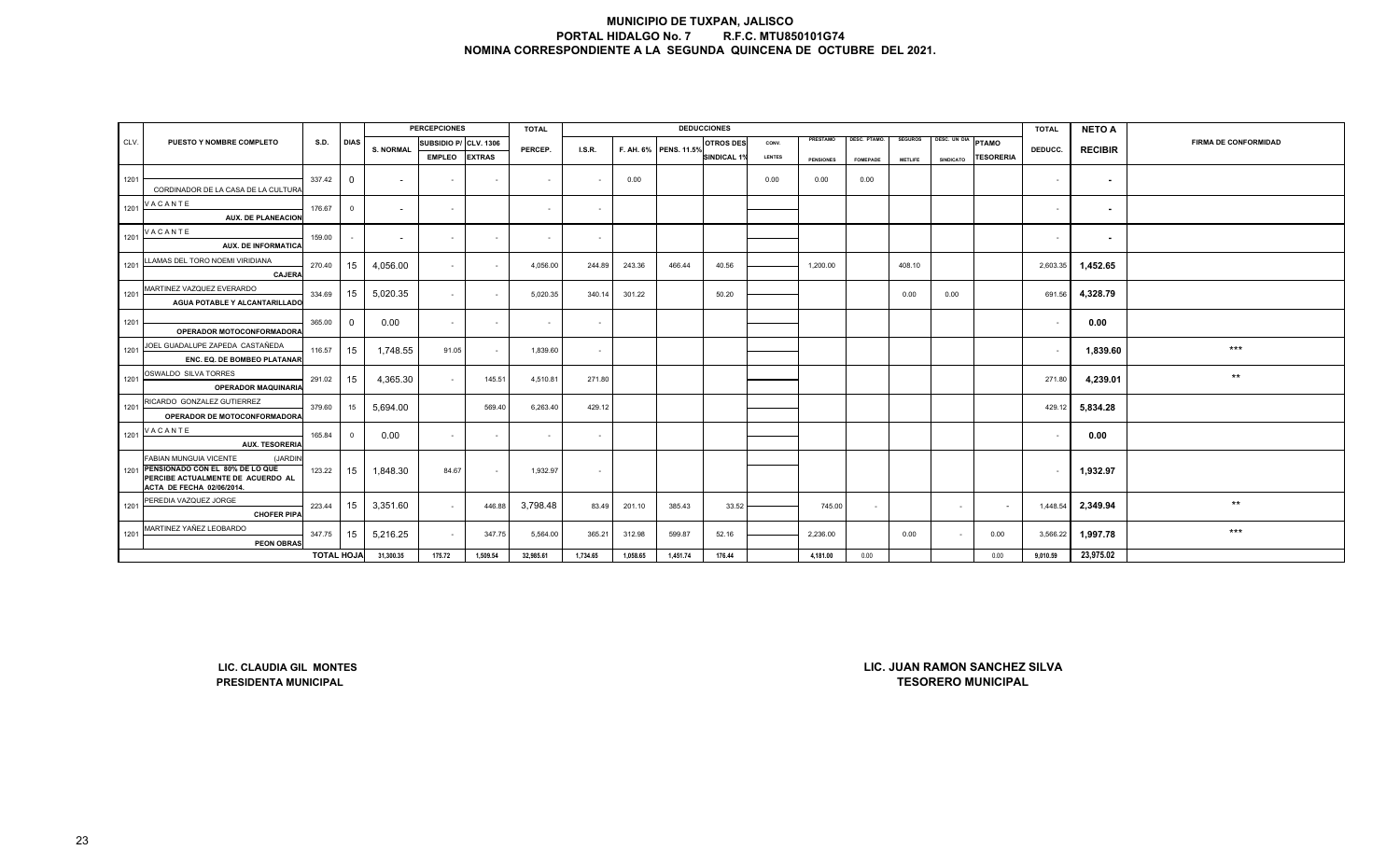# MUNICIPIO DE TUXPAN, JALISCO
## PORTAL HIDALGO No. 7 R.F.C. MTU850101G74
## NOMINA CORRESPONDIENTE A LA SEGUNDA QUINCENA DE OCTUBRE DEL 2021.

| CLV. | PUESTO Y NOMBRE COMPLETO | S.D. | DIAS | PERCEPCIONES S. NORMAL | SUBSIDIO P/ EMPLEO | CLV. 1306 EXTRAS | TOTAL PERCEP. | DEDUCCIONES I.S.R. | F. AH. 6% | PENS. 11.5% | OTROS DES SINDICAL 1% | CONV. LENTES | PRESTAMO PENSIONES | DESC. PTAMO. FOMEPADE | SEGUROS METLIFE | DESC. UN DIA SINDICATO | PTAMO TESORERIA | TOTAL DEDUCC. | NETO A RECIBIR | FIRMA DE CONFORMIDAD |
|---|---|---|---|---|---|---|---|---|---|---|---|---|---|---|---|---|---|---|---|---|
| 1201 | CORDINADOR DE LA CASA DE LA CULTURA | 337.42 | 0 | - | - | - | - | - | 0.00 | | | 0.00 | 0.00 | 0.00 | | | | - | - | |
| 1201 | V A C A N T E AUX. DE PLANEACION | 176.67 | 0 | - | - | | - | - | | | | | | | | | | - | - | |
| 1201 | V A C A N T E AUX. DE INFORMATICA | 159.00 | - | - | - | - | - | - | | | | | | | | | | - | - | |
| 1201 | LLAMAS DEL TORO NOEMI VIRIDIANA CAJERA | 270.40 | 15 | 4,056.00 | - | - | 4,056.00 | 244.89 | 243.36 | 466.44 | 40.56 | | 1,200.00 | | 408.10 | | | 2,603.35 | 1,452.65 | |
| 1201 | MARTINEZ VAZQUEZ EVERARDO AGUA POTABLE Y ALCANTARILLADO | 334.69 | 15 | 5,020.35 | - | - | 5,020.35 | 340.14 | 301.22 | | 50.20 | | | | 0.00 | 0.00 | | 691.56 | 4,328.79 | |
| 1201 | OPERADOR MOTOCONFORMADORA | 365.00 | 0 | 0.00 | - | - | - | - | | | | | | | | | | - | 0.00 | |
| 1201 | JOEL GUADALUPE ZAPEDA CASTAÑEDA ENC. EQ. DE BOMBEO PLATANAR | 116.57 | 15 | 1,748.55 | 91.05 | - | 1,839.60 | - | | | | | | | | | | - | 1,839.60 | *** |
| 1201 | OSWALDO SILVA TORRES OPERADOR MAQUINARIA | 291.02 | 15 | 4,365.30 | - | 145.51 | 4,510.81 | 271.80 | | | | | | | | | | 271.80 | 4,239.01 | ** |
| 1201 | RICARDO GONZALEZ GUTIERREZ OPERADOR DE MOTOCONFORMADORA | 379.60 | 15 | 5,694.00 | | 569.40 | 6,263.40 | 429.12 | | | | | | | | | | 429.12 | 5,834.28 | |
| 1201 | V A C A N T E AUX. TESORERIA | 165.84 | 0 | 0.00 | - | - | - | - | | | | | | | | | | - | 0.00 | |
| 1201 | FABIAN MUNGUIA VICENTE (JARDIN PENSIONADO CON EL 80% DE LO QUE PERCIBE ACTUALMENTE DE ACUERDO AL ACTA DE FECHA 02/06/2014. | 123.22 | 15 | 1,848.30 | 84.67 | - | 1,932.97 | - | | | | | | | | | | - | 1,932.97 | |
| 1201 | PEREDIA VAZQUEZ JORGE CHOFER PIPA | 223.44 | 15 | 3,351.60 | - | 446.88 | 3,798.48 | 83.49 | 201.10 | 385.43 | 33.52 | | 745.00 | - | | - | - | 1,448.54 | 2,349.94 | ** |
| 1201 | MARTINEZ YAÑEZ LEOBARDO PEON OBRAS | 347.75 | 15 | 5,216.25 | - | 347.75 | 5,564.00 | 365.21 | 312.98 | 599.87 | 52.16 | | 2,236.00 | | 0.00 | - | 0.00 | 3,566.22 | 1,997.78 | *** |
| | | TOTAL HOJA | | 31,300.35 | 175.72 | 1,509.54 | 32,985.61 | 1,734.65 | 1,058.65 | 1,451.74 | 176.44 | | 4,181.00 | 0.00 | | | 0.00 | 9,010.59 | 23,975.02 | |

LIC. CLAUDIA GIL MONTES
PRESIDENTA MUNICIPAL

LIC. JUAN RAMON SANCHEZ SILVA
TESORERO MUNICIPAL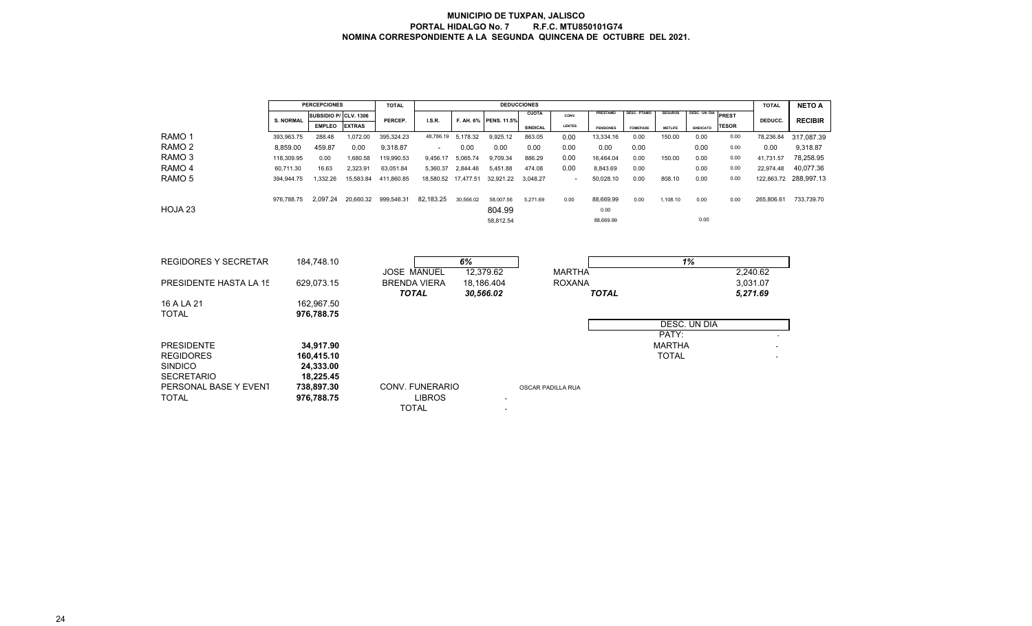# MUNICIPIO DE TUXPAN, JALISCO

**PORTAL HIDALGO No. 7 R.F.C. MTU850101G74**

**NOMINA CORRESPONDIENTE A LA SEGUNDA QUINCENA DE OCTUBRE DEL 2021.**

| | PERCEPCIONES | | | TOTAL | DEDUCCIONES | | | | | | | | | | | TOTAL | NETO A |
|---|---|---|---|---|---|---|---|---|---|---|---|---|---|---|---|---|---|
| | S. NORMAL | SUBSIDIO P/ EMPLEO | CLV. 1306 EXTRAS | PERCEP. | I.S.R. | F. AH. 6% | PENS. 11.5% | CUOTA SINDICAL | CONV. LENTES | PRESTAMO PENSIONES | DESC. PTAMO. FOMEPADE | SEGUROS METLIFE | DESC. UN DIA SINDICATO | PREST TESOR | DEDUCC. | RECIBIR |
| RAMO 1 | 393,963.75 | 288.48 | 1,072.00 | 395,324.23 | 48,786.19 | 5,178.32 | 9,925.12 | 863.05 | 0.00 | 13,334.16 | 0.00 | 150.00 | 0.00 | 0.00 | 78,236.84 | 317,087.39 |
| RAMO 2 | 8,859.00 | 459.87 | 0.00 | 9,318.87 | - | 0.00 | 0.00 | 0.00 | 0.00 | 0.00 | 0.00 | | 0.00 | 0.00 | 0.00 | 9,318.87 |
| RAMO 3 | 118,309.95 | 0.00 | 1,680.58 | 119,990.53 | 9,456.17 | 5,065.74 | 9,709.34 | 886.29 | 0.00 | 16,464.04 | 0.00 | 150.00 | 0.00 | 0.00 | 41,731.57 | 78,258.95 |
| RAMO 4 | 60,711.30 | 16.63 | 2,323.91 | 63,051.84 | 5,360.37 | 2,844.46 | 5,451.88 | 474.08 | 0.00 | 8,843.69 | 0.00 | | 0.00 | 0.00 | 22,974.48 | 40,077.36 |
| RAMO 5 | 394,944.75 | 1,332.26 | 15,583.84 | 411,860.85 | 18,580.52 | 17,477.51 | 32,921.22 | 3,048.27 | - | 50,028.10 | 0.00 | 808.10 | 0.00 | 0.00 | 122,863.72 | 288,997.13 |
| | 976,788.75 | 2,097.24 | 20,660.32 | 999,546.31 | 82,183.25 | 30,566.02 | 58,007.56 | 5,271.69 | 0.00 | 88,669.99 | 0.00 | 1,108.10 | 0.00 | 0.00 | 265,806.61 | 733,739.70 |
| HOJA 23 | | | | | | | 804.99 | | | 0.00 | | | | | | |
| | | | | | | | 58,812.54 | | | 88,669.99 | | | 0.00 | | | |

| | |
|---|---|
| REGIDORES Y SECRETAR | 184,748.10 |
| PRESIDENTE HASTA LA 15 | 629,073.15 |
| 16 A LA 21 | 162,967.50 |
| TOTAL | 976,788.75 |

| | 6% |
|---|---|
| JOSE MANUEL | 12,379.62 |
| BRENDA VIERA | 18,186.404 |
| *TOTAL* | *30,566.02* |

| | 1% |
|---|---|
| MARTHA | 2,240.62 |
| ROXANA | 3,031.07 |
| *TOTAL* | *5,271.69* |

| DESC. UN DIA | |
|---|---|
| PATY: | - |
| MARTHA | - |
| TOTAL | - |

| | |
|---|---|
| PRESIDENTE | **34,917.90** |
| REGIDORES | **160,415.10** |
| SINDICO | **24,333.00** |
| SECRETARIO | **18,225.45** |
| PERSONAL BASE Y EVENT | **738,897.30** |
| TOTAL | **976,788.75** |

| CONV. FUNERARIO | OSCAR PADILLA RUA |
|---|---|
| LIBROS | - |
| TOTAL | - |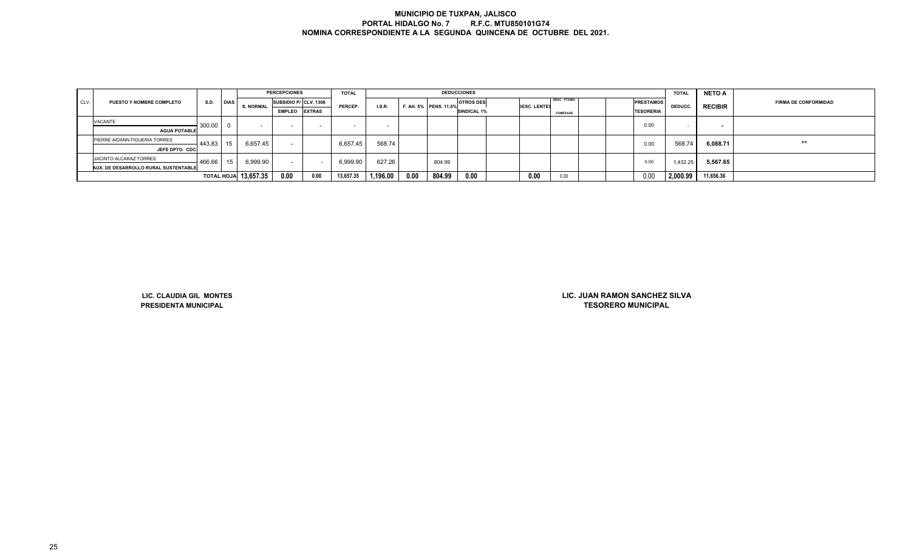# MUNICIPIO DE TUXPAN, JALISCO
## PORTAL HIDALGO No. 7 R.F.C. MTU850101G74
## NOMINA CORRESPONDIENTE A LA SEGUNDA QUINCENA DE OCTUBRE DEL 2021.

| CLV. | PUESTO Y NOMBRE COMPLETO | S.D. | DIAS | PERCEPCIONES | | | TOTAL | DEDUCCIONES | | | | | | | | | | TOTAL | NETO A | FIRMA DE CONFORMIDAD |
|---|---|---|---|---|---|---|---|---|---|---|---|---|---|---|---|---|---|---|---|---|
| | | | | S. NORMAL | SUBSIDIO P/ EMPLEO | CLV. 1306 EXTRAS | PERCEP. | I.S.R. | F. AH. 5% | PENS. 11.5% | OTROS DES SINDICAL 1% | | DESC. LENTES | DESC. PTAMO. FOMEPADE | | | PRESTAMOS TESORERIA | DEDUCC. | RECIBIR | |
| | VACANTE<br>AGUA POTABLE | 300.00 | 0 | - | - | - | - | - | | | | | | | | | 0.00 | - | - | |
| | PIERRE AIDANN FIGUERIA TORRES<br>JEFE DPTO. CDC | 443.83 | 15 | 6,657.45 | - | | 6,657.45 | 568.74 | | | | | | | | | 0.00 | 568.74 | 6,088.71 | ** |
| | JACINTO ALCARAZ TORRES<br>AUX. DE DESARROLLO RURAL SUSTENTABLE | 466.66 | 15 | 6,999.90 | - | - | 6,999.90 | 627.26 | | 804.99 | | | | | | | 0.00 | 1,432.25 | 5,567.65 | |
| | | TOTAL HOJA | | 13,657.35 | 0.00 | 0.00 | 13,657.35 | 1,196.00 | 0.00 | 804.99 | 0.00 | | 0.00 | 0.00 | | | 0.00 | 2,000.99 | 11,656.36 | |

**LIC. CLAUDIA GIL MONTES**
**PRESIDENTA MUNICIPAL**

**LIC. JUAN RAMON SANCHEZ SILVA**
**TESORERO MUNICIPAL**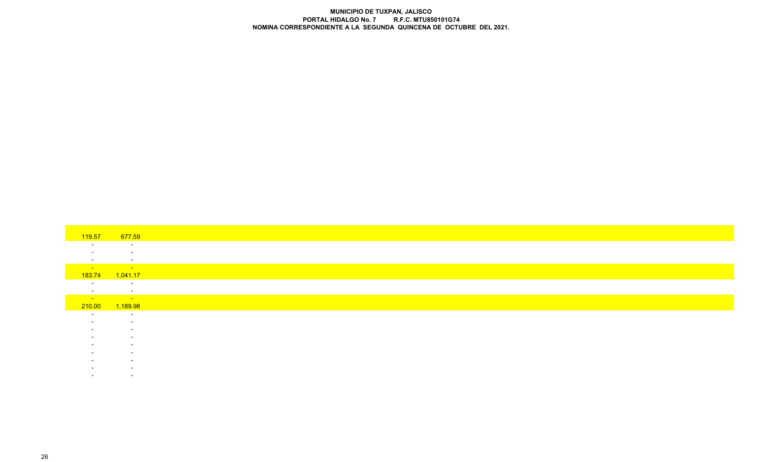**MUNICIPIO DE TUXPAN, JALISCO**
**PORTAL HIDALGO No. 7 R.F.C. MTU850101G74**
**NOMINA CORRESPONDIENTE A LA SEGUNDA QUINCENA DE OCTUBRE DEL 2021.**

| | |
|---|---|
| 119.57 | 677.59 |
| - | - |
| - | - |
| - | - |
| - | - |
| 183.74 | 1,041.17 |
| - | - |
| - | - |
| - | - |
| 210.00 | 1,189.98 |
| - | - |
| - | - |
| - | - |
| - | - |
| - | - |
| - | - |
| - | - |
| - | - |
| - | - |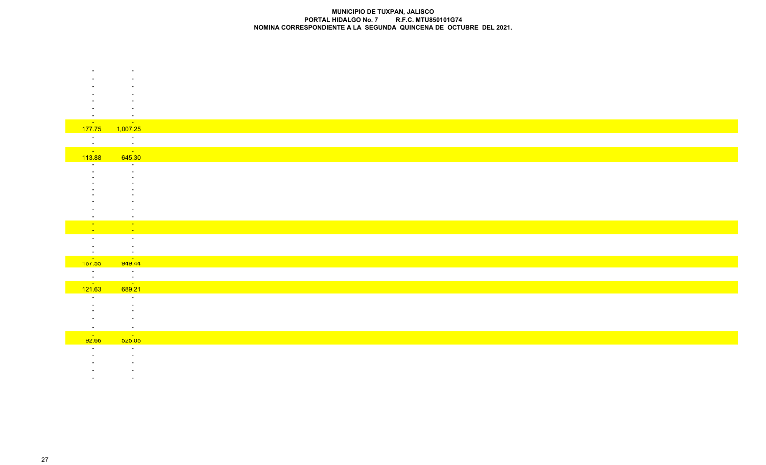**MUNICIPIO DE TUXPAN, JALISCO**
**PORTAL HIDALGO No. 7 R.F.C. MTU850101G74**
**NOMINA CORRESPONDIENTE A LA SEGUNDA QUINCENA DE OCTUBRE DEL 2021.**

| | |
|---|---|
| - | - |
| - | - |
| - | - |
| - | - |
| - | - |
| - | - |
| - | - |
| - | - |
| 177.75 | 1,007.25 |
| - | - |
| - | - |
| - | - |
| 113.88 | 645.30 |
| - | - |
| - | - |
| - | - |
| - | - |
| - | - |
| - | - |
| - | - |
| - | - |
| - | - |
| - | - |
| - | - |
| - | - |
| - | - |
| - | - |
| - | - |
| 167.55 | 949.44 |
| - | - |
| - | - |
| - | - |
| 121.63 | 689.21 |
| - | - |
| - | - |
| - | - |
| - | - |
| - | - |
| - | - |
| 92.66 | 525.05 |
| - | - |
| - | - |
| - | - |
| - | - |
| - | - |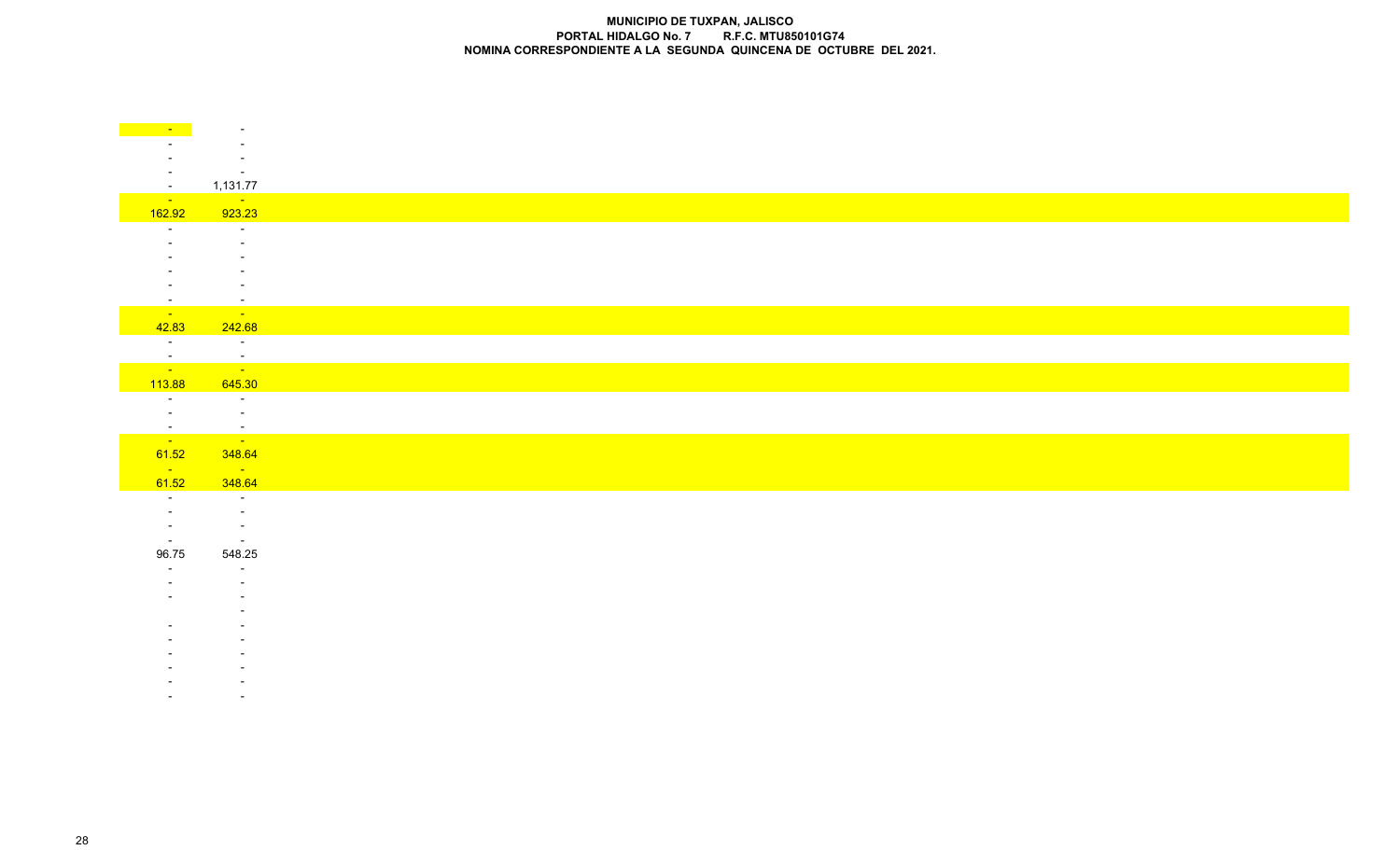**MUNICIPIO DE TUXPAN, JALISCO**
**PORTAL HIDALGO No. 7 R.F.C. MTU850101G74**
**NOMINA CORRESPONDIENTE A LA SEGUNDA QUINCENA DE OCTUBRE DEL 2021.**

| | |
|---|---|
| - | - |
| - | - |
| - | - |
| - | - |
| - | 1,131.77 |
| - | - |
| 162.92 | 923.23 |
| - | - |
| - | - |
| - | - |
| - | - |
| - | - |
| - | - |
| - | - |
| 42.83 | 242.68 |
| - | - |
| - | - |
| - | - |
| 113.88 | 645.30 |
| - | - |
| - | - |
| - | - |
| - | - |
| 61.52 | 348.64 |
| - | - |
| 61.52 | 348.64 |
| - | - |
| - | - |
| - | - |
| - | - |
| 96.75 | 548.25 |
| - | - |
| - | - |
| - | - |
| | - |
| - | - |
| - | - |
| - | - |
| - | - |
| - | - |
| - | - |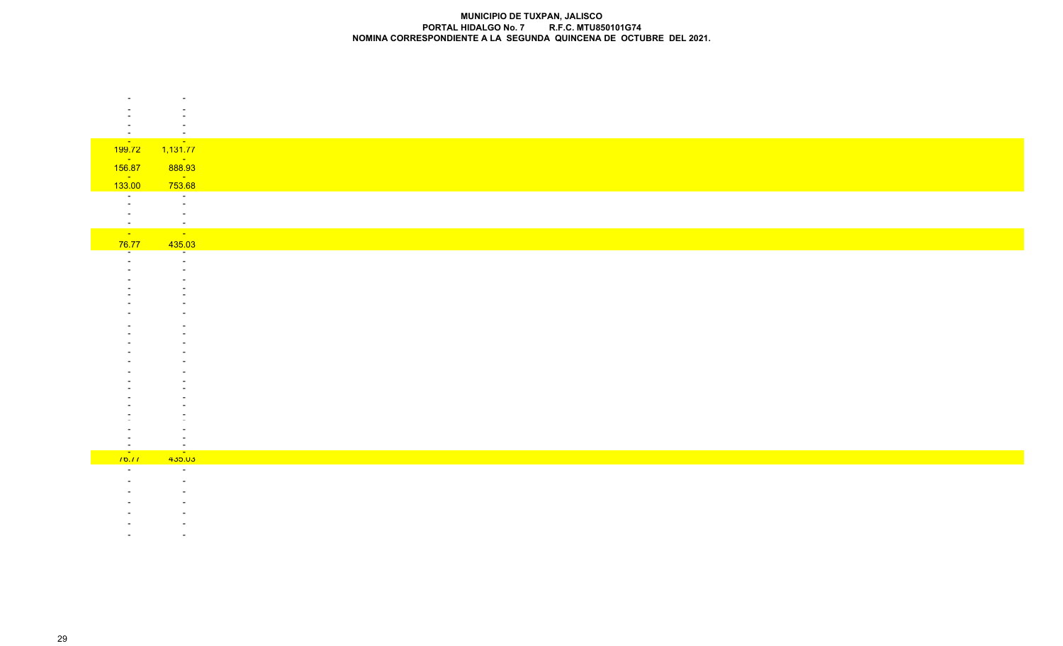**MUNICIPIO DE TUXPAN, JALISCO**
**PORTAL HIDALGO No. 7 R.F.C. MTU850101G74**
**NOMINA CORRESPONDIENTE A LA SEGUNDA QUINCENA DE OCTUBRE DEL 2021.**

| | |
|---|---|
| - | - |
| - | - |
| - | - |
| - | - |
| - | - |
| - | - |
| 199.72 | 1,131.77 |
| - | - |
| 156.87 | 888.93 |
| - | - |
| 133.00 | 753.68 |
| - | - |
| - | - |
| - | - |
| - | - |
| - | - |
| 76.77 | 435.03 |
| - | - |
| - | - |
| - | - |
| - | - |
| - | - |
| - | - |
| - | - |
| - | - |
| - | - |
| - | - |
| - | - |
| - | - |
| - | - |
| - | - |
| - | - |
| - | - |
| - | - |
| - | - |
| - | - |
| - | - |
| - | - |
| - | - |
| 76.77 | 435.03 |
| - | - |
| - | - |
| - | - |
| - | - |
| - | - |
| - | - |
| - | - |
| - | - |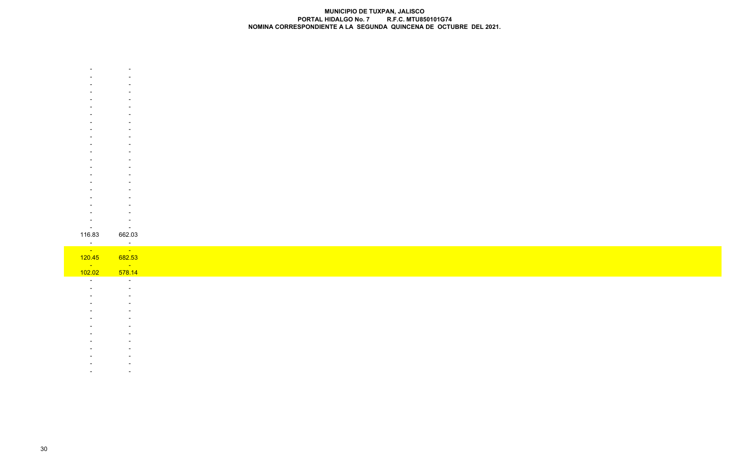**MUNICIPIO DE TUXPAN, JALISCO**
**PORTAL HIDALGO No. 7 R.F.C. MTU850101G74**
**NOMINA CORRESPONDIENTE A LA SEGUNDA QUINCENA DE OCTUBRE DEL 2021.**

| | |
|---|---|
| - | - |
| - | - |
| - | - |
| - | - |
| - | - |
| - | - |
| - | - |
| - | - |
| - | - |
| - | - |
| - | - |
| - | - |
| - | - |
| - | - |
| - | - |
| - | - |
| - | - |
| - | - |
| - | - |
| - | - |
| - | - |
| - | - |
| 116.83 | 662.03 |
| - | - |
| - | - |
| 120.45 | 682.53 |
| - | - |
| 102.02 | 578.14 |
| - | - |
| - | - |
| - | - |
| - | - |
| - | - |
| - | - |
| - | - |
| - | - |
| - | - |
| - | - |
| - | - |
| - | - |
| - | - |
| - | - |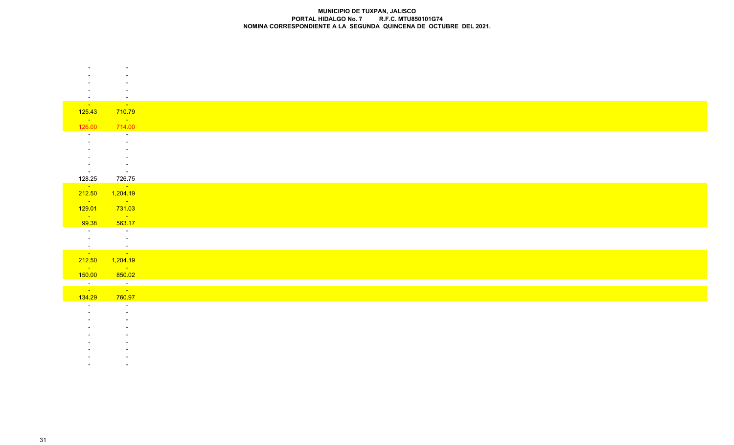**MUNICIPIO DE TUXPAN, JALISCO**
**PORTAL HIDALGO No. 7 R.F.C. MTU850101G74**
**NOMINA CORRESPONDIENTE A LA SEGUNDA QUINCENA DE OCTUBRE DEL 2021.**

| | |
|---|---|
| - | - |
| - | - |
| - | - |
| - | - |
| - | - |
| - | - |
| 125.43 | 710.79 |
| - | - |
| 126.00 | 714.00 |
| - | - |
| - | - |
| - | - |
| - | - |
| - | - |
| - | - |
| 128.25 | 726.75 |
| - | - |
| 212.50 | 1,204.19 |
| - | - |
| 129.01 | 731.03 |
| - | - |
| 99.38 | 563.17 |
| - | - |
| - | - |
| - | - |
| - | - |
| 212.50 | 1,204.19 |
| - | - |
| 150.00 | 850.02 |
| - | - |
| - | - |
| 134.29 | 760.97 |
| - | - |
| - | - |
| - | - |
| - | - |
| - | - |
| - | - |
| - | - |
| - | - |
| - | - |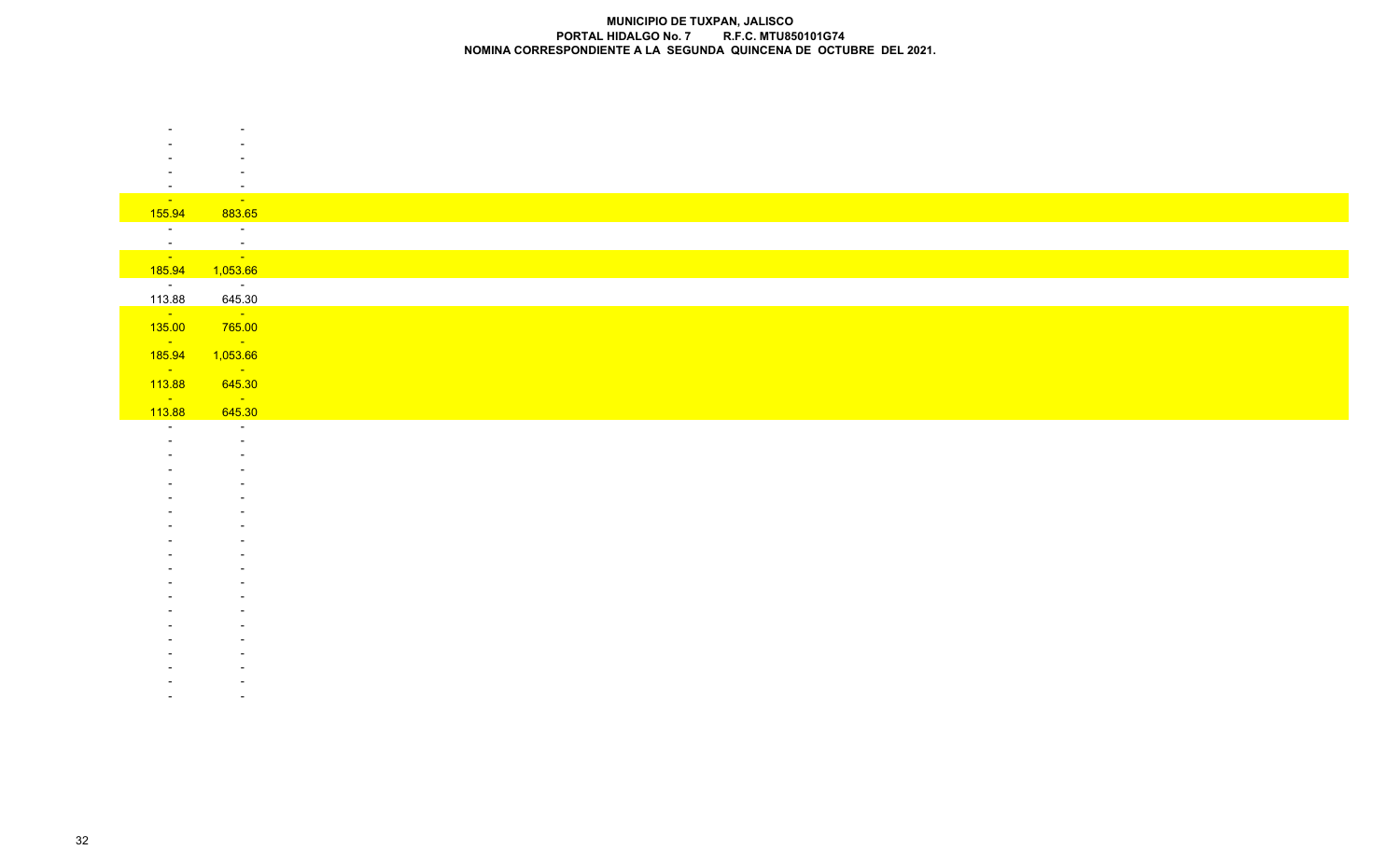**MUNICIPIO DE TUXPAN, JALISCO**
**PORTAL HIDALGO No. 7 R.F.C. MTU850101G74**
**NOMINA CORRESPONDIENTE A LA SEGUNDA QUINCENA DE OCTUBRE DEL 2021.**

| | |
|---|---|
| - | - |
| - | - |
| - | - |
| - | - |
| - | - |
| - | - |
| 155.94 | 883.65 |
| - | - |
| - | - |
| - | - |
| 185.94 | 1,053.66 |
| - | - |
| 113.88 | 645.30 |
| - | - |
| 135.00 | 765.00 |
| - | - |
| 185.94 | 1,053.66 |
| - | - |
| 113.88 | 645.30 |
| - | - |
| 113.88 | 645.30 |
| - | - |
| - | - |
| - | - |
| - | - |
| - | - |
| - | - |
| - | - |
| - | - |
| - | - |
| - | - |
| - | - |
| - | - |
| - | - |
| - | - |
| - | - |
| - | - |
| - | - |
| - | - |
| - | - |
| - | - |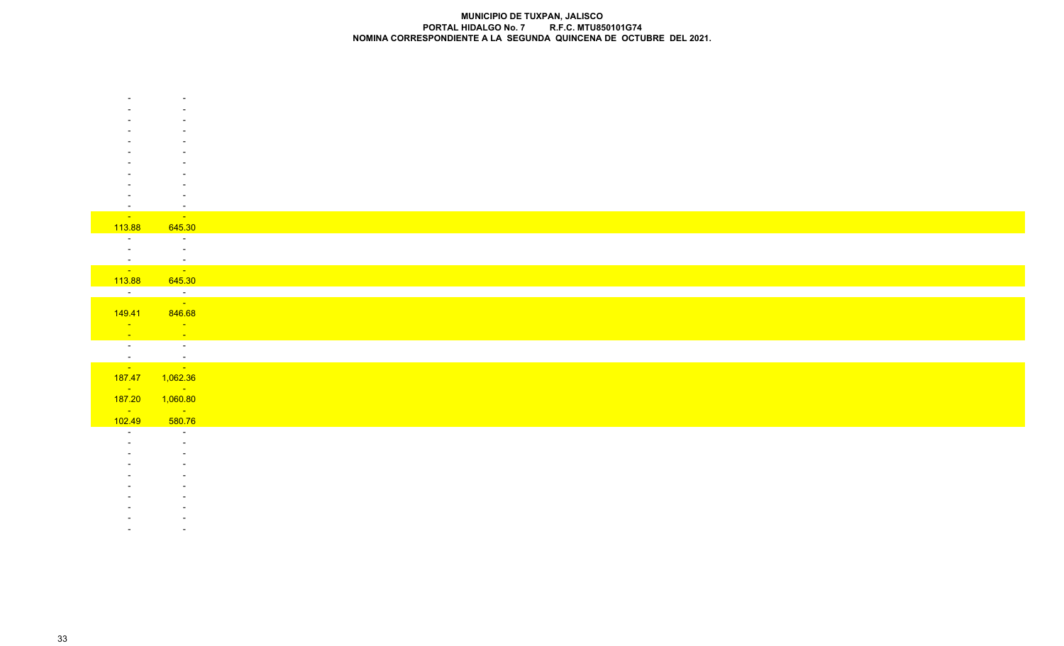**MUNICIPIO DE TUXPAN, JALISCO**
**PORTAL HIDALGO No. 7 R.F.C. MTU850101G74**
**NOMINA CORRESPONDIENTE A LA SEGUNDA QUINCENA DE OCTUBRE DEL 2021.**

| | |
|---|---|
| - | - |
| - | - |
| - | - |
| - | - |
| - | - |
| - | - |
| - | - |
| - | - |
| - | - |
| - | - |
| - | - |
| - | - |
| 113.88 | 645.30 |
| - | - |
| - | - |
| - | - |
| - | - |
| 113.88 | 645.30 |
| - | - |
| | - |
| 149.41 | 846.68 |
| - | - |
| - | - |
| - | - |
| - | - |
| - | - |
| 187.47 | 1,062.36 |
| - | - |
| 187.20 | 1,060.80 |
| - | - |
| 102.49 | 580.76 |
| - | - |
| - | - |
| - | - |
| - | - |
| - | - |
| - | - |
| - | - |
| - | - |
| - | - |
| - | - |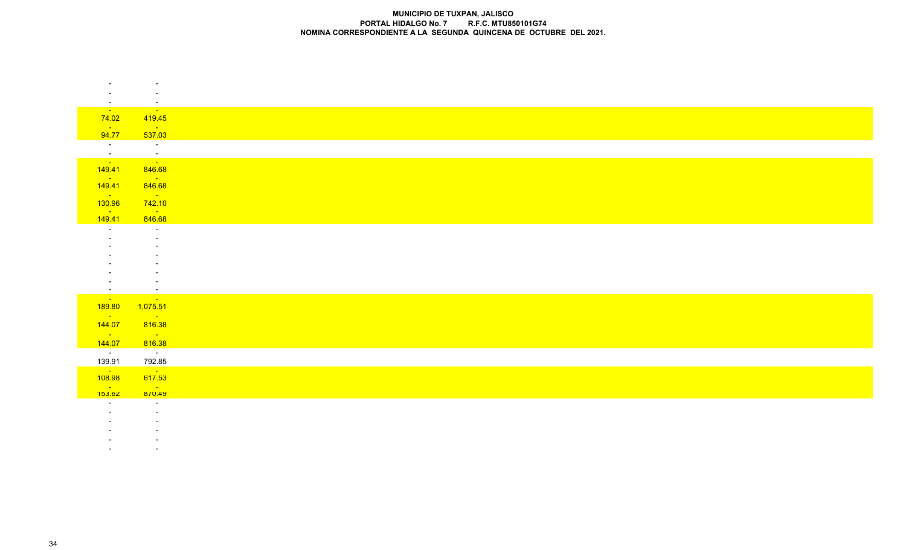**MUNICIPIO DE TUXPAN, JALISCO**
**PORTAL HIDALGO No. 7 R.F.C. MTU850101G74**
**NOMINA CORRESPONDIENTE A LA SEGUNDA QUINCENA DE OCTUBRE DEL 2021.**

| | |
|---|---|
| - | - |
| - | - |
| - | - |
| - | - |
| 74.02 | 419.45 |
| - | - |
| 94.77 | 537.03 |
| - | - |
| - | - |
| - | - |
| 149.41 | 846.68 |
| - | - |
| 149.41 | 846.68 |
| - | - |
| 130.96 | 742.10 |
| - | - |
| 149.41 | 846.68 |
| - | - |
| - | - |
| - | - |
| - | - |
| - | - |
| - | - |
| - | - |
| - | - |
| - | - |
| 189.80 | 1,075.51 |
| - | - |
| 144.07 | 816.38 |
| - | - |
| 144.07 | 816.38 |
| - | - |
| 139.91 | 792.85 |
| - | - |
| 108.98 | 617.53 |
| - | - |
| 153.62 | 870.49 |
| - | - |
| - | - |
| - | - |
| - | - |
| - | - |
| - | - |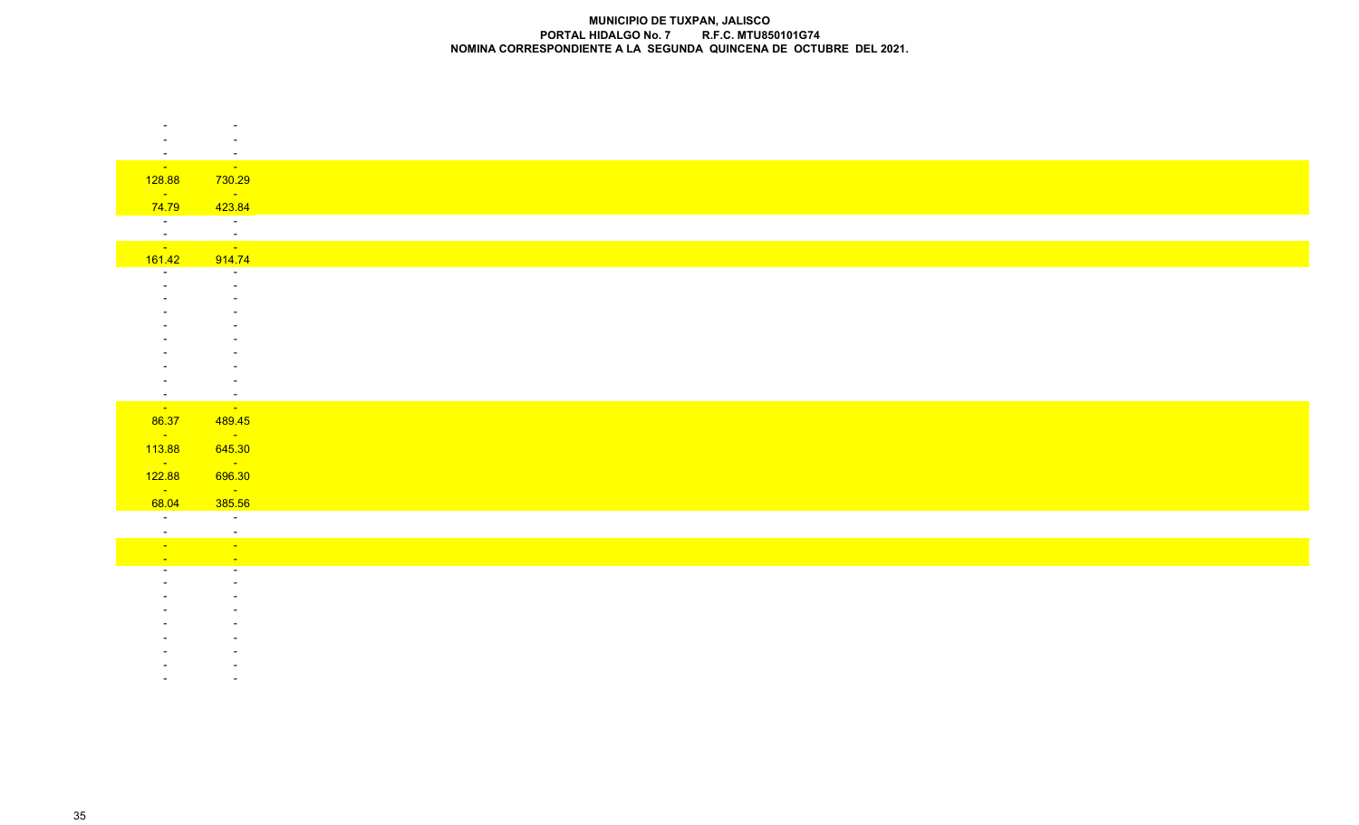**MUNICIPIO DE TUXPAN, JALISCO**
**PORTAL HIDALGO No. 7 R.F.C. MTU850101G74**
**NOMINA CORRESPONDIENTE A LA SEGUNDA QUINCENA DE OCTUBRE DEL 2021.**

| | |
|---|---|
| - | - |
| - | - |
| - | - |
| - | - |
| 128.88 | 730.29 |
| - | - |
| 74.79 | 423.84 |
| - | - |
| - | - |
| - | - |
| 161.42 | 914.74 |
| - | - |
| - | - |
| - | - |
| - | - |
| - | - |
| - | - |
| - | - |
| - | - |
| - | - |
| - | - |
| - | - |
| 86.37 | 489.45 |
| - | - |
| 113.88 | 645.30 |
| - | - |
| 122.88 | 696.30 |
| - | - |
| 68.04 | 385.56 |
| - | - |
| - | - |
| - | - |
| - | - |
| - | - |
| - | - |
| - | - |
| - | - |
| - | - |
| - | - |
| - | - |
| - | - |
| - | - |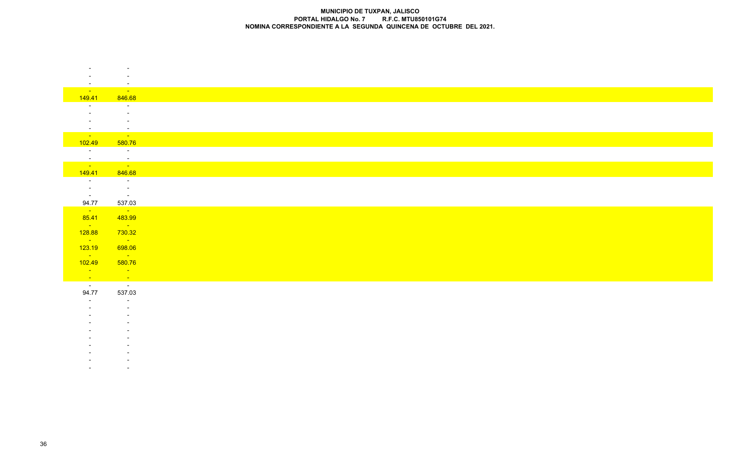**MUNICIPIO DE TUXPAN, JALISCO**
**PORTAL HIDALGO No. 7 R.F.C. MTU850101G74**
**NOMINA CORRESPONDIENTE A LA SEGUNDA QUINCENA DE OCTUBRE DEL 2021.**

| | |
|---|---|
| - | - |
| - | - |
| - | - |
| - | - |
| 149.41 | 846.68 |
| - | - |
| - | - |
| - | - |
| - | - |
| - | - |
| 102.49 | 580.76 |
| - | - |
| - | - |
| - | - |
| 149.41 | 846.68 |
| - | - |
| - | - |
| - | - |
| 94.77 | 537.03 |
| - | - |
| 85.41 | 483.99 |
| - | - |
| 128.88 | 730.32 |
| - | - |
| 123.19 | 698.06 |
| - | - |
| 102.49 | 580.76 |
| - | - |
| - | - |
| - | - |
| 94.77 | 537.03 |
| - | - |
| - | - |
| - | - |
| - | - |
| - | - |
| - | - |
| - | - |
| - | - |
| - | - |
| - | - |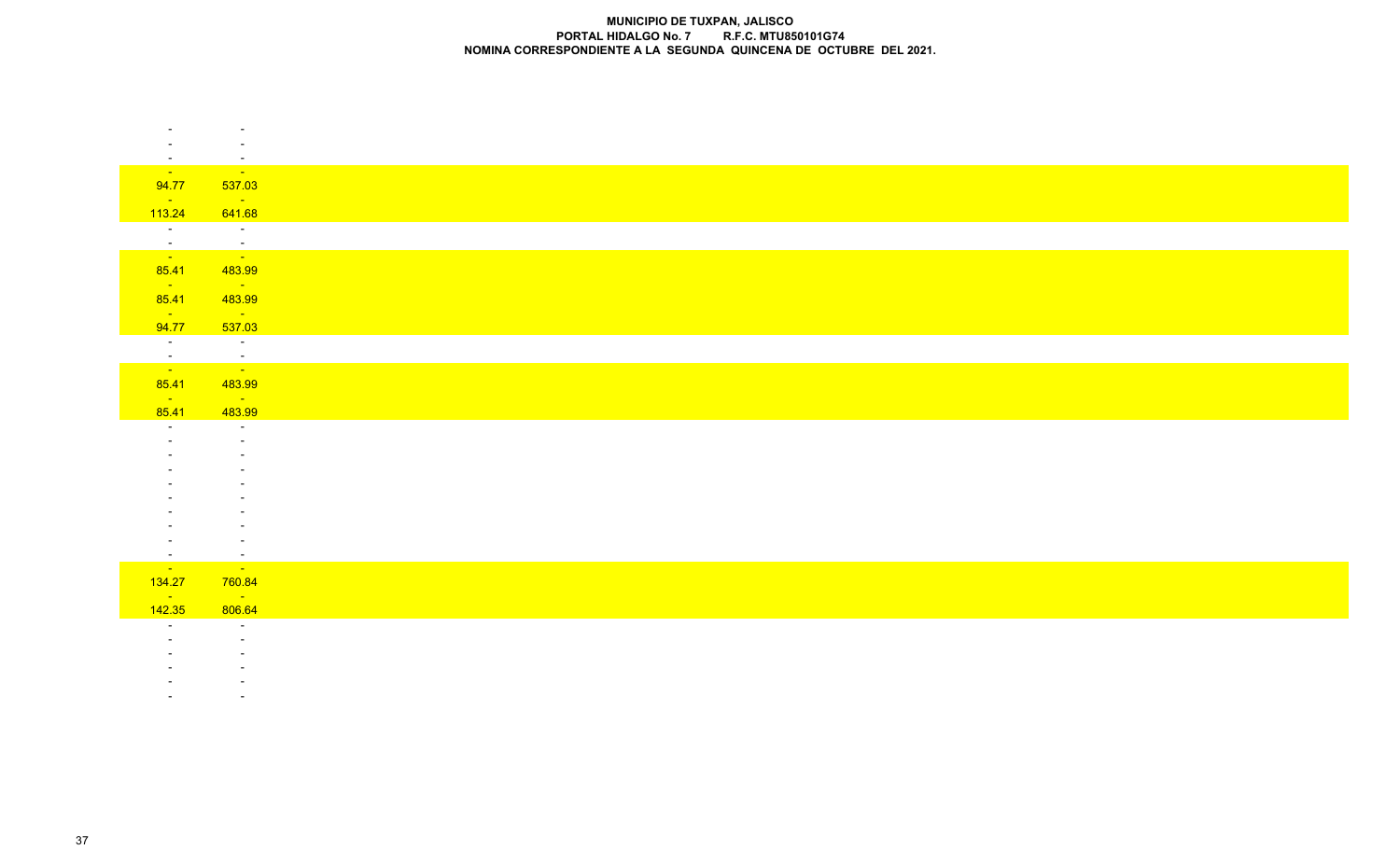**MUNICIPIO DE TUXPAN, JALISCO**
**PORTAL HIDALGO No. 7 R.F.C. MTU850101G74**
**NOMINA CORRESPONDIENTE A LA SEGUNDA QUINCENA DE OCTUBRE DEL 2021.**

| | |
|---|---|
| - | - |
| - | - |
| - | - |
| - | - |
| 94.77 | 537.03 |
| - | - |
| 113.24 | 641.68 |
| - | - |
| - | - |
| - | - |
| 85.41 | 483.99 |
| - | - |
| 85.41 | 483.99 |
| - | - |
| 94.77 | 537.03 |
| - | - |
| - | - |
| - | - |
| 85.41 | 483.99 |
| - | - |
| 85.41 | 483.99 |
| - | - |
| - | - |
| - | - |
| - | - |
| - | - |
| - | - |
| - | - |
| - | - |
| - | - |
| - | - |
| - | - |
| 134.27 | 760.84 |
| - | - |
| 142.35 | 806.64 |
| - | - |
| - | - |
| - | - |
| - | - |
| - | - |
| - | - |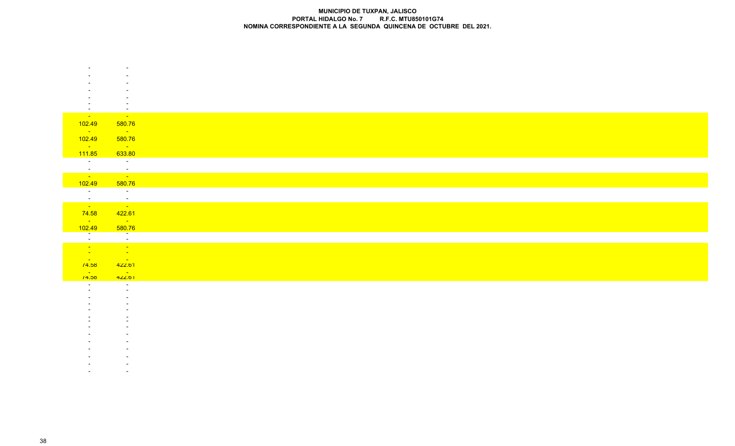**MUNICIPIO DE TUXPAN, JALISCO**
**PORTAL HIDALGO No. 7 R.F.C. MTU850101G74**
**NOMINA CORRESPONDIENTE A LA SEGUNDA QUINCENA DE OCTUBRE DEL 2021.**

| | |
|---|---|
| - | - |
| - | - |
| - | - |
| - | - |
| - | - |
| - | - |
| - | - |
| - | - |
| 102.49 | 580.76 |
| - | - |
| 102.49 | 580.76 |
| - | - |
| 111.85 | 633.80 |
| - | - |
| - | - |
| - | - |
| 102.49 | 580.76 |
| - | - |
| - | - |
| - | - |
| 74.58 | 422.61 |
| - | - |
| 102.49 | 580.76 |
| - | - |
| - | - |
| - | - |
| - | - |
| - | - |
| 74.58 | 422.61 |
| - | - |
| 74.58 | 422.61 |
| - | - |
| - | - |
| - | - |
| - | - |
| - | - |
| - | - |
| - | - |
| - | - |
| - | - |
| - | - |
| - | - |
| - | - |
| - | - |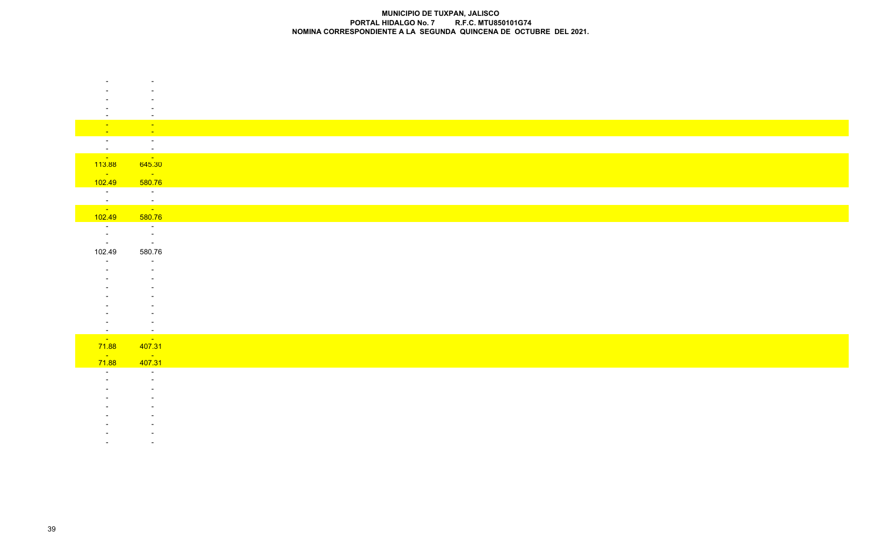**MUNICIPIO DE TUXPAN, JALISCO**
**PORTAL HIDALGO No. 7 R.F.C. MTU850101G74**
**NOMINA CORRESPONDIENTE A LA SEGUNDA QUINCENA DE OCTUBRE DEL 2021.**

| | |
|---|---|
| - | - |
| - | - |
| - | - |
| - | - |
| - | - |
| - | - |
| - | - |
| - | - |
| - | - |
| - | - |
| 113.88 | 645.30 |
| - | - |
| 102.49 | 580.76 |
| - | - |
| - | - |
| - | - |
| 102.49 | 580.76 |
| - | - |
| - | - |
| - | - |
| 102.49 | 580.76 |
| - | - |
| - | - |
| - | - |
| - | - |
| - | - |
| - | - |
| - | - |
| - | - |
| - | - |
| - | - |
| 71.88 | 407.31 |
| - | - |
| 71.88 | 407.31 |
| - | - |
| - | - |
| - | - |
| - | - |
| - | - |
| - | - |
| - | - |
| - | - |
| - | - |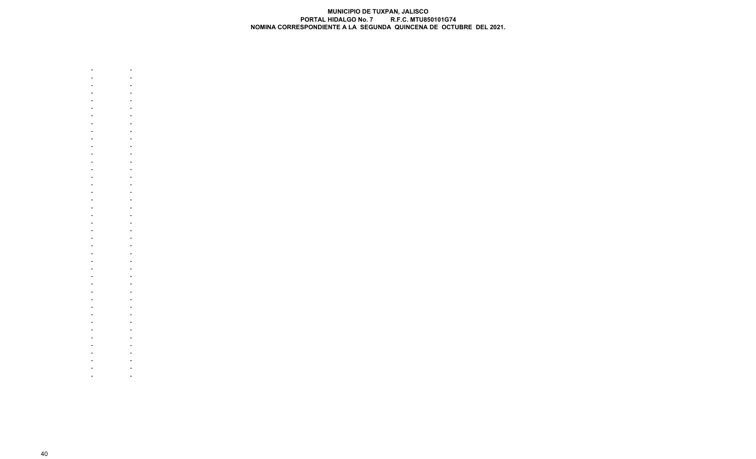**MUNICIPIO DE TUXPAN, JALISCO**
**PORTAL HIDALGO No. 7 R.F.C. MTU850101G74**
**NOMINA CORRESPONDIENTE A LA SEGUNDA QUINCENA DE OCTUBRE DEL 2021.**

| | |
|---|---|
| - | - |
| - | - |
| - | - |
| - | - |
| - | - |
| - | - |
| - | - |
| - | - |
| - | - |
| - | - |
| - | - |
| - | - |
| - | - |
| - | - |
| - | - |
| - | - |
| - | - |
| - | - |
| - | - |
| - | - |
| - | - |
| - | - |
| - | - |
| - | - |
| - | - |
| - | - |
| - | - |
| - | - |
| - | - |
| - | - |
| - | - |
| - | - |
| - | - |
| - | - |
| - | - |
| - | - |
| - | - |
| - | - |
| - | - |
| - | - |
| - | - |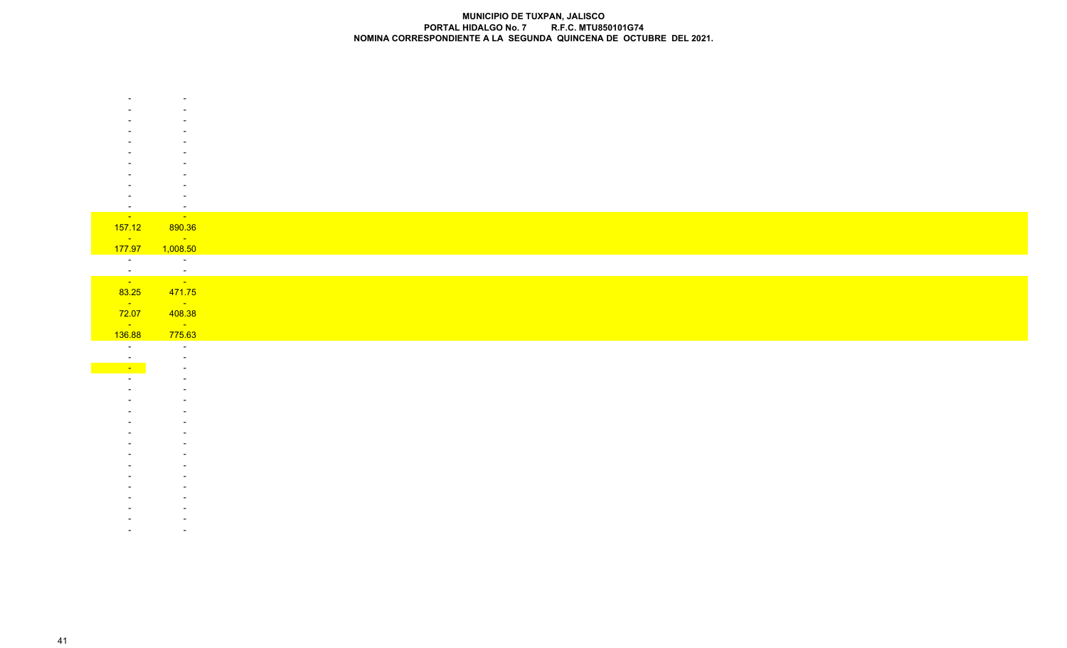**MUNICIPIO DE TUXPAN, JALISCO**
**PORTAL HIDALGO No. 7 R.F.C. MTU850101G74**
**NOMINA CORRESPONDIENTE A LA SEGUNDA QUINCENA DE OCTUBRE DEL 2021.**

| | |
|---|---|
| - | - |
| - | - |
| - | - |
| - | - |
| - | - |
| - | - |
| - | - |
| - | - |
| - | - |
| - | - |
| - | - |
| - | - |
| 157.12 | 890.36 |
| - | - |
| 177.97 | 1,008.50 |
| - | - |
| - | - |
| - | - |
| 83.25 | 471.75 |
| - | - |
| 72.07 | 408.38 |
| - | - |
| 136.88 | 775.63 |
| - | - |
| - | - |
| - | - |
| - | - |
| - | - |
| - | - |
| - | - |
| - | - |
| - | - |
| - | - |
| - | - |
| - | - |
| - | - |
| - | - |
| - | - |
| - | - |
| - | - |
| - | - |
| - | - |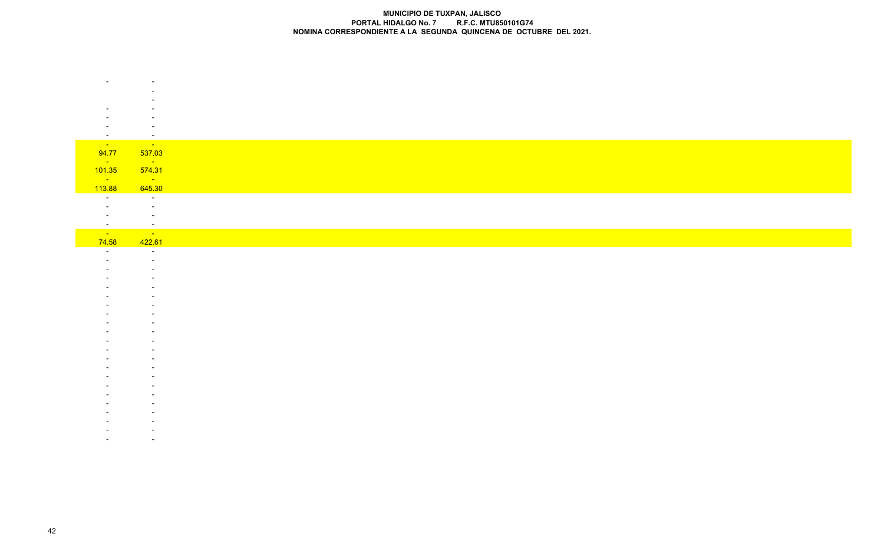**MUNICIPIO DE TUXPAN, JALISCO**
**PORTAL HIDALGO No. 7 R.F.C. MTU850101G74**
**NOMINA CORRESPONDIENTE A LA SEGUNDA QUINCENA DE OCTUBRE DEL 2021.**

| | |
|---|---|
| - | - |
| | - |
| | - |
| - | - |
| - | - |
| - | - |
| - | - |
| - | - |
| 94.77 | 537.03 |
| - | - |
| 101.35 | 574.31 |
| - | - |
| 113.88 | 645.30 |
| - | - |
| - | - |
| - | - |
| - | - |
| - | - |
| 74.58 | 422.61 |
| - | - |
| - | - |
| - | - |
| - | - |
| - | - |
| - | - |
| - | - |
| - | - |
| - | - |
| - | - |
| - | - |
| - | - |
| - | - |
| - | - |
| - | - |
| - | - |
| - | - |
| - | - |
| - | - |
| - | - |
| - | - |
| - | - |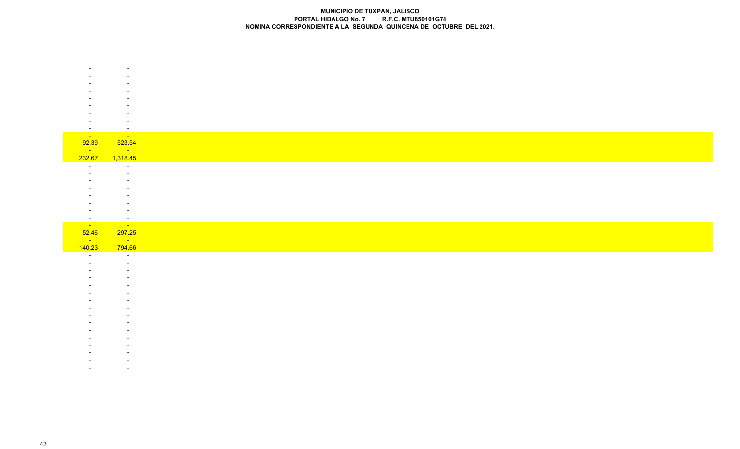**MUNICIPIO DE TUXPAN, JALISCO**
**PORTAL HIDALGO No. 7 R.F.C. MTU850101G74**
**NOMINA CORRESPONDIENTE A LA SEGUNDA QUINCENA DE OCTUBRE DEL 2021.**

| | |
|---|---|
| - | - |
| - | - |
| - | - |
| - | - |
| - | - |
| - | - |
| - | - |
| - | - |
| - | - |
| - | - |
| 92.39 | 523.54 |
| - | - |
| 232.67 | 1,318.45 |
| - | - |
| - | - |
| - | - |
| - | - |
| - | - |
| - | - |
| - | - |
| - | - |
| - | - |
| 52.46 | 297.25 |
| - | - |
| 140.23 | 794.66 |
| - | - |
| - | - |
| - | - |
| - | - |
| - | - |
| - | - |
| - | - |
| - | - |
| - | - |
| - | - |
| - | - |
| - | - |
| - | - |
| - | - |
| - | - |
| - | - |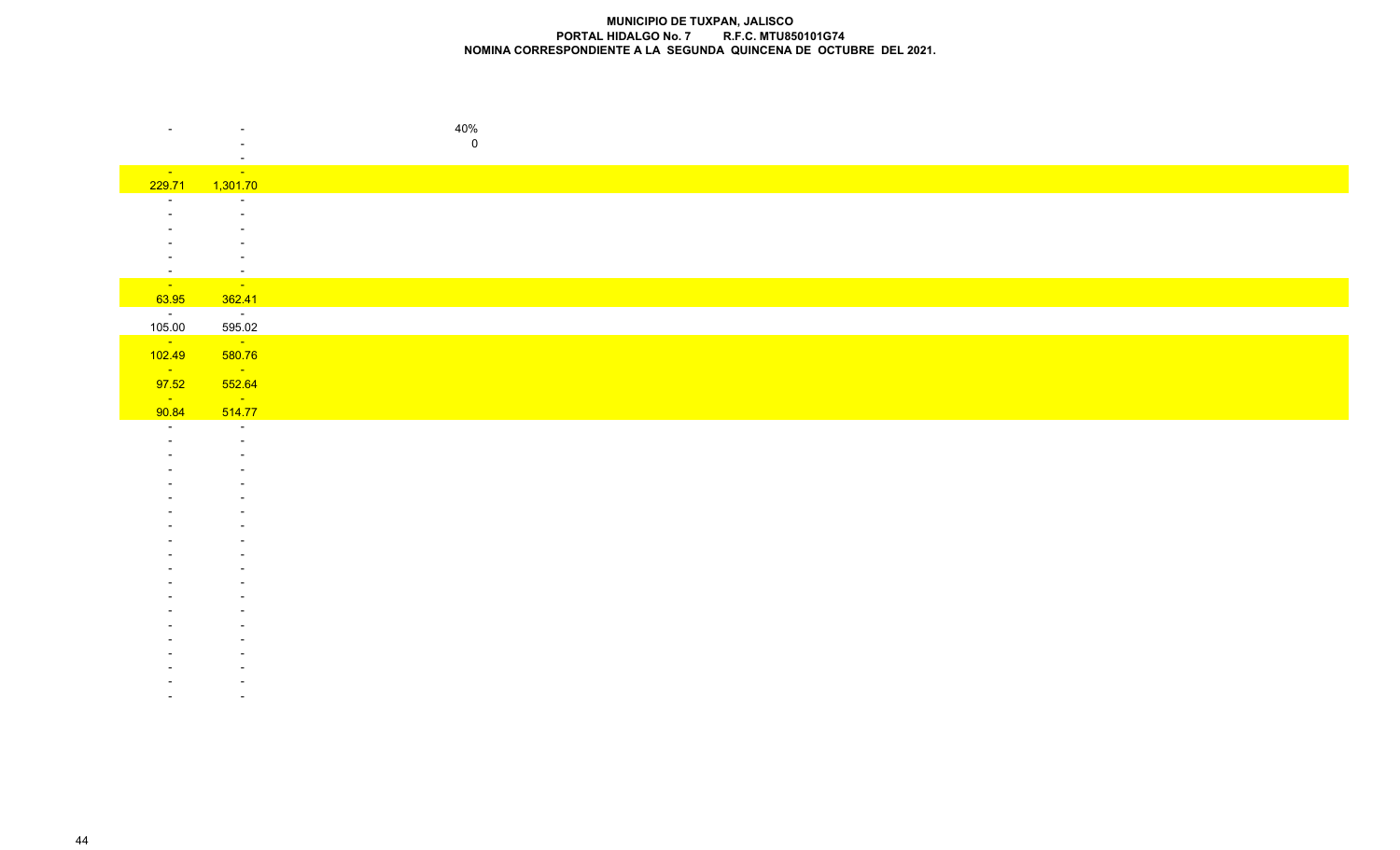**MUNICIPIO DE TUXPAN, JALISCO**
**PORTAL HIDALGO No. 7 R.F.C. MTU850101G74**
**NOMINA CORRESPONDIENTE A LA SEGUNDA QUINCENA DE OCTUBRE DEL 2021.**

| | | |
|---|---|---|
| - | - | 40% |
| | - | 0 |
| | - | |
| - | - | |
| 229.71 | 1,301.70 | |
| - | - | |
| - | - | |
| - | - | |
| - | - | |
| - | - | |
| - | - | |
| - | - | |
| 63.95 | 362.41 | |
| - | - | |
| 105.00 | 595.02 | |
| - | - | |
| 102.49 | 580.76 | |
| - | - | |
| 97.52 | 552.64 | |
| - | - | |
| 90.84 | 514.77 | |
| - | - | |
| - | - | |
| - | - | |
| - | - | |
| - | - | |
| - | - | |
| - | - | |
| - | - | |
| - | - | |
| - | - | |
| - | - | |
| - | - | |
| - | - | |
| - | - | |
| - | - | |
| - | - | |
| - | - | |
| - | - | |
| - | - | |
| - | - | |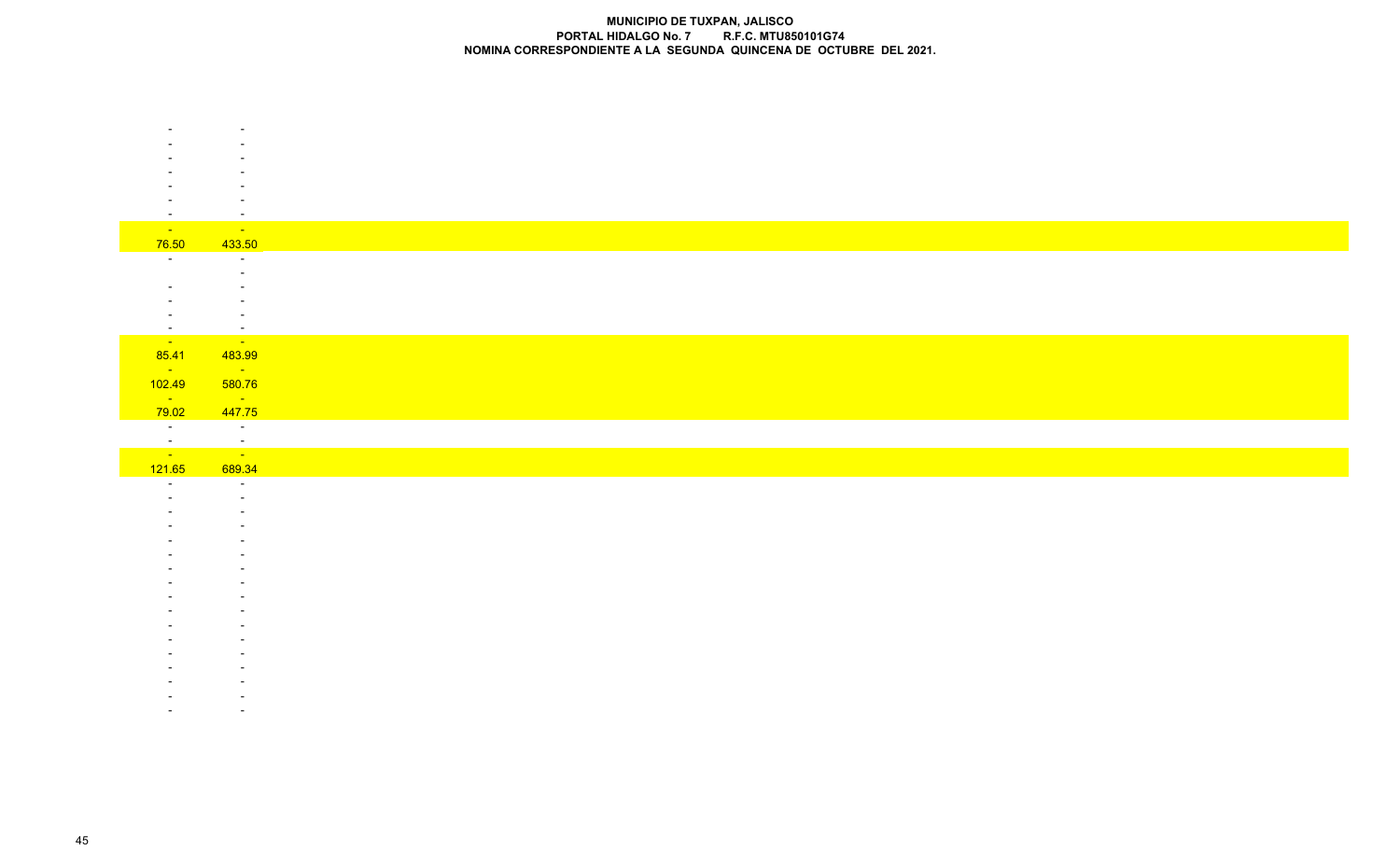**MUNICIPIO DE TUXPAN, JALISCO**
**PORTAL HIDALGO No. 7 R.F.C. MTU850101G74**
**NOMINA CORRESPONDIENTE A LA SEGUNDA QUINCENA DE OCTUBRE DEL 2021.**

| | |
|---|---|
| - | - |
| - | - |
| - | - |
| - | - |
| - | - |
| - | - |
| - | - |
| - | - |
| 76.50 | 433.50 |
| - | - |
| | - |
| - | - |
| - | - |
| - | - |
| - | - |
| - | - |
| 85.41 | 483.99 |
| - | - |
| 102.49 | 580.76 |
| - | - |
| 79.02 | 447.75 |
| - | - |
| - | - |
| - | - |
| 121.65 | 689.34 |
| - | - |
| - | - |
| - | - |
| - | - |
| - | - |
| - | - |
| - | - |
| - | - |
| - | - |
| - | - |
| - | - |
| - | - |
| - | - |
| - | - |
| - | - |
| - | - |
| - | - |
| - | - |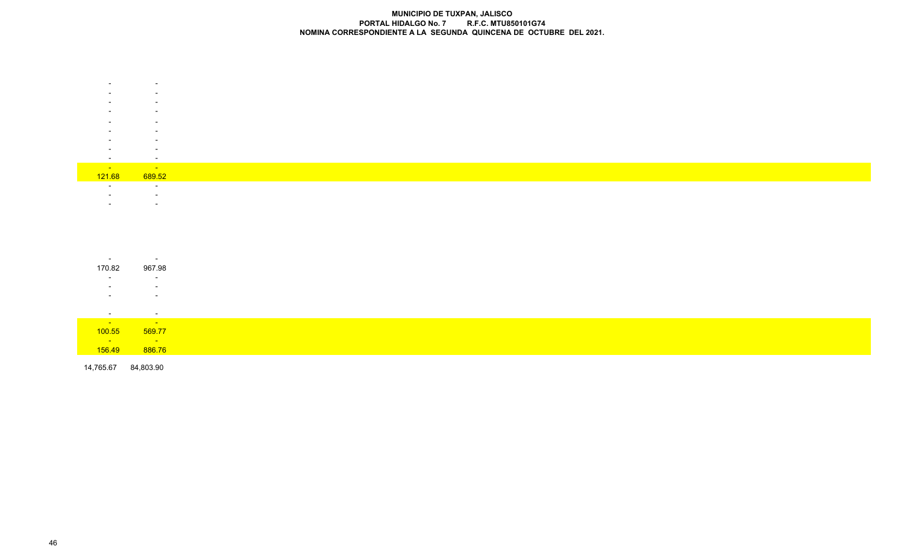**MUNICIPIO DE TUXPAN, JALISCO**
**PORTAL HIDALGO No. 7 R.F.C. MTU850101G74**
**NOMINA CORRESPONDIENTE A LA SEGUNDA QUINCENA DE OCTUBRE DEL 2021.**

| | |
|---|---|
| - | - |
| - | - |
| - | - |
| - | - |
| - | - |
| - | - |
| - | - |
| - | - |
| - | - |
| - | - |
| 121.68 | 689.52 |
| - | - |
| - | - |
| - | - |
| - | - |
| 170.82 | 967.98 |
| - | - |
| - | - |
| - | - |
| - | - |
| - | - |
| 100.55 | 569.77 |
| - | - |
| 156.49 | 886.76 |
| 14,765.67 | 84,803.90 |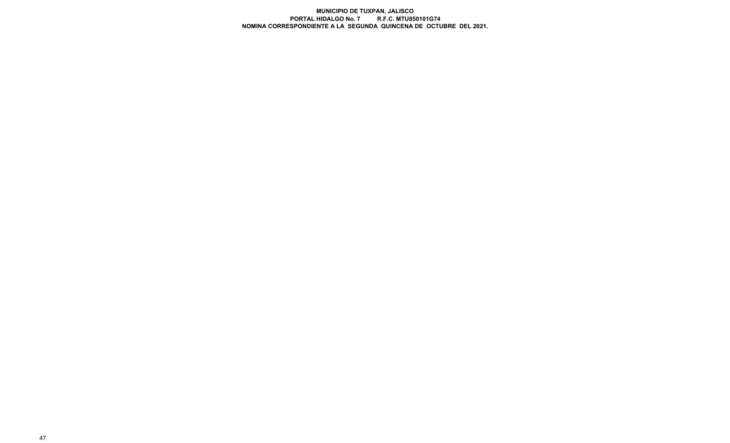**MUNICIPIO DE TUXPAN, JALISCO**
**PORTAL HIDALGO No. 7 R.F.C. MTU850101G74**
**NOMINA CORRESPONDIENTE A LA SEGUNDA QUINCENA DE OCTUBRE DEL 2021.**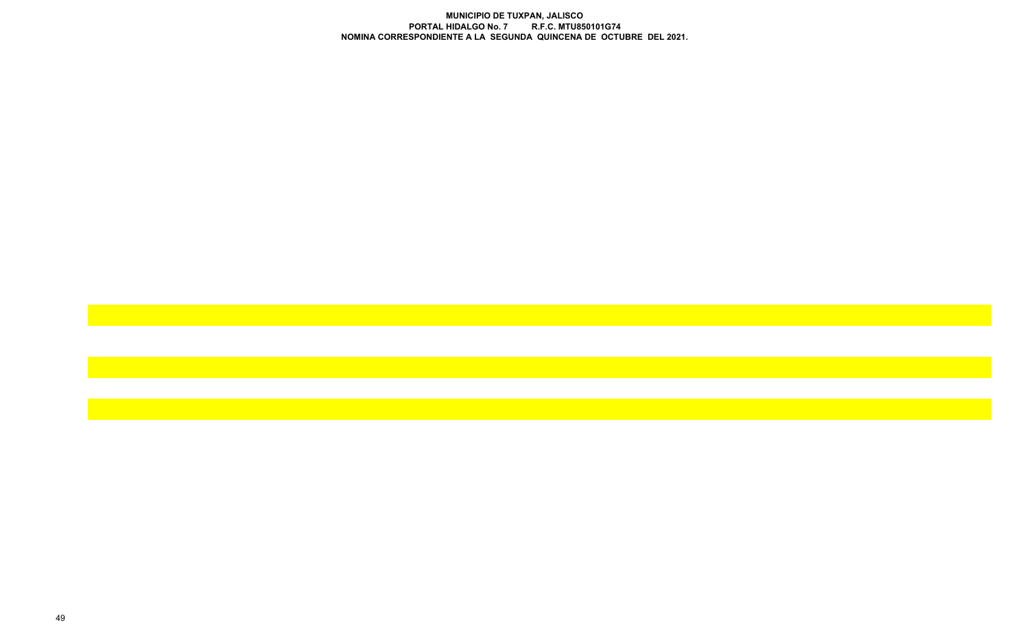**MUNICIPIO DE TUXPAN, JALISCO**
**PORTAL HIDALGO No. 7 R.F.C. MTU850101G74**
**NOMINA CORRESPONDIENTE A LA SEGUNDA QUINCENA DE OCTUBRE DEL 2021.**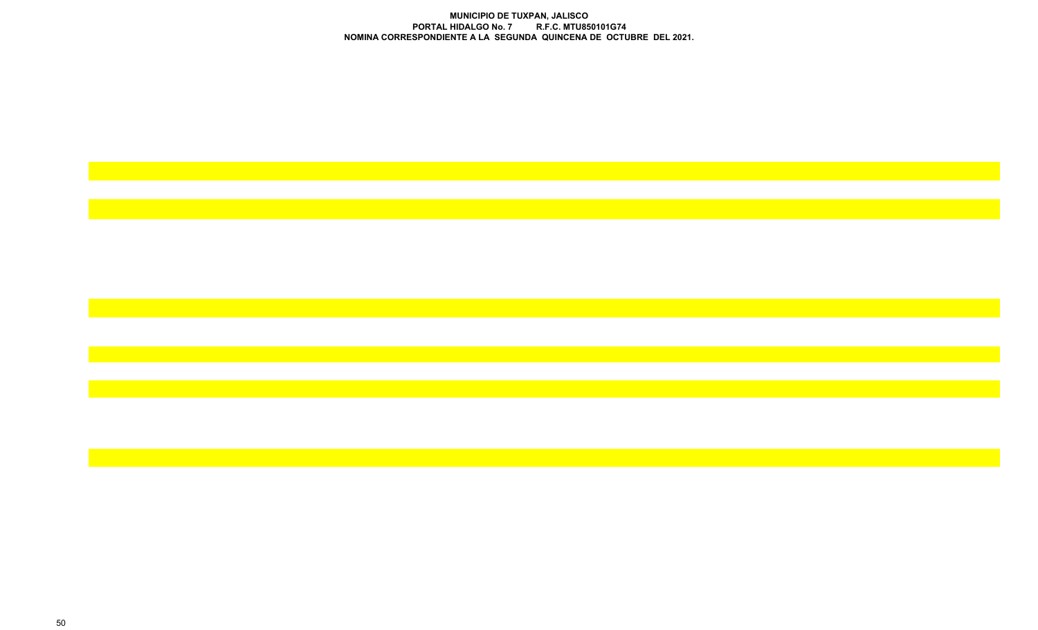**MUNICIPIO DE TUXPAN, JALISCO**
**PORTAL HIDALGO No. 7 R.F.C. MTU850101G74**
**NOMINA CORRESPONDIENTE A LA SEGUNDA QUINCENA DE OCTUBRE DEL 2021.**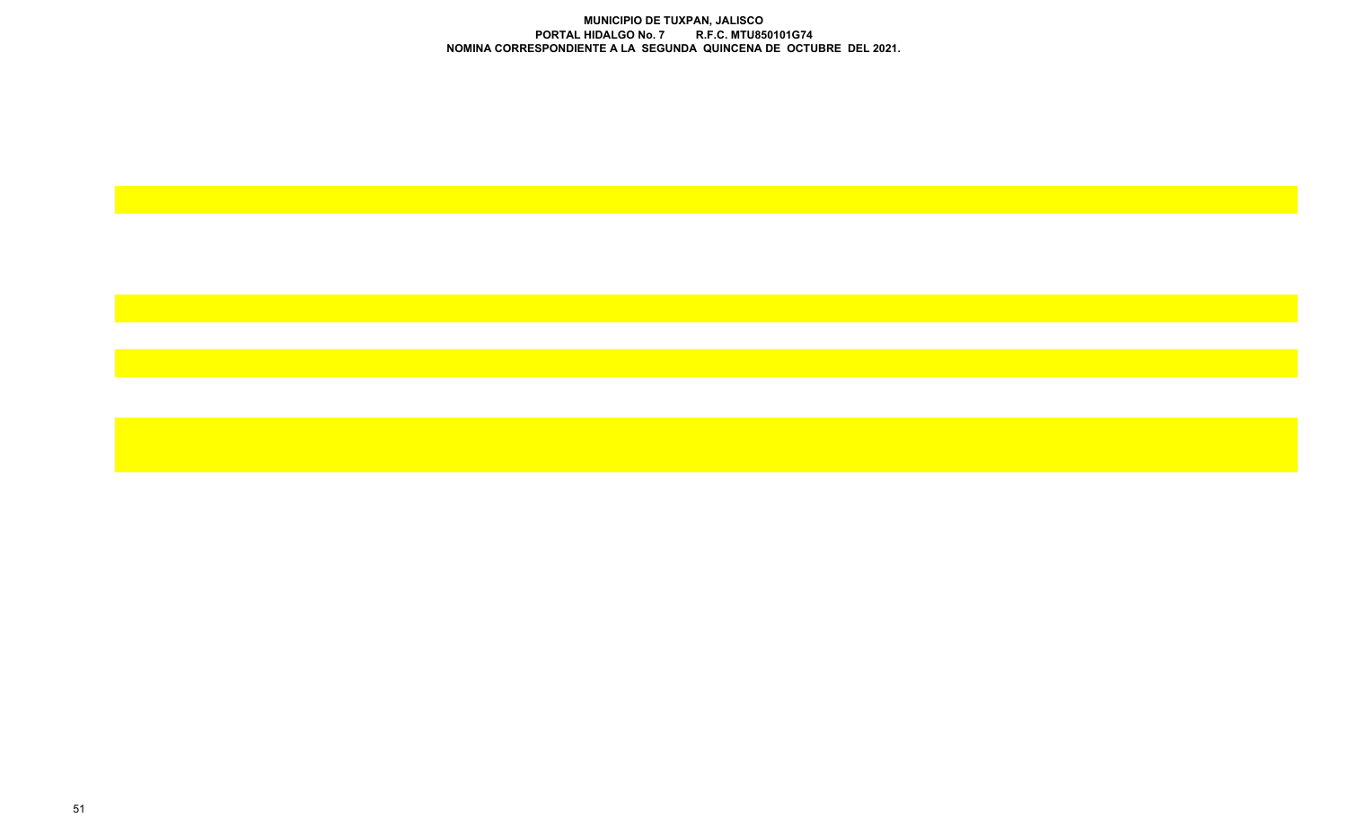**MUNICIPIO DE TUXPAN, JALISCO**
**PORTAL HIDALGO No. 7 R.F.C. MTU850101G74**
**NOMINA CORRESPONDIENTE A LA SEGUNDA QUINCENA DE OCTUBRE DEL 2021.**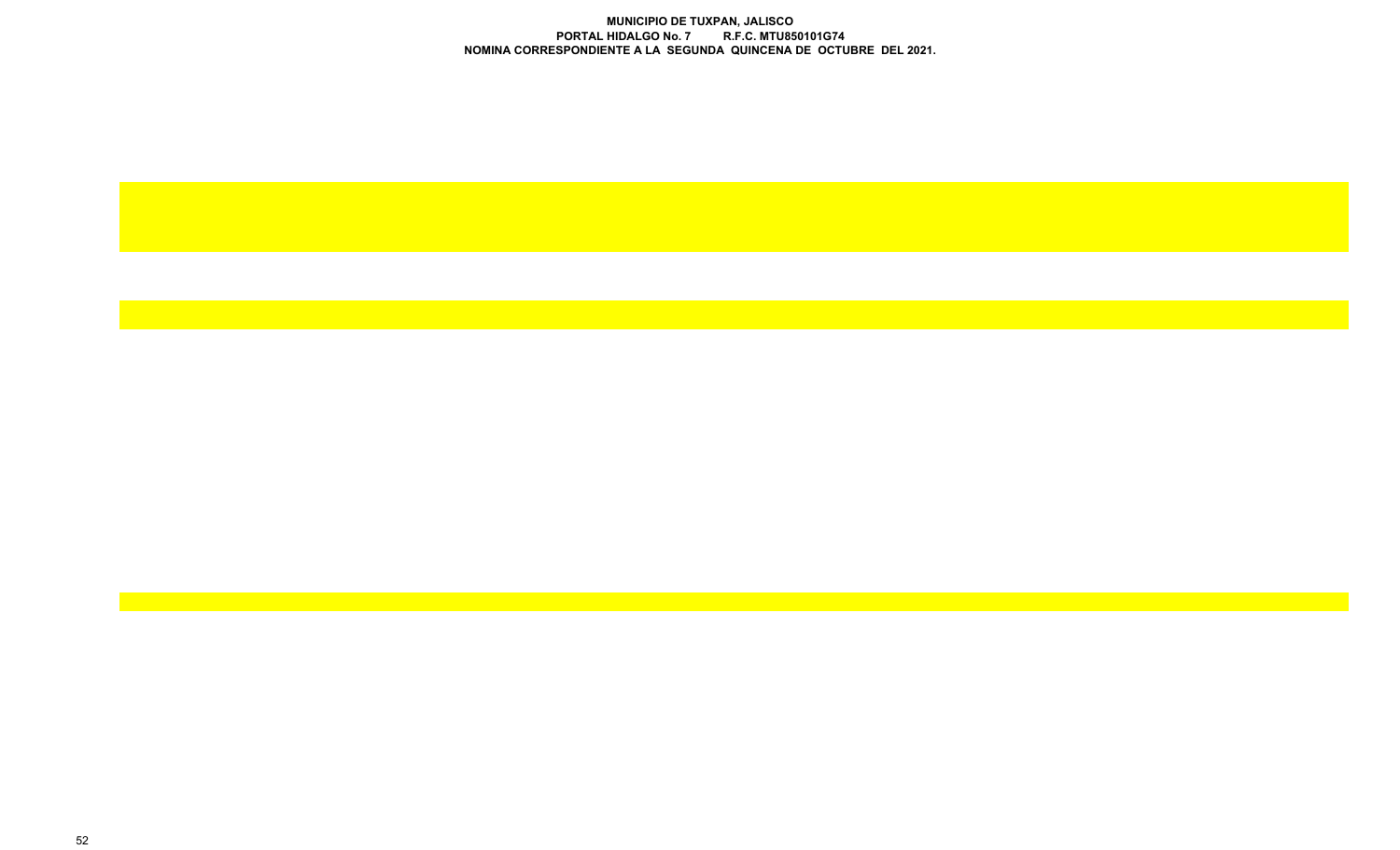**MUNICIPIO DE TUXPAN, JALISCO**
**PORTAL HIDALGO No. 7 R.F.C. MTU850101G74**
**NOMINA CORRESPONDIENTE A LA SEGUNDA QUINCENA DE OCTUBRE DEL 2021.**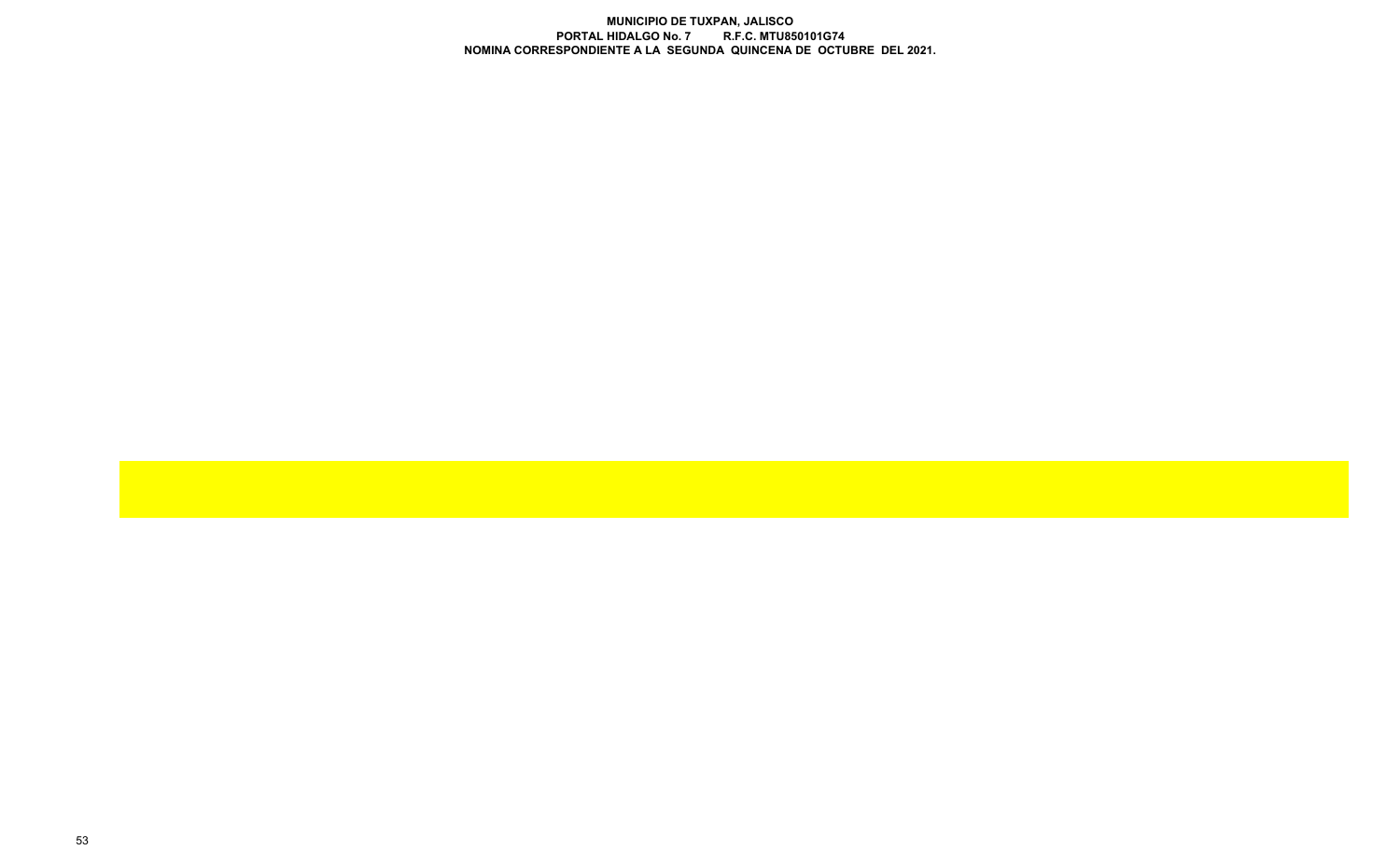**MUNICIPIO DE TUXPAN, JALISCO**
**PORTAL HIDALGO No. 7 R.F.C. MTU850101G74**
**NOMINA CORRESPONDIENTE A LA SEGUNDA QUINCENA DE OCTUBRE DEL 2021.**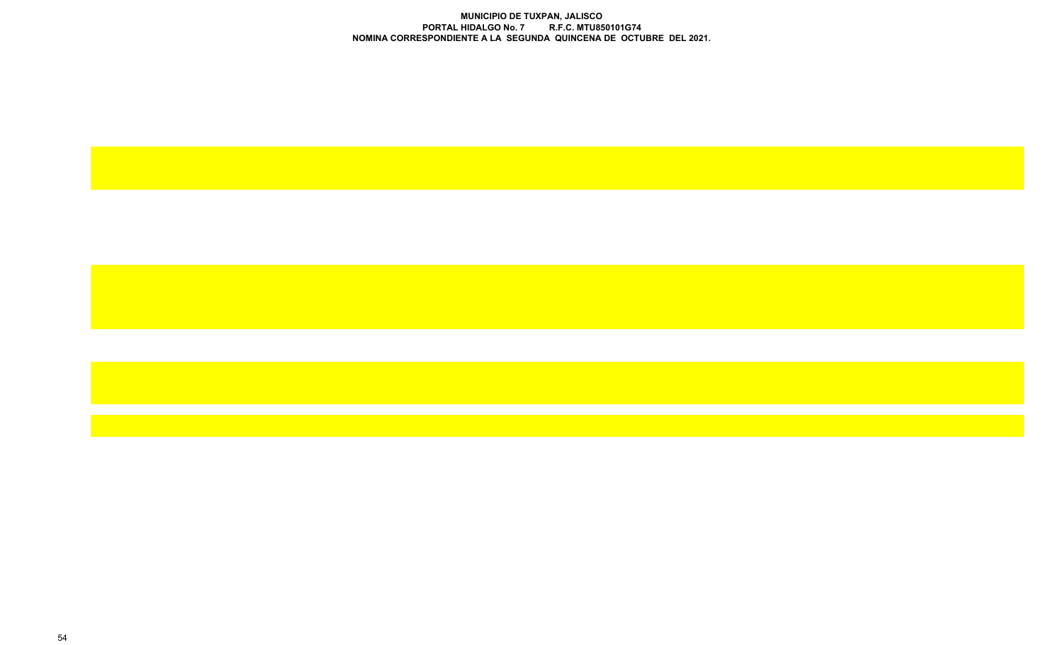**MUNICIPIO DE TUXPAN, JALISCO**
**PORTAL HIDALGO No. 7 R.F.C. MTU850101G74**
**NOMINA CORRESPONDIENTE A LA SEGUNDA QUINCENA DE OCTUBRE DEL 2021.**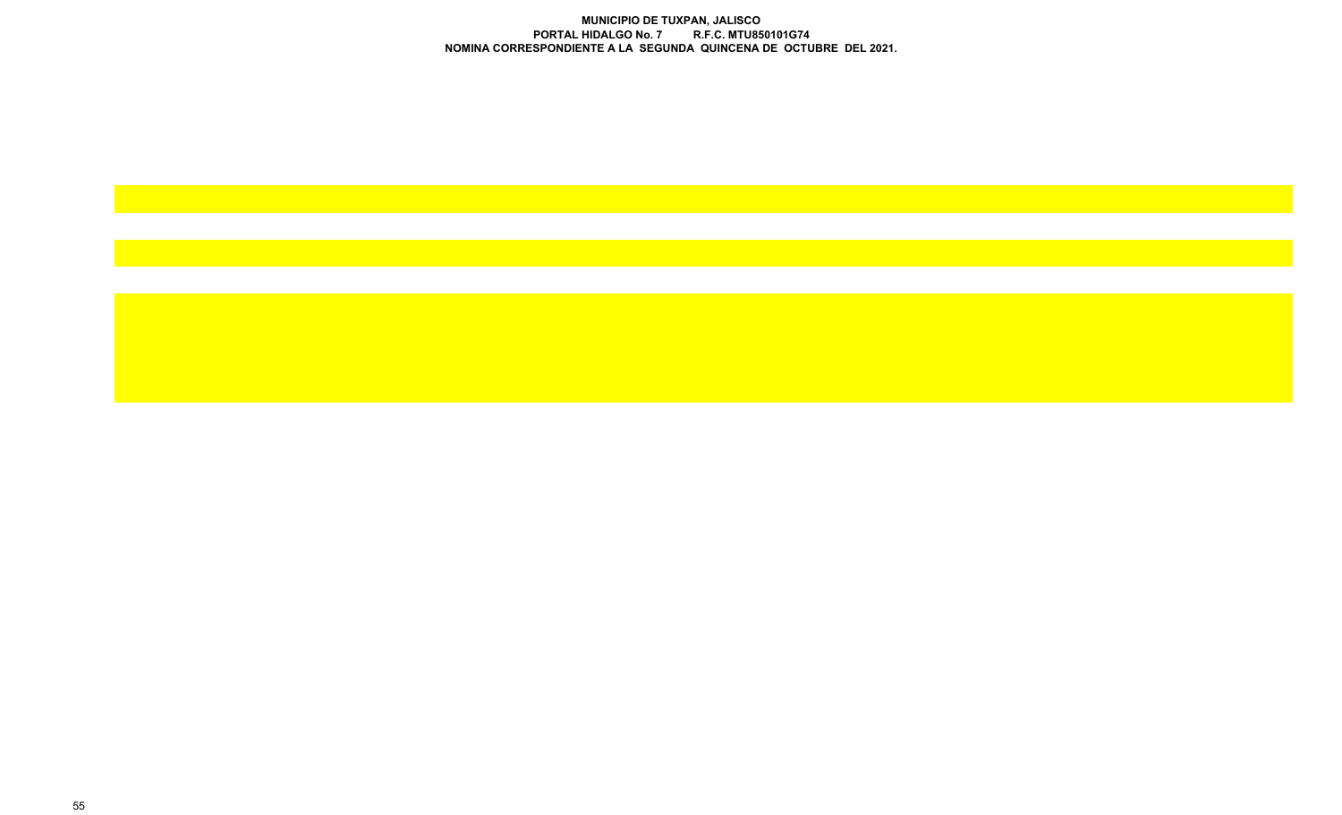**MUNICIPIO DE TUXPAN, JALISCO**
**PORTAL HIDALGO No. 7 R.F.C. MTU850101G74**
**NOMINA CORRESPONDIENTE A LA SEGUNDA QUINCENA DE OCTUBRE DEL 2021.**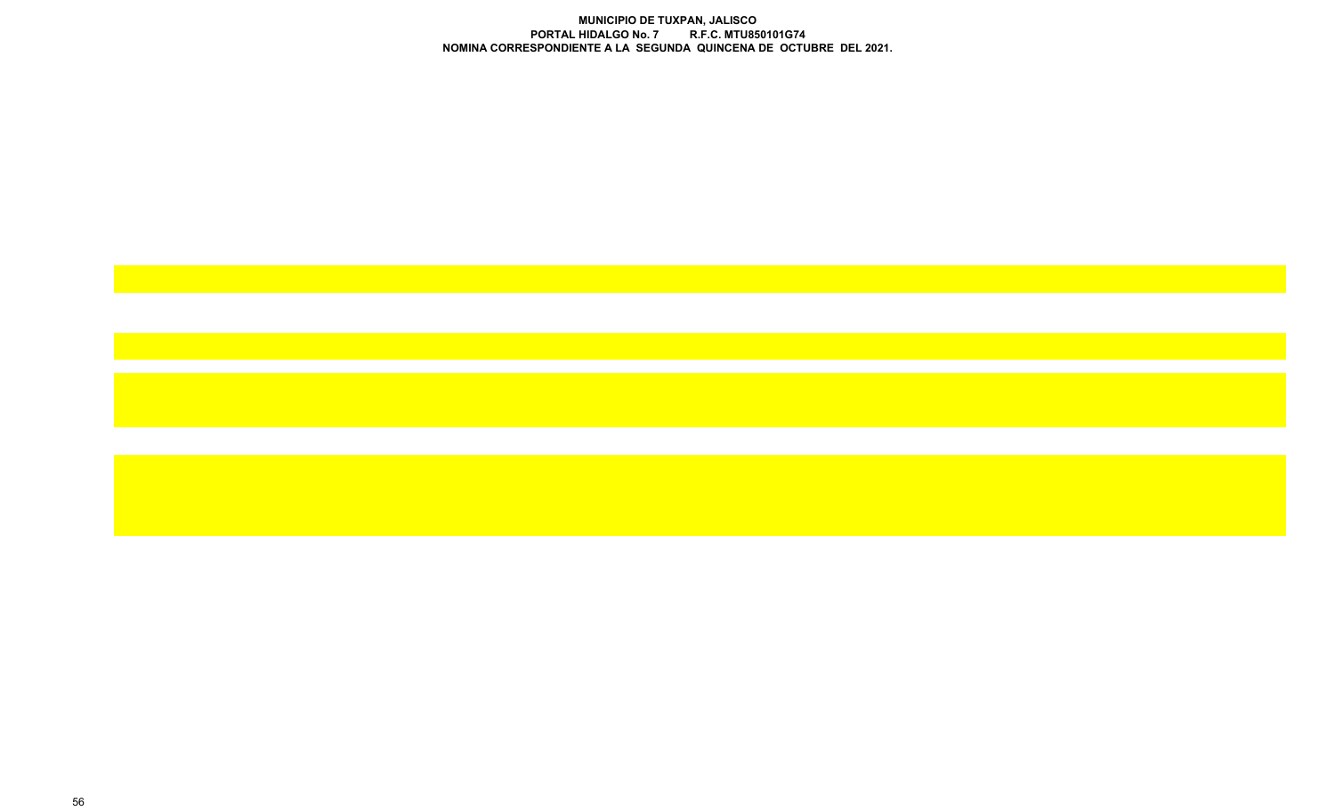**MUNICIPIO DE TUXPAN, JALISCO**
**PORTAL HIDALGO No. 7 R.F.C. MTU850101G74**
**NOMINA CORRESPONDIENTE A LA SEGUNDA QUINCENA DE OCTUBRE DEL 2021.**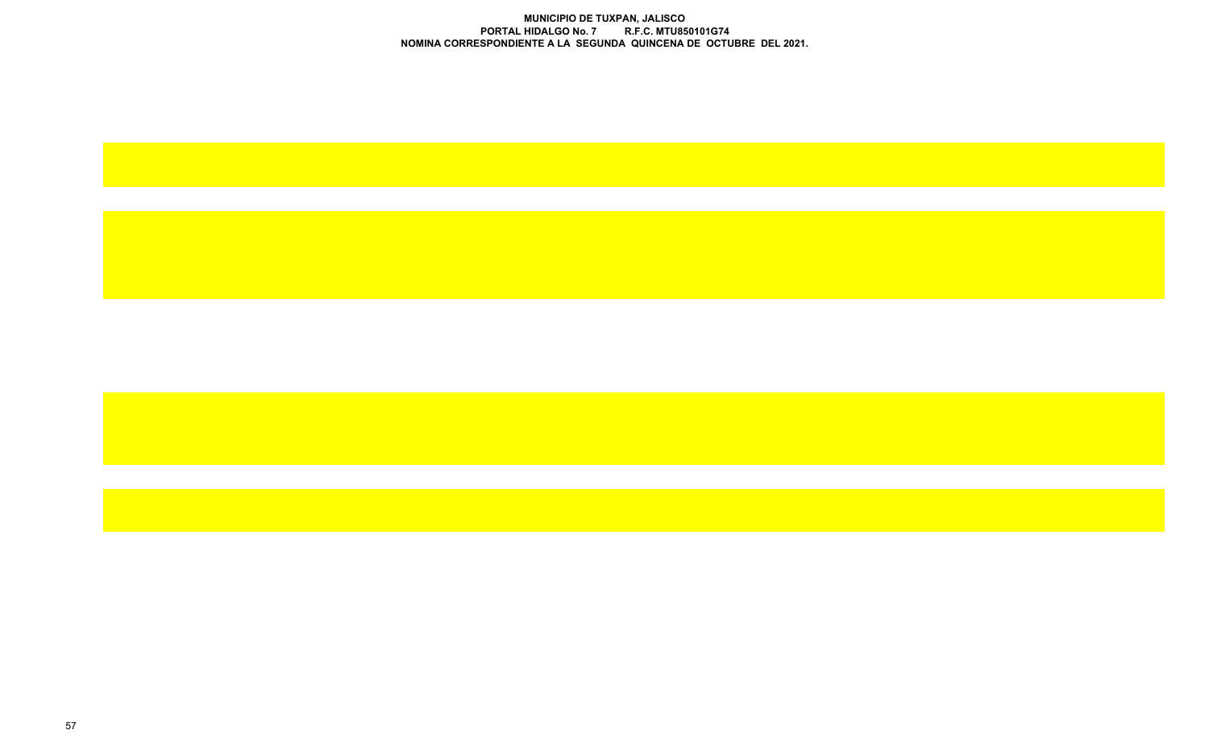**MUNICIPIO DE TUXPAN, JALISCO**
**PORTAL HIDALGO No. 7 R.F.C. MTU850101G74**
**NOMINA CORRESPONDIENTE A LA SEGUNDA QUINCENA DE OCTUBRE DEL 2021.**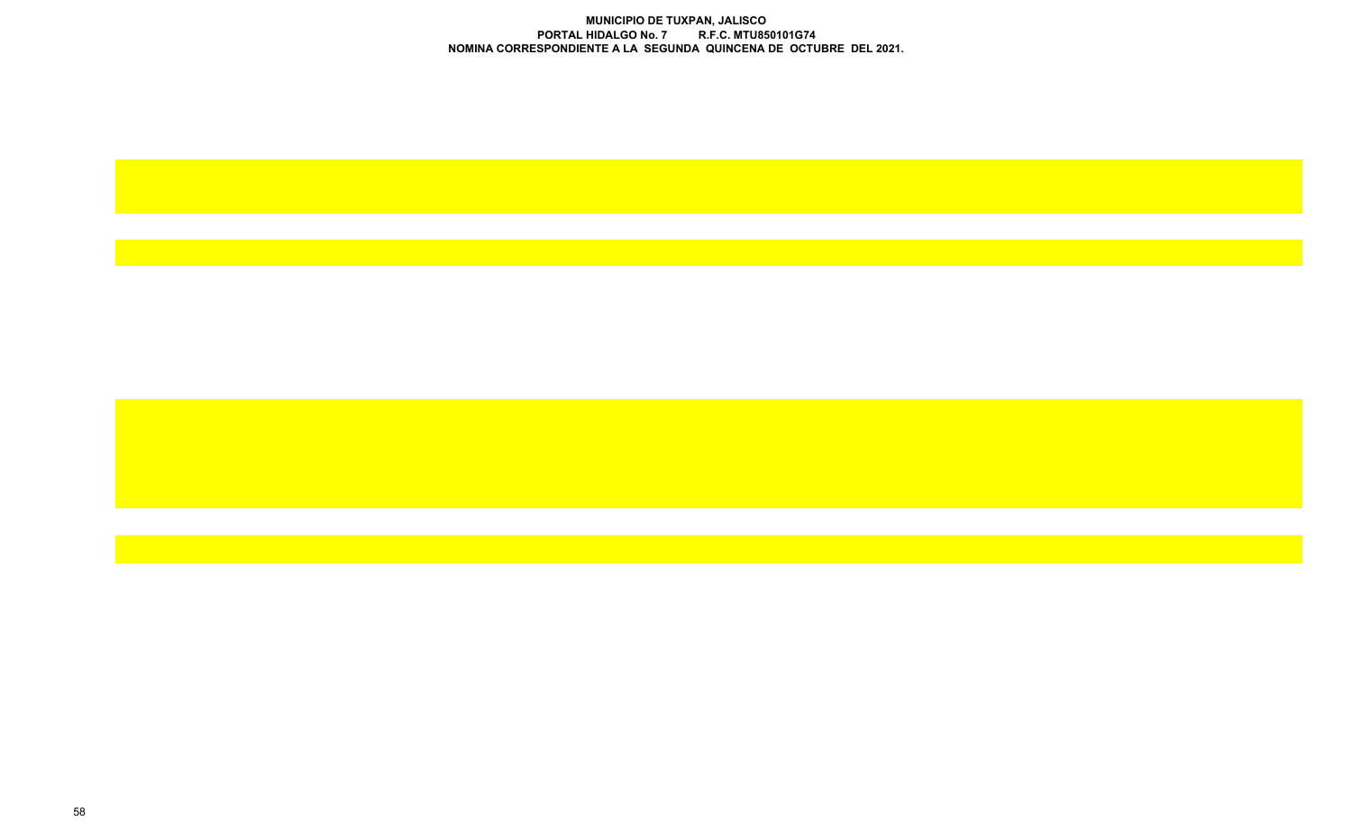**MUNICIPIO DE TUXPAN, JALISCO**
**PORTAL HIDALGO No. 7 R.F.C. MTU850101G74**
**NOMINA CORRESPONDIENTE A LA SEGUNDA QUINCENA DE OCTUBRE DEL 2021.**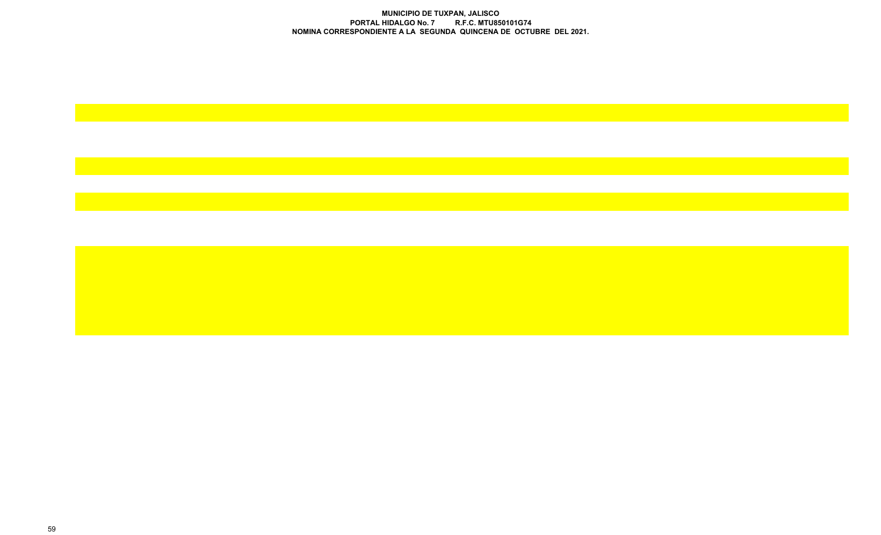**MUNICIPIO DE TUXPAN, JALISCO**
**PORTAL HIDALGO No. 7 R.F.C. MTU850101G74**
**NOMINA CORRESPONDIENTE A LA SEGUNDA QUINCENA DE OCTUBRE DEL 2021.**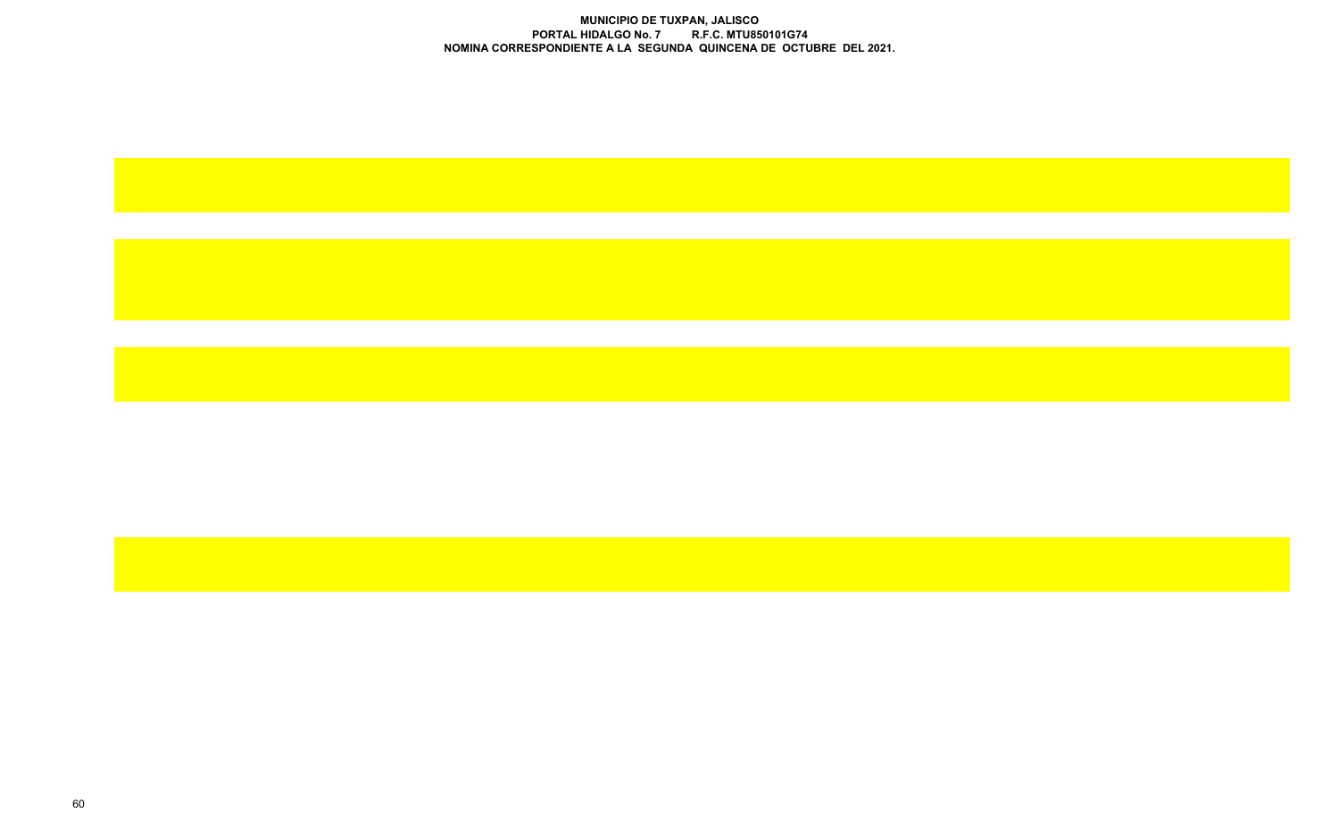**MUNICIPIO DE TUXPAN, JALISCO**

**PORTAL HIDALGO No. 7 R.F.C. MTU850101G74**

**NOMINA CORRESPONDIENTE A LA SEGUNDA QUINCENA DE OCTUBRE DEL 2021.**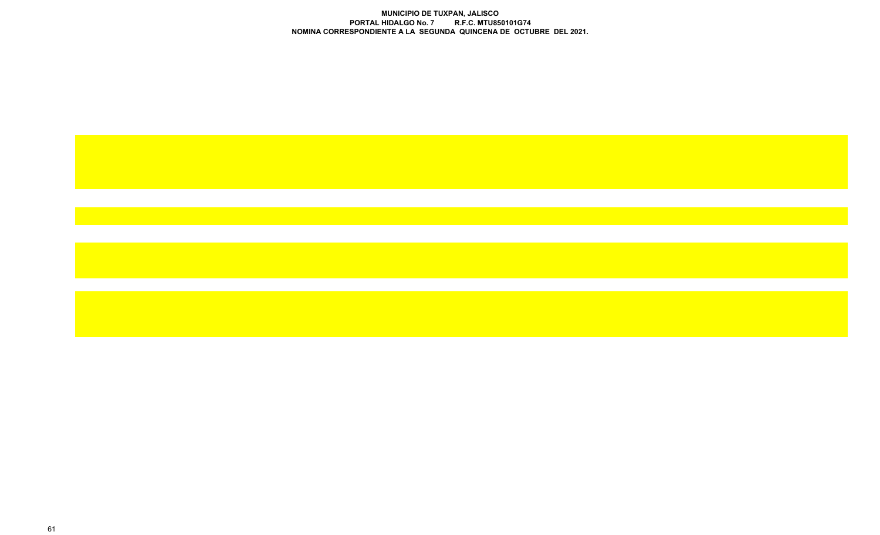**MUNICIPIO DE TUXPAN, JALISCO**
**PORTAL HIDALGO No. 7 R.F.C. MTU850101G74**
**NOMINA CORRESPONDIENTE A LA SEGUNDA QUINCENA DE OCTUBRE DEL 2021.**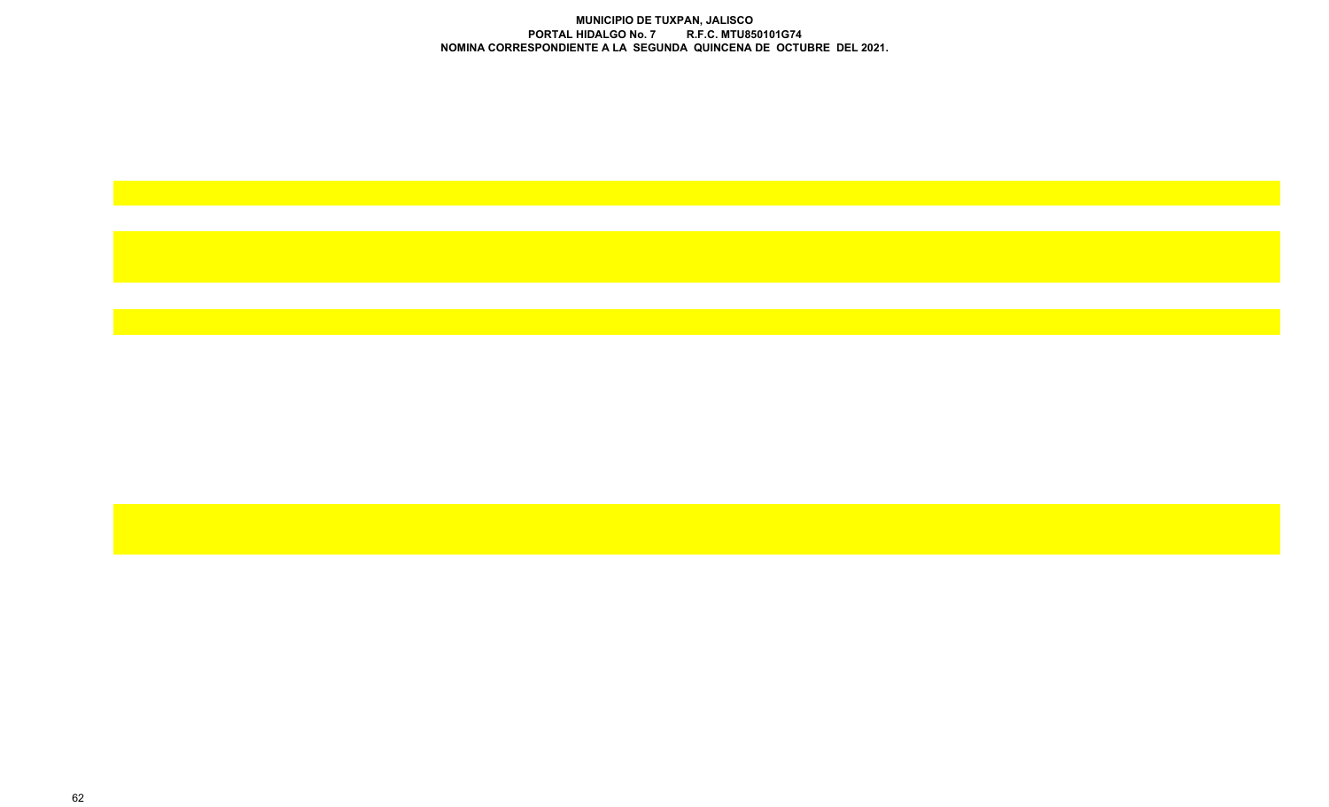**MUNICIPIO DE TUXPAN, JALISCO**
**PORTAL HIDALGO No. 7 R.F.C. MTU850101G74**
**NOMINA CORRESPONDIENTE A LA SEGUNDA QUINCENA DE OCTUBRE DEL 2021.**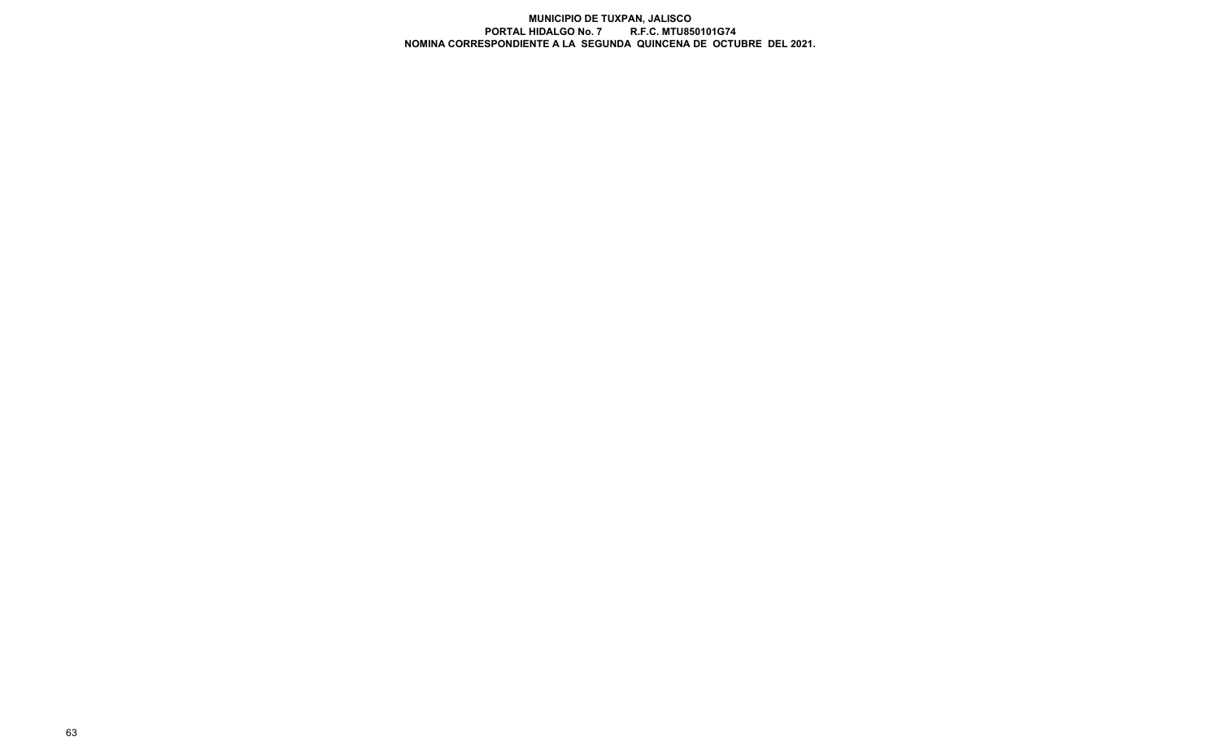**MUNICIPIO DE TUXPAN, JALISCO**
**PORTAL HIDALGO No. 7 R.F.C. MTU850101G74**
**NOMINA CORRESPONDIENTE A LA SEGUNDA QUINCENA DE OCTUBRE DEL 2021.**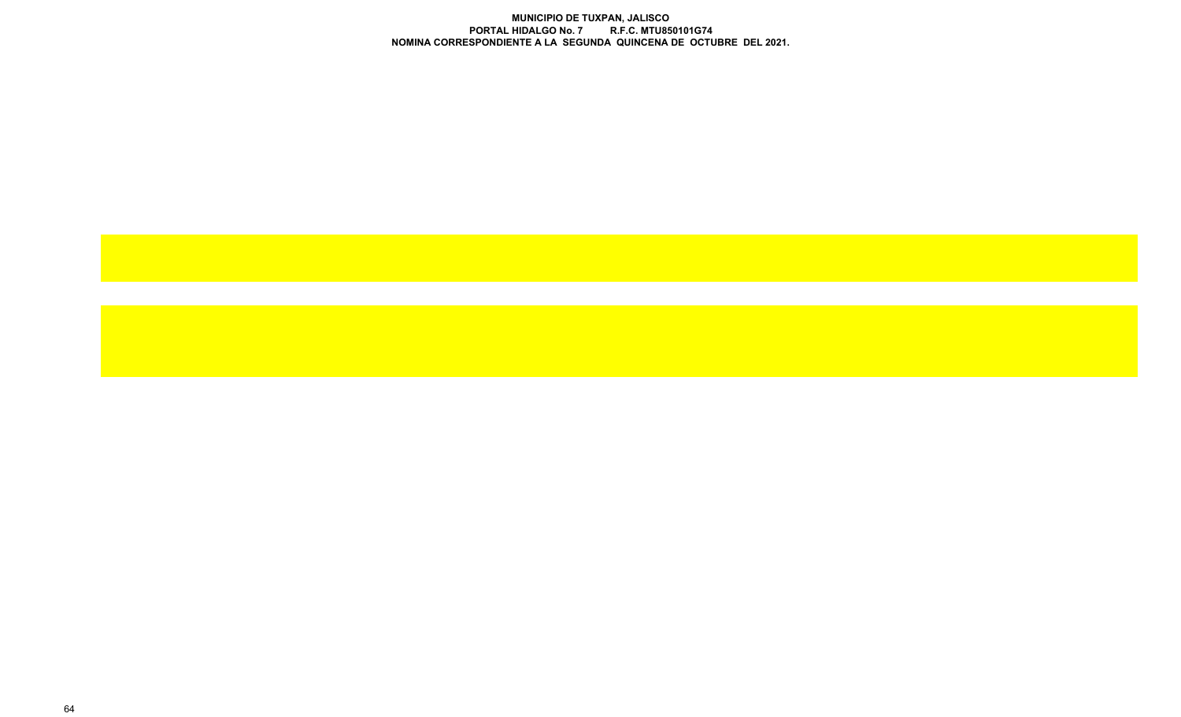**MUNICIPIO DE TUXPAN, JALISCO**
**PORTAL HIDALGO No. 7 R.F.C. MTU850101G74**
**NOMINA CORRESPONDIENTE A LA SEGUNDA QUINCENA DE OCTUBRE DEL 2021.**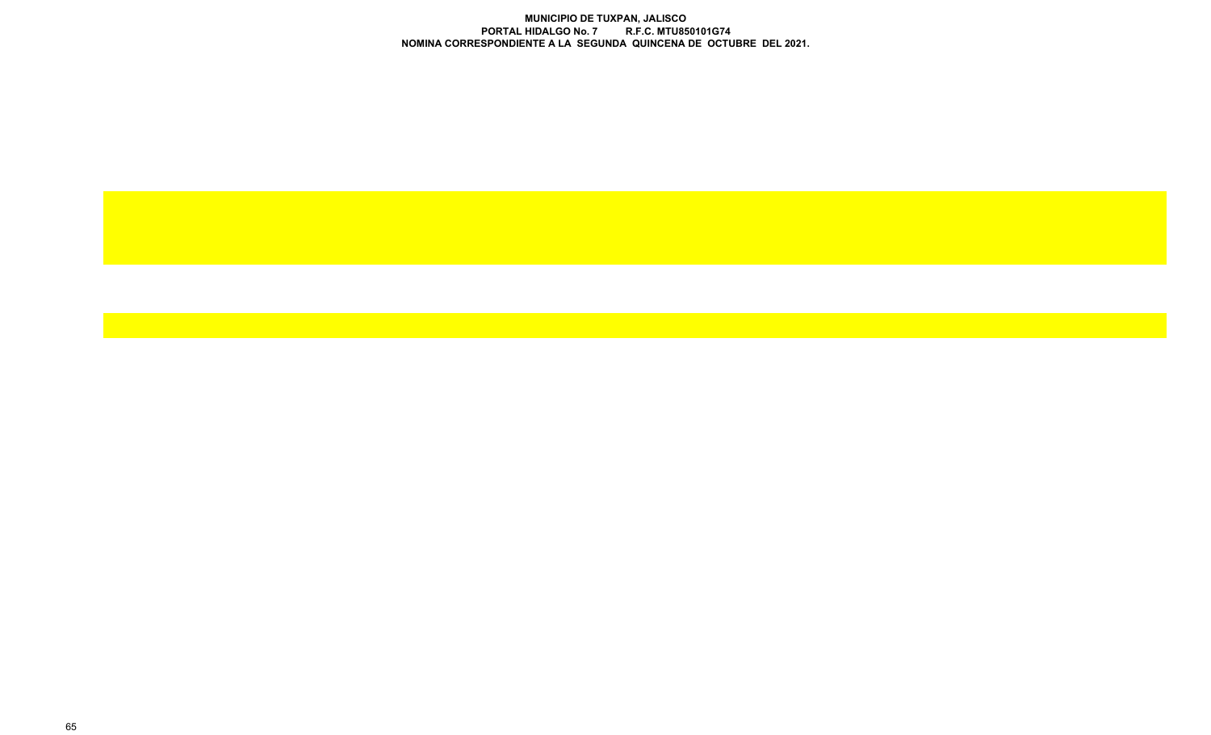**MUNICIPIO DE TUXPAN, JALISCO**
**PORTAL HIDALGO No. 7 R.F.C. MTU850101G74**
**NOMINA CORRESPONDIENTE A LA SEGUNDA QUINCENA DE OCTUBRE DEL 2021.**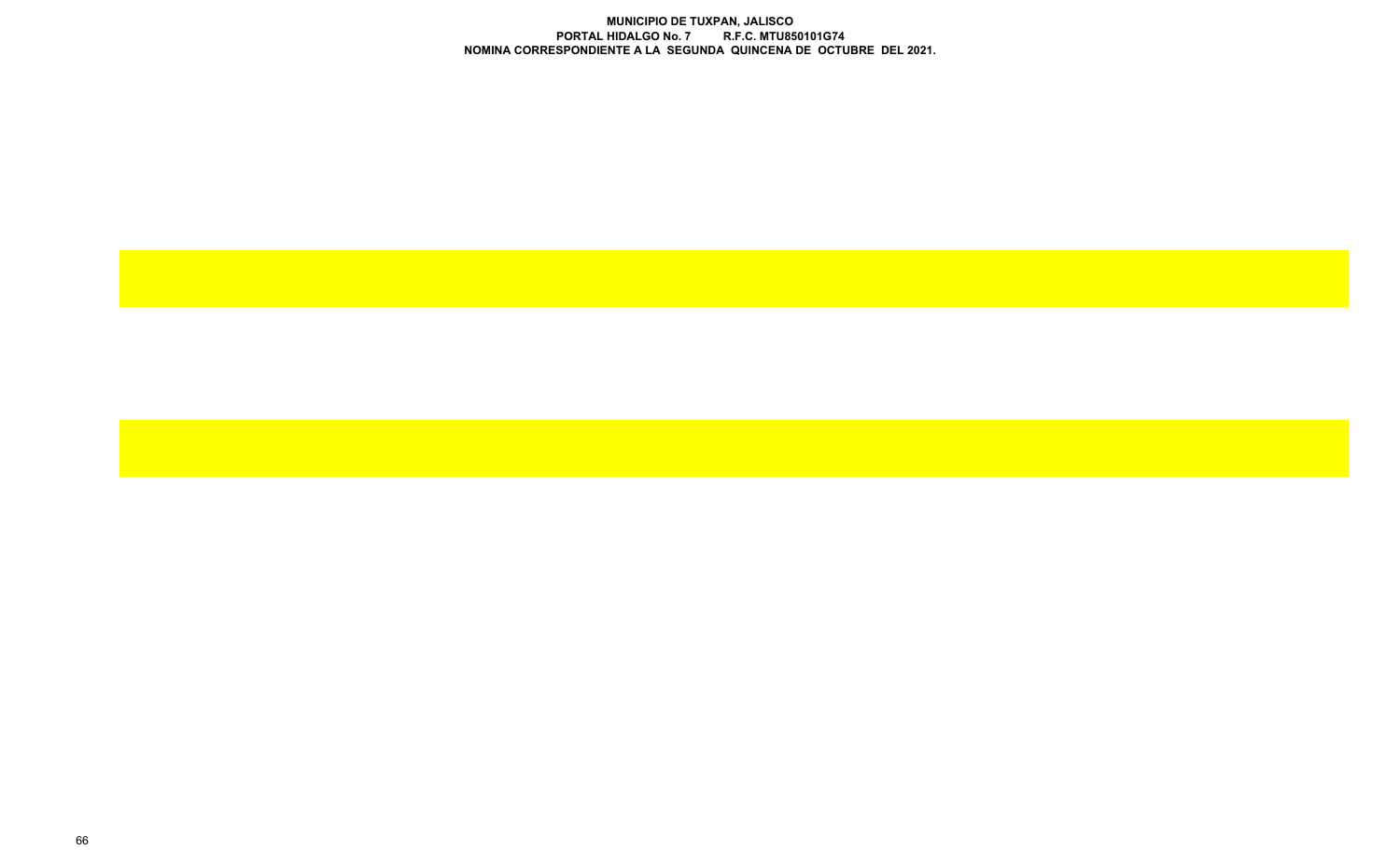**MUNICIPIO DE TUXPAN, JALISCO**
**PORTAL HIDALGO No. 7 R.F.C. MTU850101G74**
**NOMINA CORRESPONDIENTE A LA SEGUNDA QUINCENA DE OCTUBRE DEL 2021.**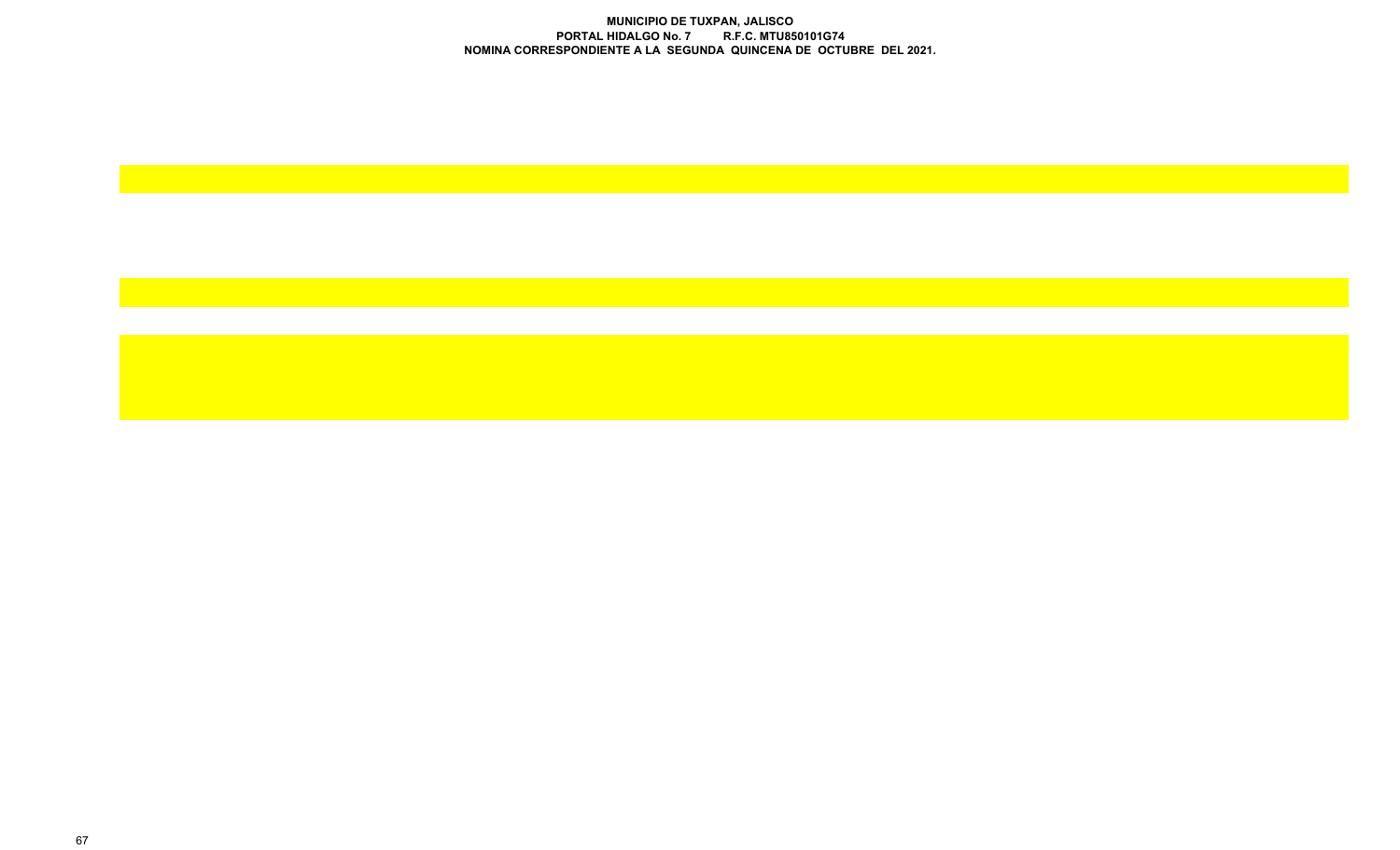**MUNICIPIO DE TUXPAN, JALISCO**
**PORTAL HIDALGO No. 7 R.F.C. MTU850101G74**
**NOMINA CORRESPONDIENTE A LA SEGUNDA QUINCENA DE OCTUBRE DEL 2021.**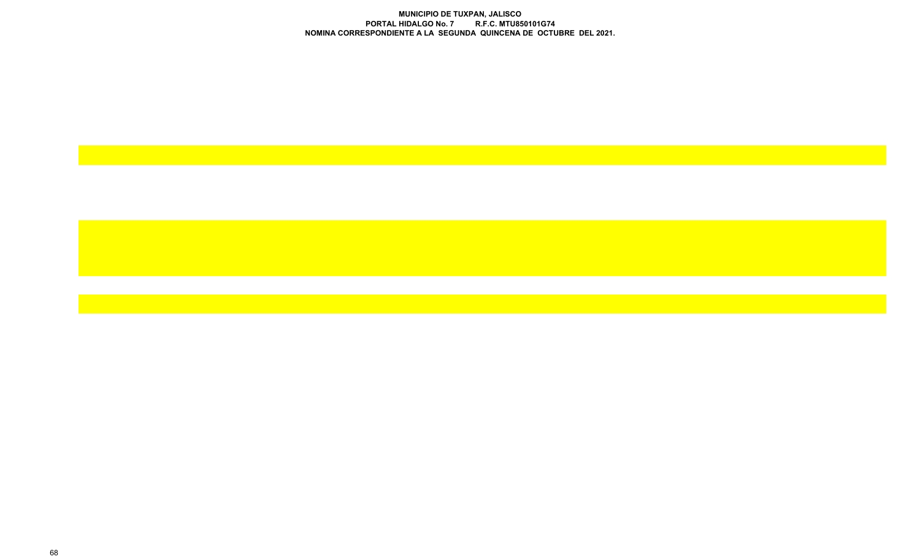**MUNICIPIO DE TUXPAN, JALISCO**
**PORTAL HIDALGO No. 7 R.F.C. MTU850101G74**
**NOMINA CORRESPONDIENTE A LA SEGUNDA QUINCENA DE OCTUBRE DEL 2021.**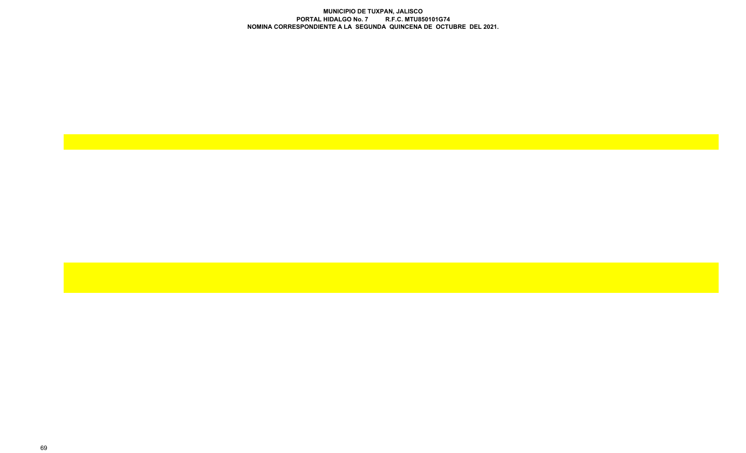**MUNICIPIO DE TUXPAN, JALISCO**
**PORTAL HIDALGO No. 7 R.F.C. MTU850101G74**
**NOMINA CORRESPONDIENTE A LA SEGUNDA QUINCENA DE OCTUBRE DEL 2021.**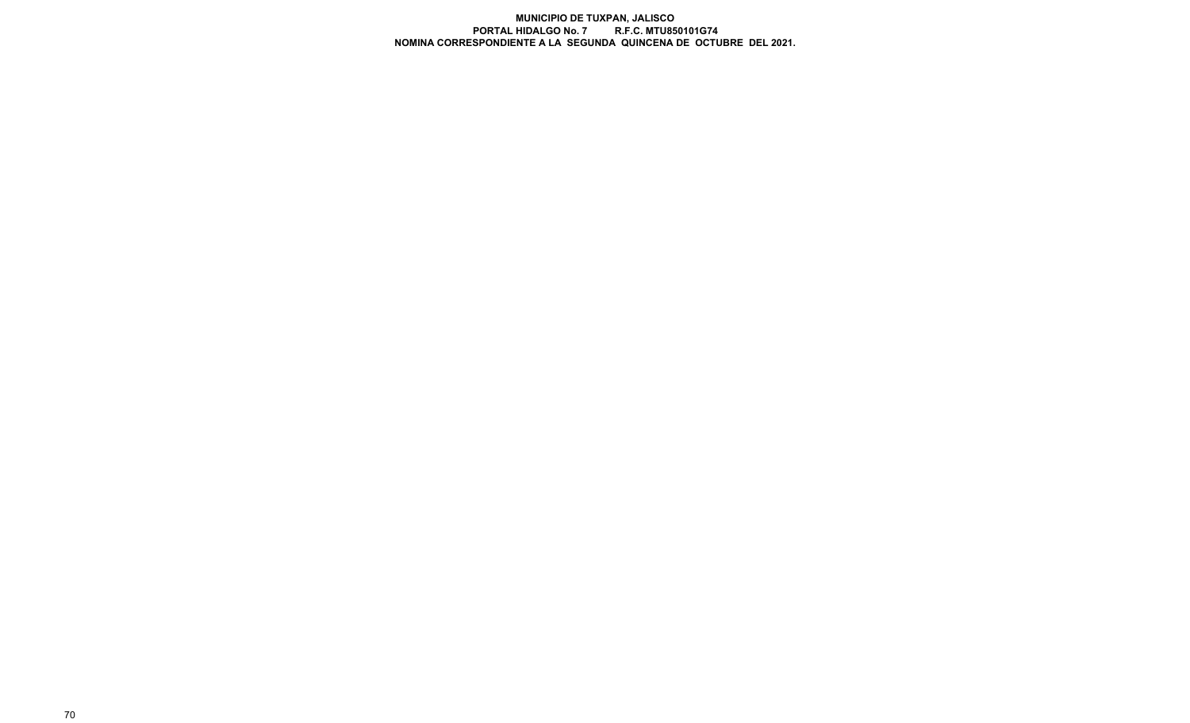**MUNICIPIO DE TUXPAN, JALISCO**
**PORTAL HIDALGO No. 7 R.F.C. MTU850101G74**
**NOMINA CORRESPONDIENTE A LA SEGUNDA QUINCENA DE OCTUBRE DEL 2021.**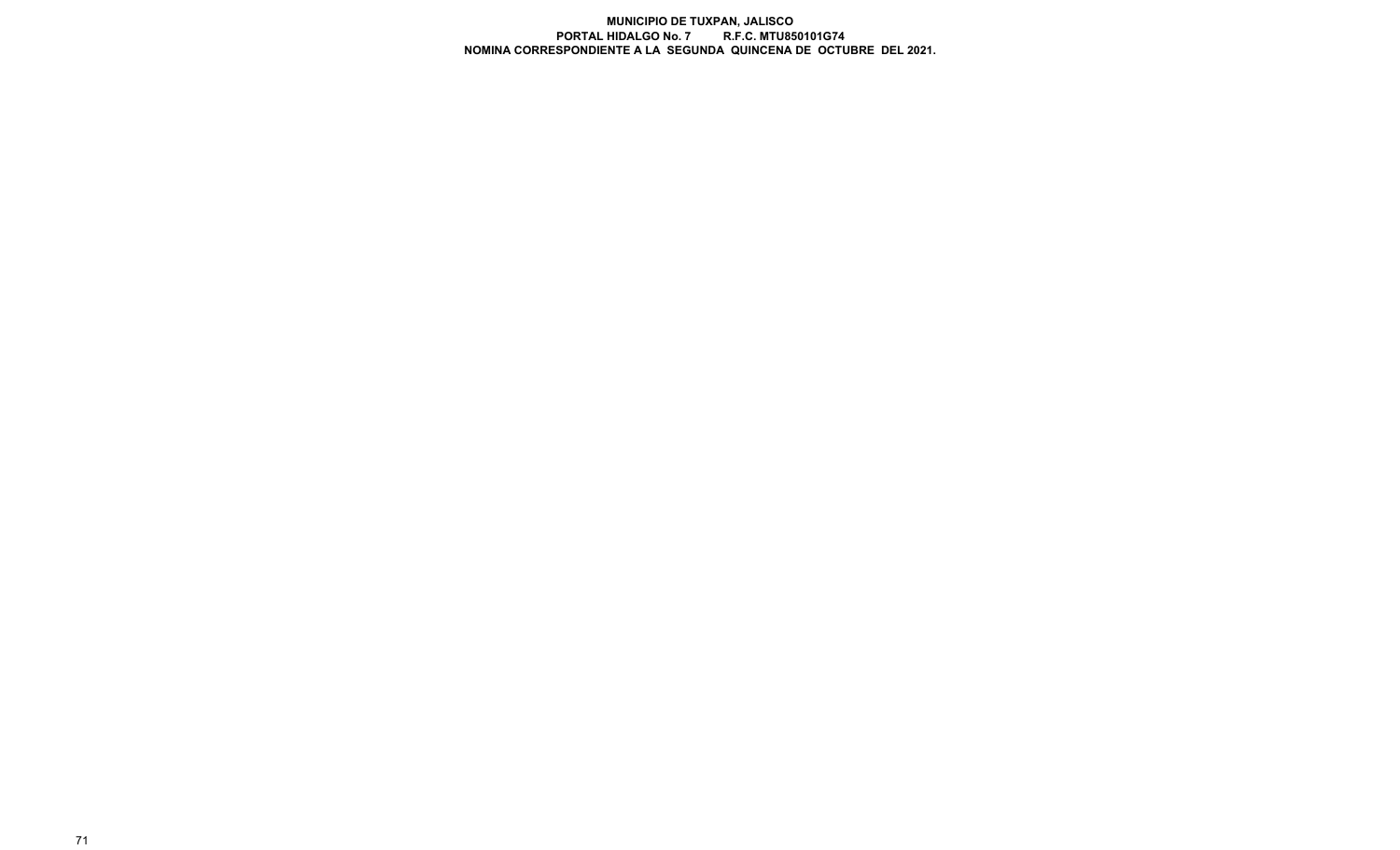MUNICIPIO DE TUXPAN, JALISCO
PORTAL HIDALGO No. 7 R.F.C. MTU850101G74
NOMINA CORRESPONDIENTE A LA SEGUNDA QUINCENA DE OCTUBRE DEL 2021.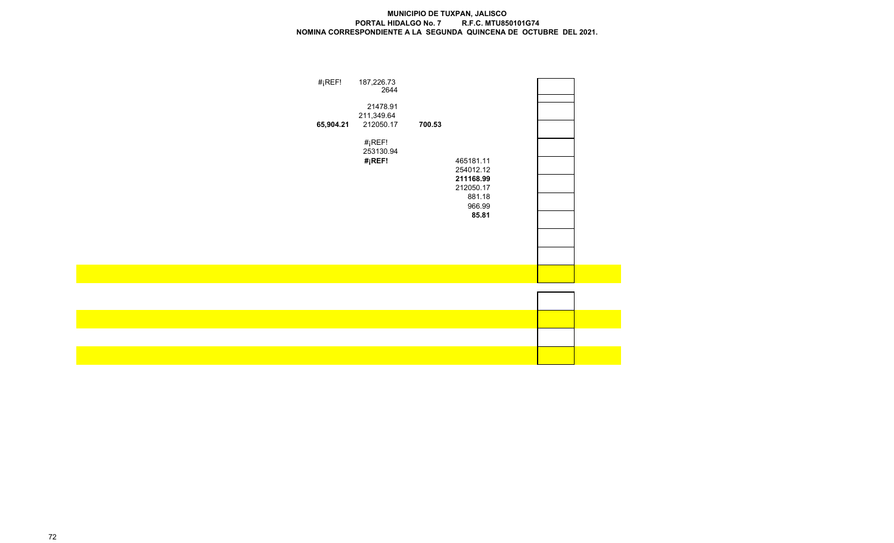**MUNICIPIO DE TUXPAN, JALISCO**
**PORTAL HIDALGO No. 7 R.F.C. MTU850101G74**
**NOMINA CORRESPONDIENTE A LA SEGUNDA QUINCENA DE OCTUBRE DEL 2021.**

| | | | |
|---|---|---|---|
| #¡REF! | 187,226.73 | | |
| | 2644 | | |
| | 21478.91 | | |
| | 211,349.64 | | |
| **65,904.21** | 212050.17 | **700.53** | |
| | #¡REF! | | |
| | 253130.94 | | |
| | **#¡REF!** | | 465181.11 |
| | | | 254012.12 |
| | | | **211168.99** |
| | | | 212050.17 |
| | | | 881.18 |
| | | | 966.99 |
| | | | **85.81** |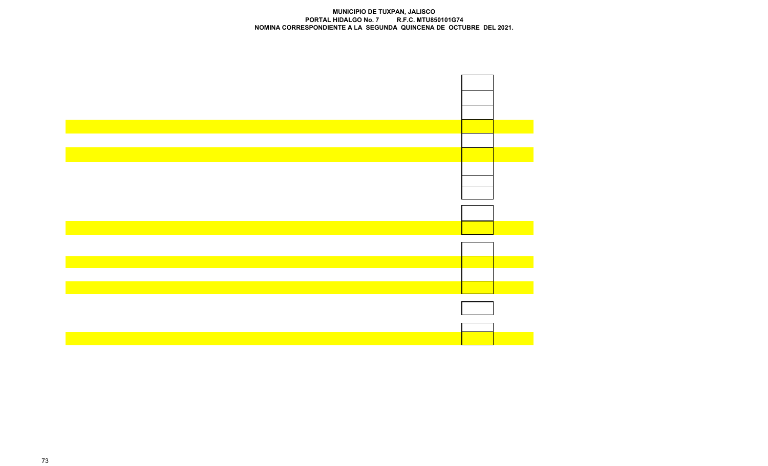**MUNICIPIO DE TUXPAN, JALISCO**
**PORTAL HIDALGO No. 7 R.F.C. MTU850101G74**
**NOMINA CORRESPONDIENTE A LA SEGUNDA QUINCENA DE OCTUBRE DEL 2021.**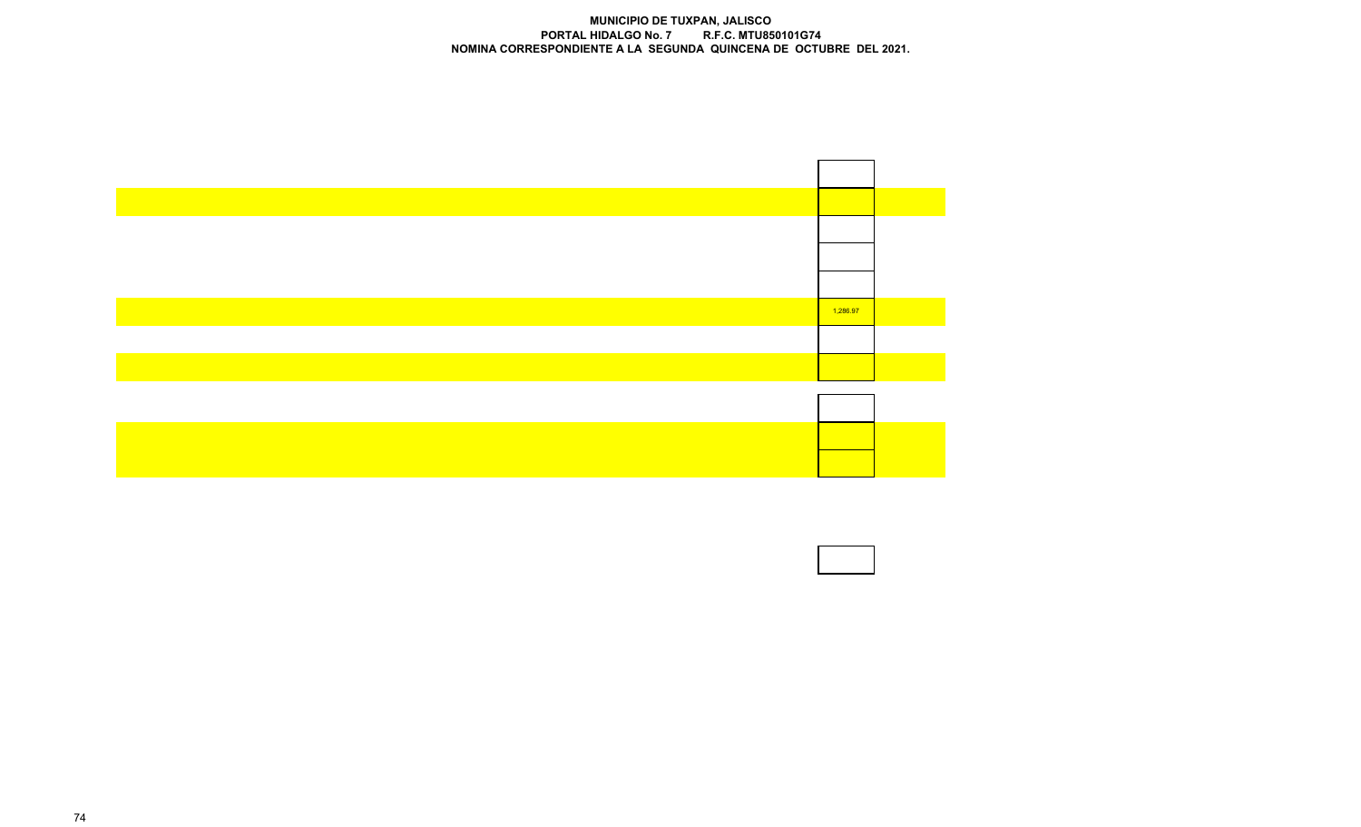**MUNICIPIO DE TUXPAN, JALISCO**
**PORTAL HIDALGO No. 7 R.F.C. MTU850101G74**
**NOMINA CORRESPONDIENTE A LA SEGUNDA QUINCENA DE OCTUBRE DEL 2021.**

| |
|---|
| |
| |
| |
| |
| |
| 1,286.97 |
| |
| |
| |
| |
| |
| |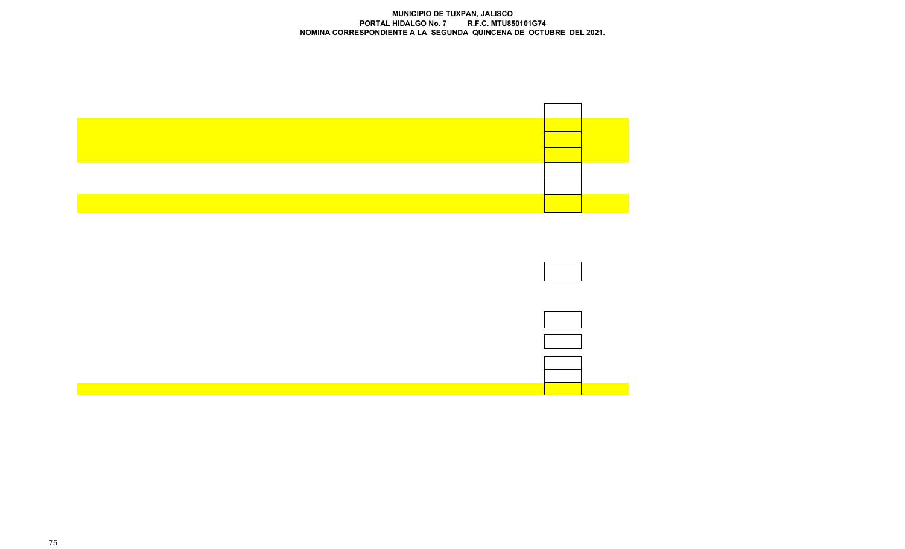**MUNICIPIO DE TUXPAN, JALISCO**
**PORTAL HIDALGO No. 7 R.F.C. MTU850101G74**
**NOMINA CORRESPONDIENTE A LA SEGUNDA QUINCENA DE OCTUBRE DEL 2021.**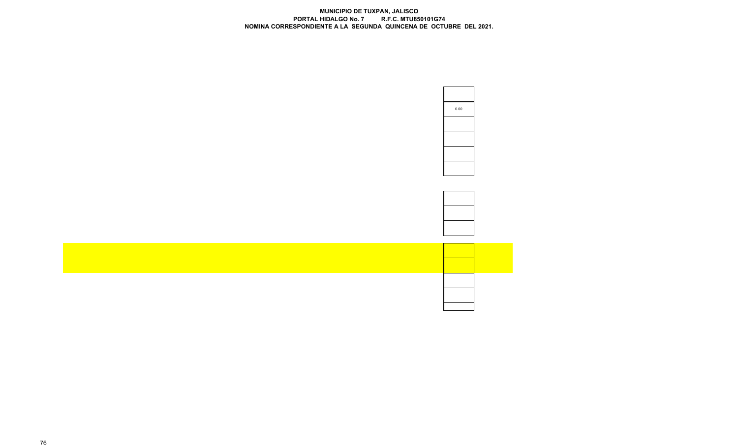**MUNICIPIO DE TUXPAN, JALISCO**
**PORTAL HIDALGO No. 7 R.F.C. MTU850101G74**
**NOMINA CORRESPONDIENTE A LA SEGUNDA QUINCENA DE OCTUBRE DEL 2021.**

| |
|---|
| 0.00 |
| |
| |
| |
| |
| |
| |
| |
| |
| |
| |
| |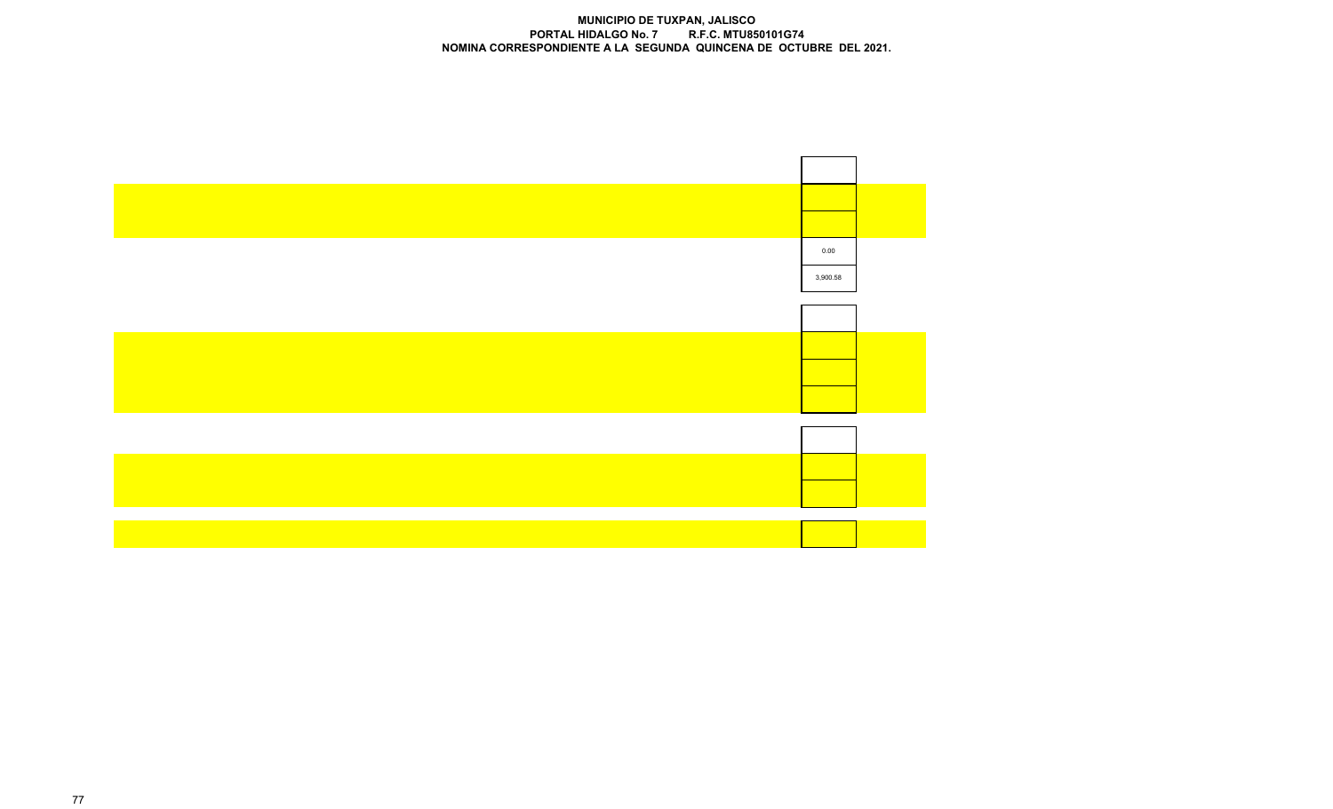**MUNICIPIO DE TUXPAN, JALISCO**
**PORTAL HIDALGO No. 7 R.F.C. MTU850101G74**
**NOMINA CORRESPONDIENTE A LA SEGUNDA QUINCENA DE OCTUBRE DEL 2021.**

| |
|---|
| |
| |
| |
| 0.00 |
| 3,900.58 |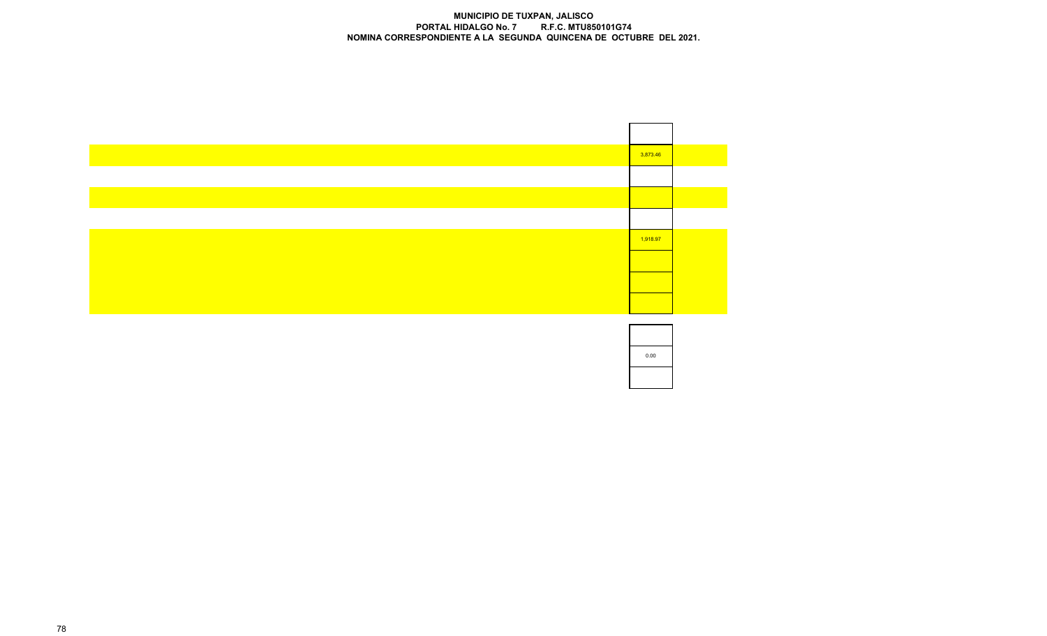**MUNICIPIO DE TUXPAN, JALISCO**
**PORTAL HIDALGO No. 7 R.F.C. MTU850101G74**
**NOMINA CORRESPONDIENTE A LA SEGUNDA QUINCENA DE OCTUBRE DEL 2021.**

| |
|---|
| |
| 3,873.46 |
| |
| |
| |
| 1,918.97 |
| |
| |
| |

| |
|---|
| |
| 0.00 |
| |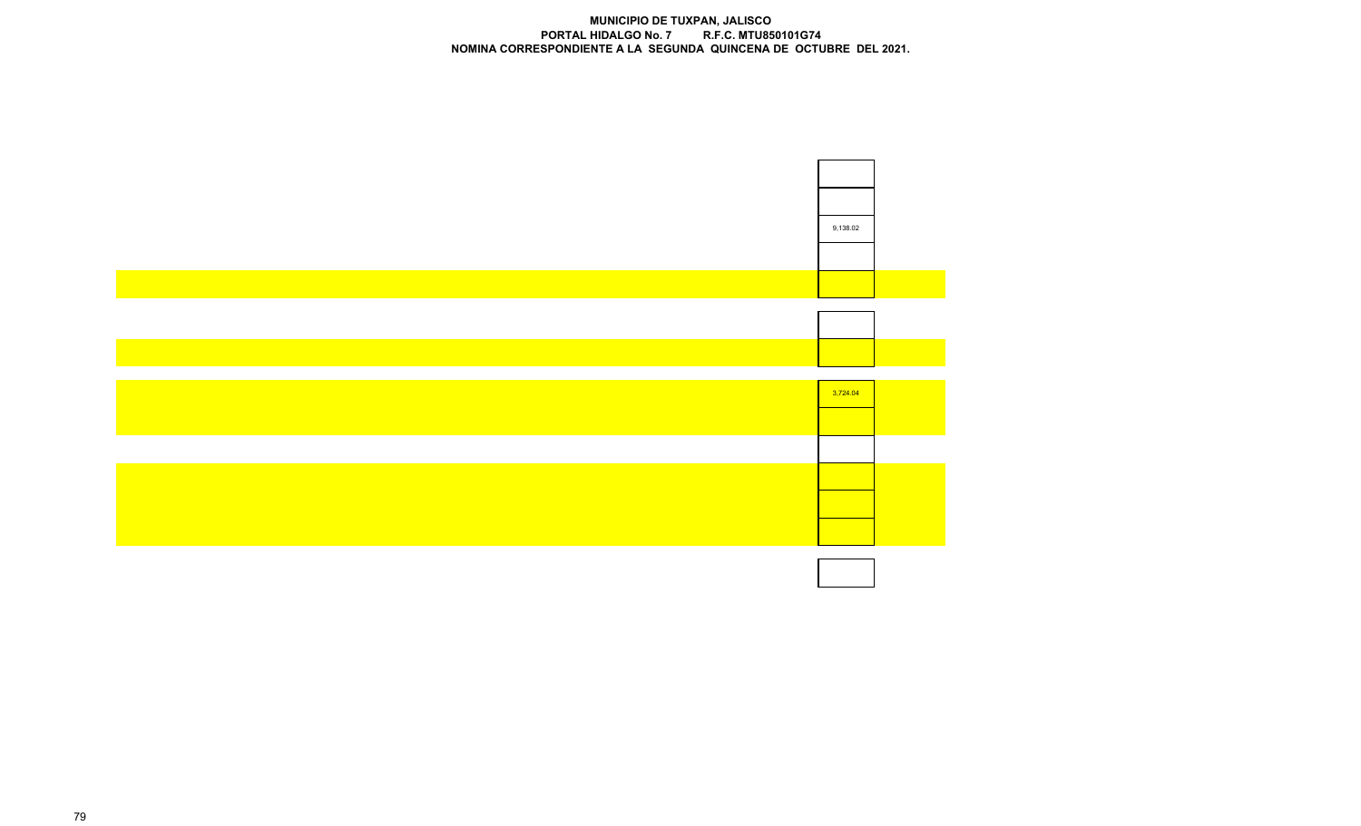**MUNICIPIO DE TUXPAN, JALISCO**
**PORTAL HIDALGO No. 7 R.F.C. MTU850101G74**
**NOMINA CORRESPONDIENTE A LA SEGUNDA QUINCENA DE OCTUBRE DEL 2021.**

| |
|---|
| |
| |
| 9,138.02 |
| |
| |
| |
| |
| 3,724.04 |
| |
| |
| |
| |
| |
| |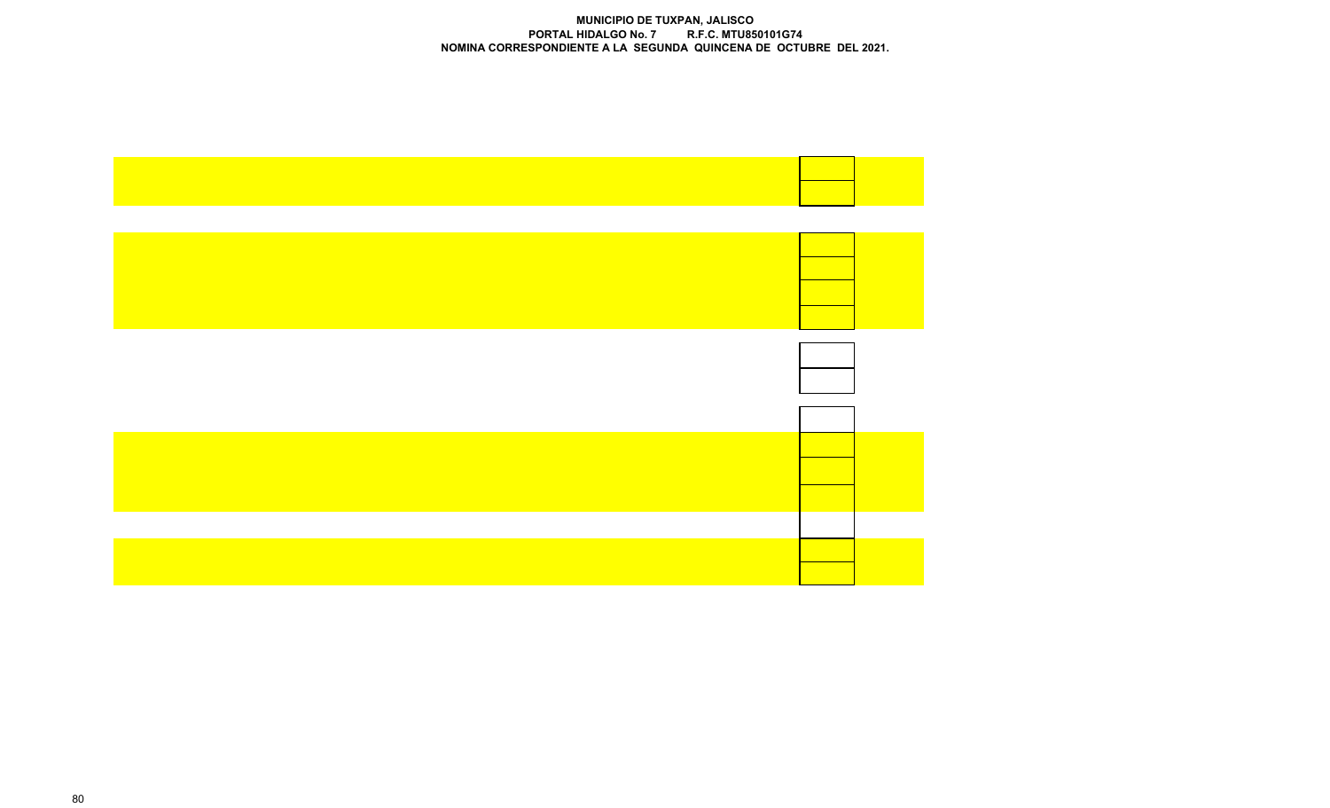**MUNICIPIO DE TUXPAN, JALISCO**
**PORTAL HIDALGO No. 7 R.F.C. MTU850101G74**
**NOMINA CORRESPONDIENTE A LA SEGUNDA QUINCENA DE OCTUBRE DEL 2021.**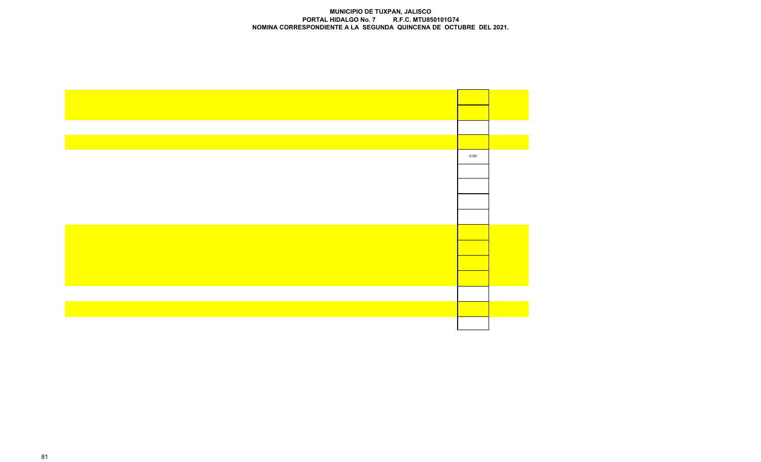**MUNICIPIO DE TUXPAN, JALISCO**
**PORTAL HIDALGO No. 7 R.F.C. MTU850101G74**
**NOMINA CORRESPONDIENTE A LA SEGUNDA QUINCENA DE OCTUBRE DEL 2021.**

| | | |
|---|---|---|
| | | |
| | | |
| | | |
| | | |
| | 0.00 | |
| | | |
| | | |
| | | |
| | | |
| | | |
| | | |
| | | |
| | | |
| | | |
| | | |
| | | |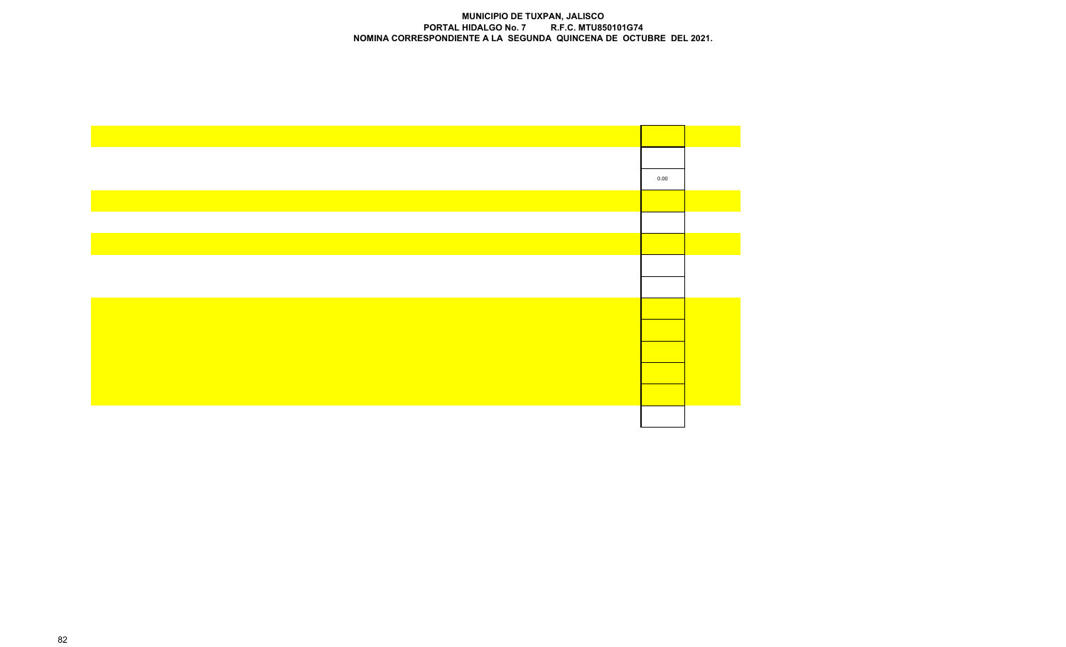**MUNICIPIO DE TUXPAN, JALISCO**
**PORTAL HIDALGO No. 7 R.F.C. MTU850101G74**
**NOMINA CORRESPONDIENTE A LA SEGUNDA QUINCENA DE OCTUBRE DEL 2021.**

| |
|---|
| |
| |
| 0.00 |
| |
| |
| |
| |
| |
| |
| |
| |
| |
| |
| |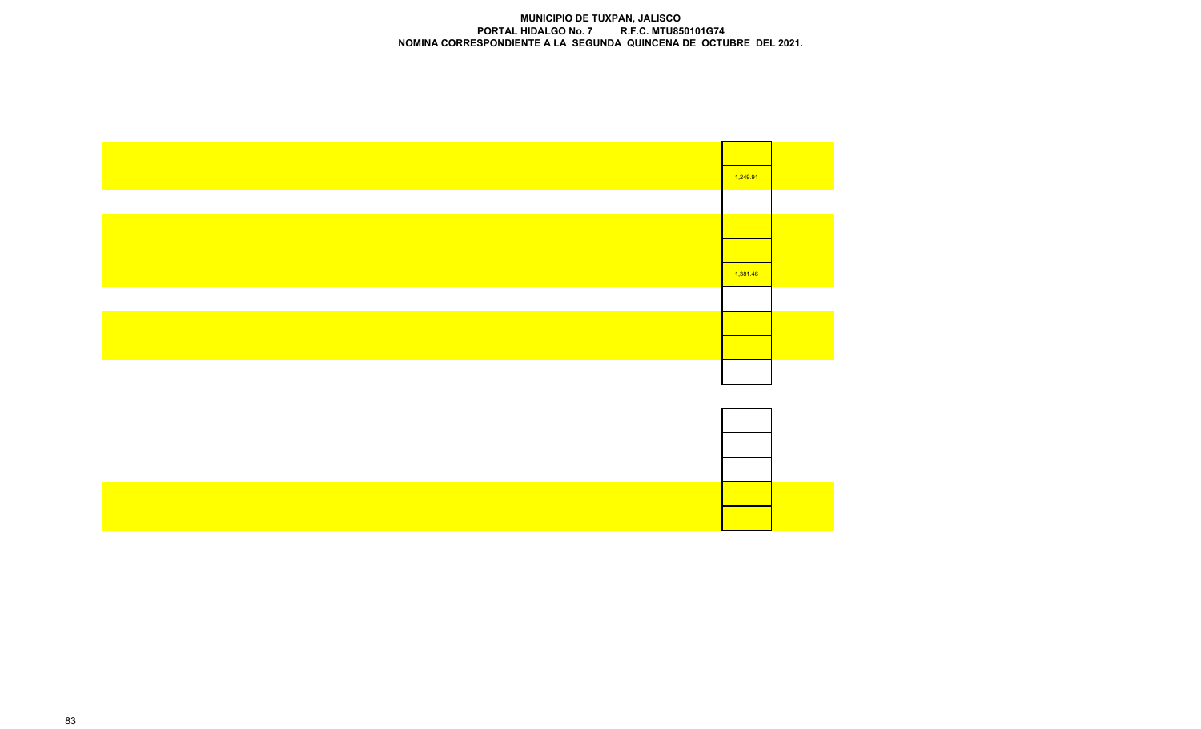**MUNICIPIO DE TUXPAN, JALISCO**
**PORTAL HIDALGO No. 7 R.F.C. MTU850101G74**
**NOMINA CORRESPONDIENTE A LA SEGUNDA QUINCENA DE OCTUBRE DEL 2021.**

| |
|---|
| |
| 1,249.91 |
| |
| |
| |
| 1,381.46 |
| |
| |
| |
| |
| |
| |
| |
| |
| |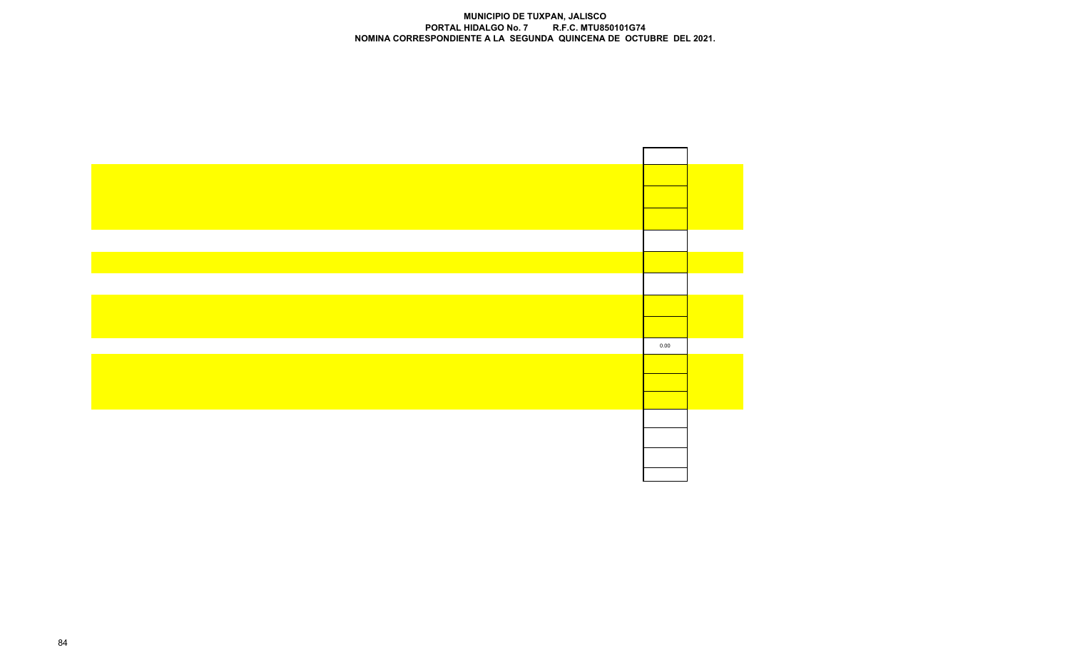**MUNICIPIO DE TUXPAN, JALISCO**
**PORTAL HIDALGO No. 7 R.F.C. MTU850101G74**
**NOMINA CORRESPONDIENTE A LA SEGUNDA QUINCENA DE OCTUBRE DEL 2021.**

| |
|---|
| |
| |
| |
| |
| |
| |
| |
| |
| 0.00 |
| |
| |
| |
| |
| |
| |
| |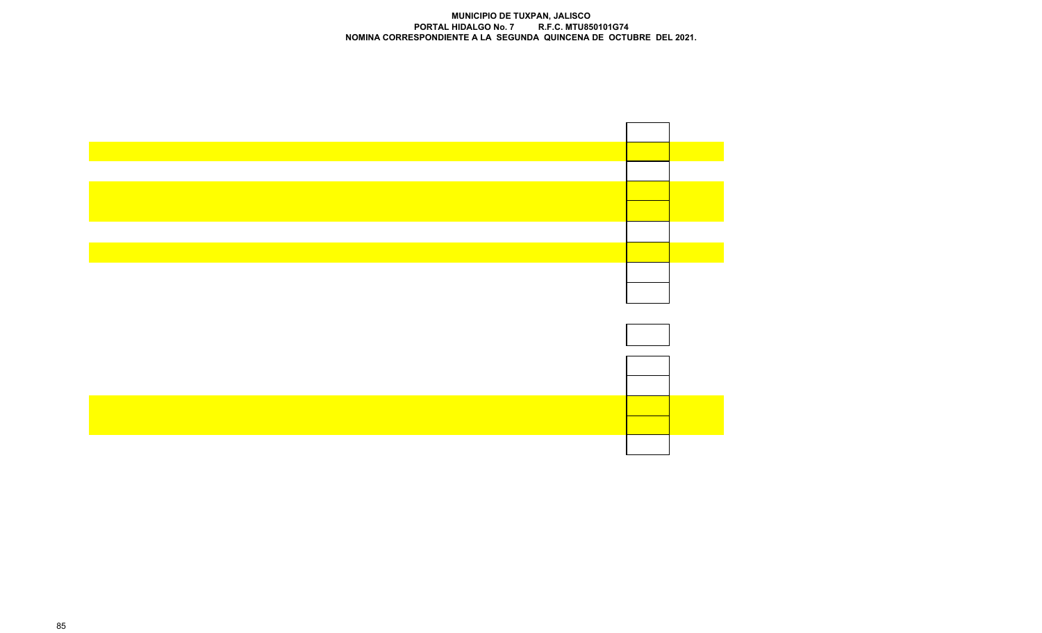**MUNICIPIO DE TUXPAN, JALISCO**
**PORTAL HIDALGO No. 7 R.F.C. MTU850101G74**
**NOMINA CORRESPONDIENTE A LA SEGUNDA QUINCENA DE OCTUBRE DEL 2021.**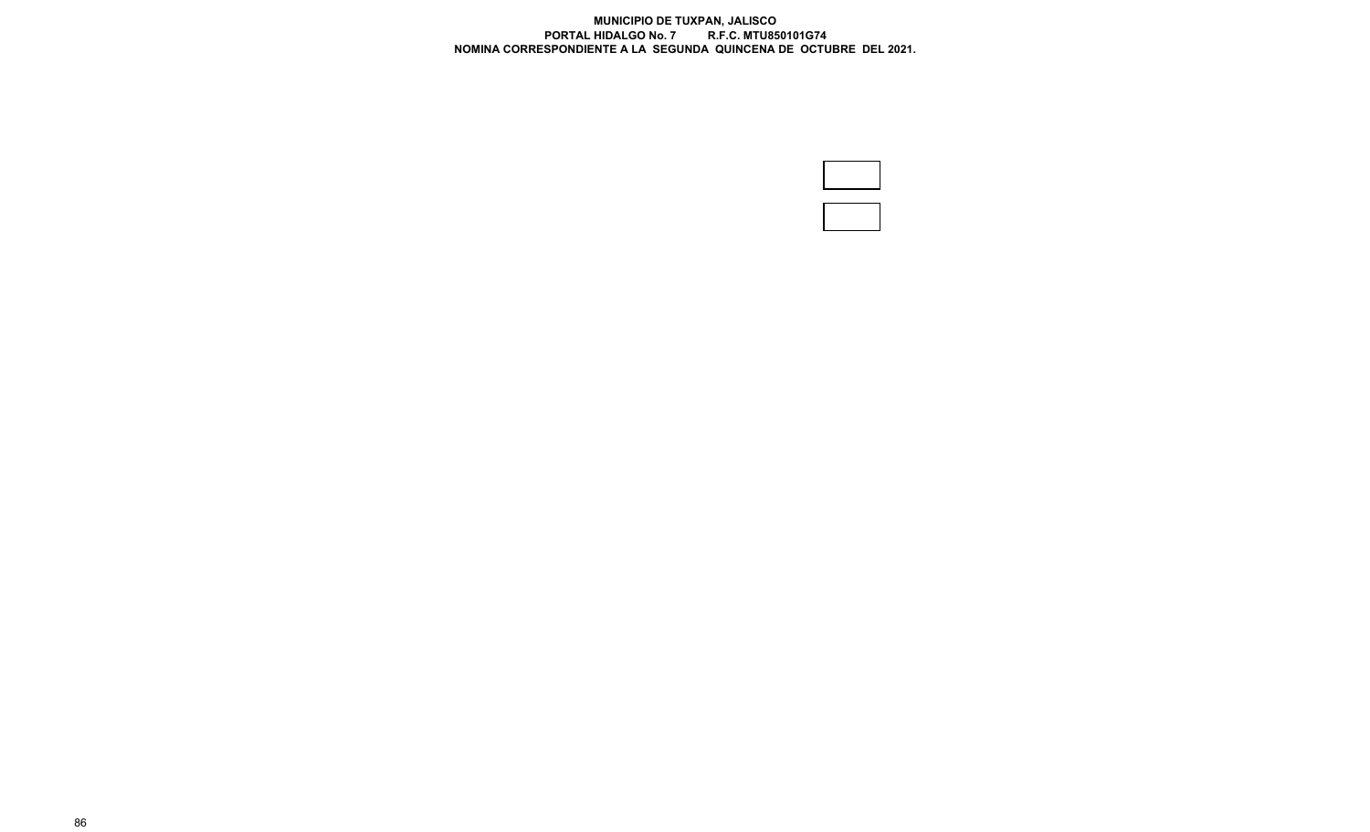**MUNICIPIO DE TUXPAN, JALISCO**

**PORTAL HIDALGO No. 7 R.F.C. MTU850101G74**

**NOMINA CORRESPONDIENTE A LA SEGUNDA QUINCENA DE OCTUBRE DEL 2021.**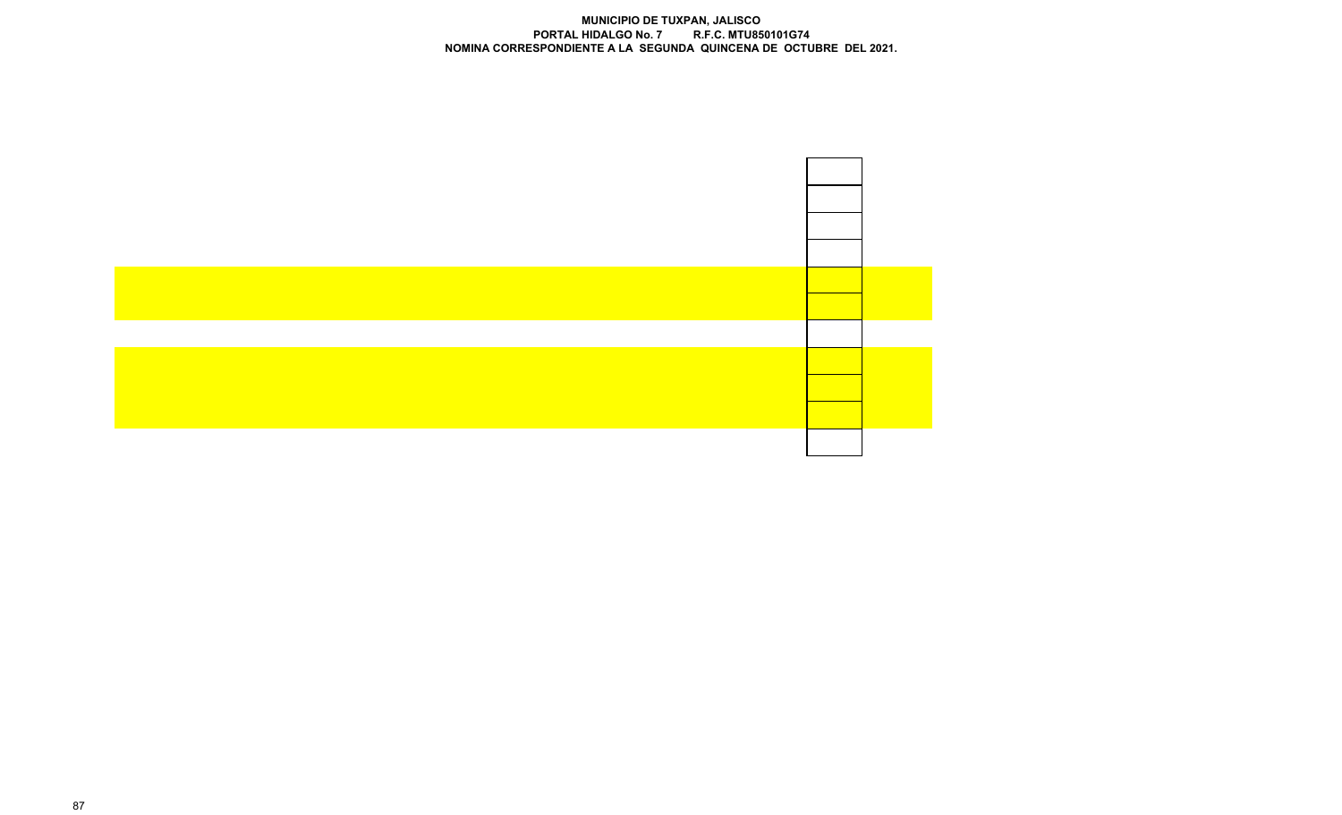**MUNICIPIO DE TUXPAN, JALISCO**
**PORTAL HIDALGO No. 7 R.F.C. MTU850101G74**
**NOMINA CORRESPONDIENTE A LA SEGUNDA QUINCENA DE OCTUBRE DEL 2021.**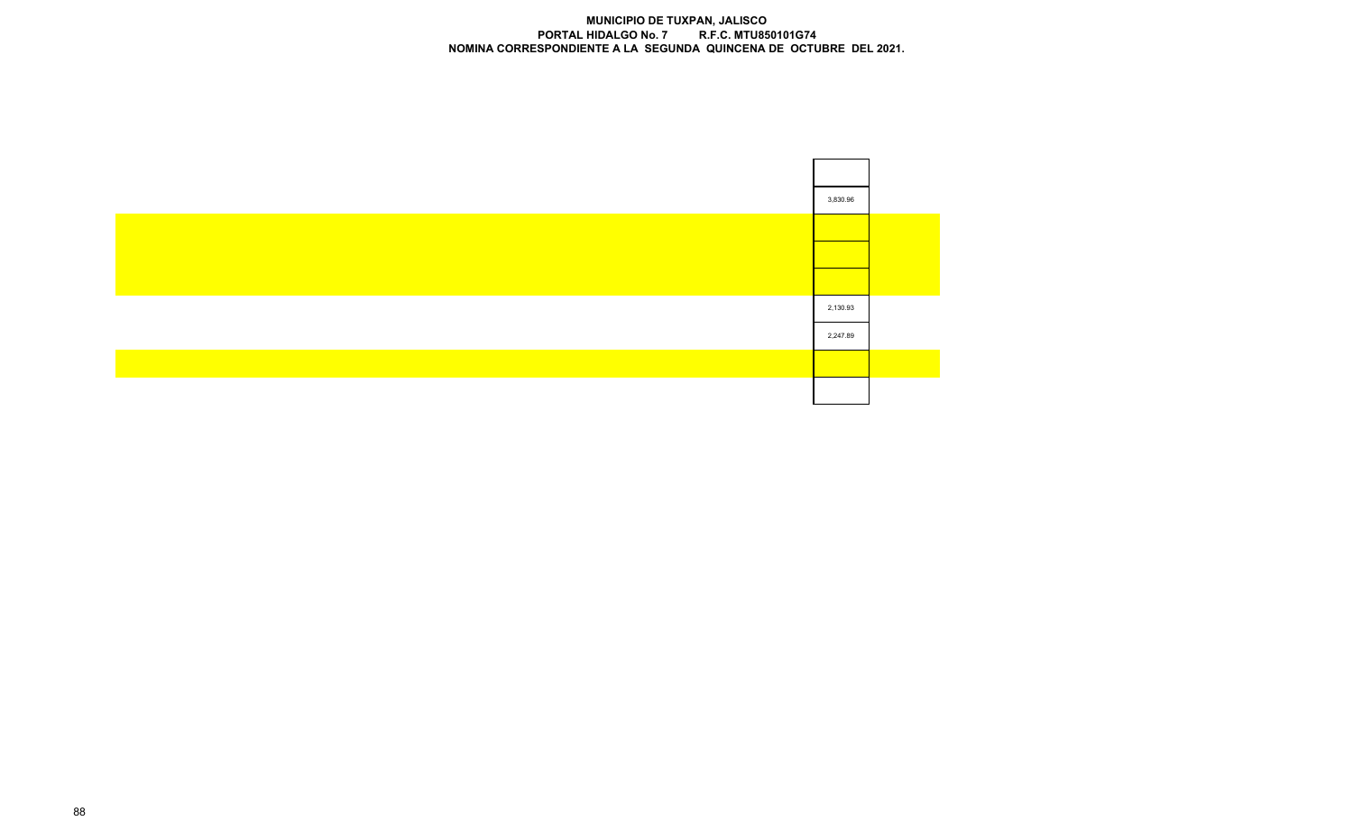**MUNICIPIO DE TUXPAN, JALISCO**
**PORTAL HIDALGO No. 7 R.F.C. MTU850101G74**
**NOMINA CORRESPONDIENTE A LA SEGUNDA QUINCENA DE OCTUBRE DEL 2021.**

| |
|---|
| |
| 3,830.96 |
| |
| |
| |
| 2,130.93 |
| 2,247.89 |
| |
| |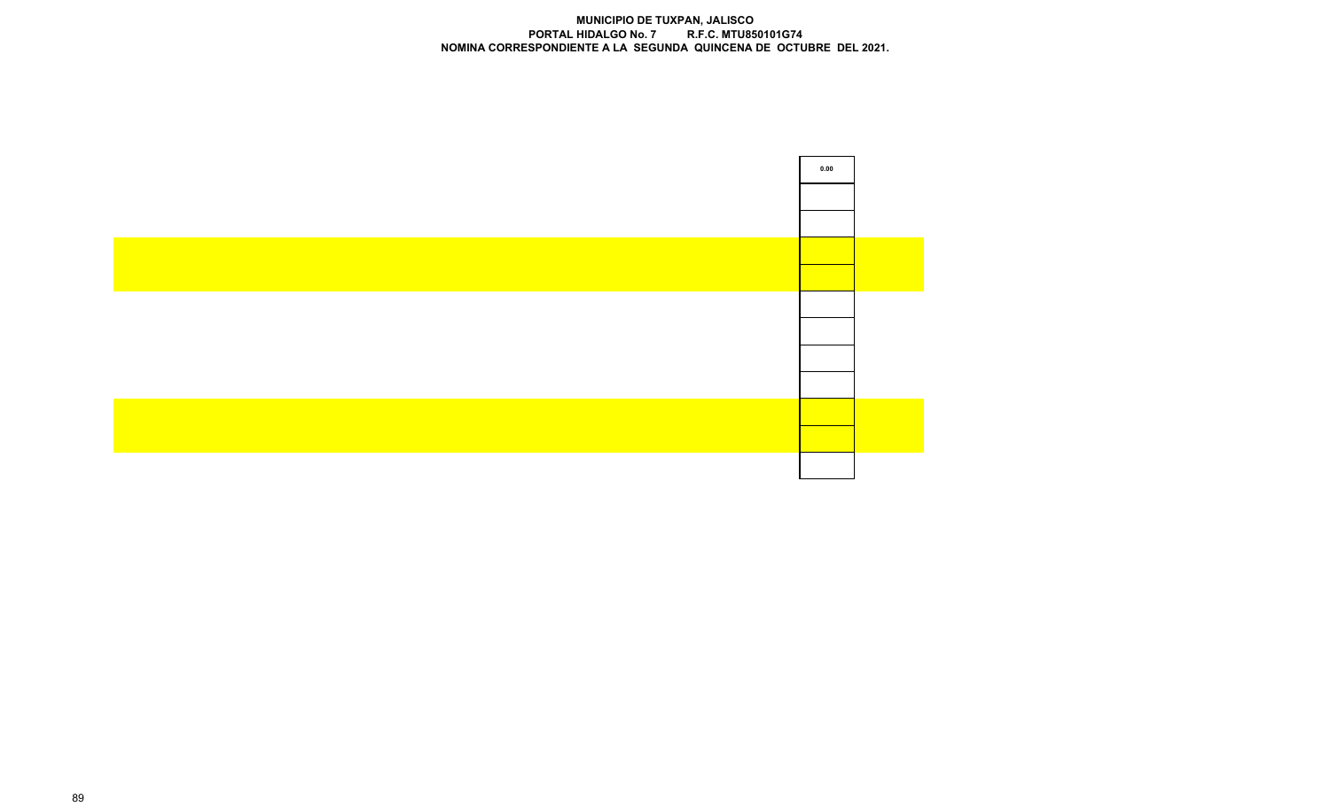**MUNICIPIO DE TUXPAN, JALISCO**
**PORTAL HIDALGO No. 7 R.F.C. MTU850101G74**
**NOMINA CORRESPONDIENTE A LA SEGUNDA QUINCENA DE OCTUBRE DEL 2021.**

| |
|---|
| 0.00 |
| |
| |
| |
| |
| |
| |
| |
| |
| |
| |
| |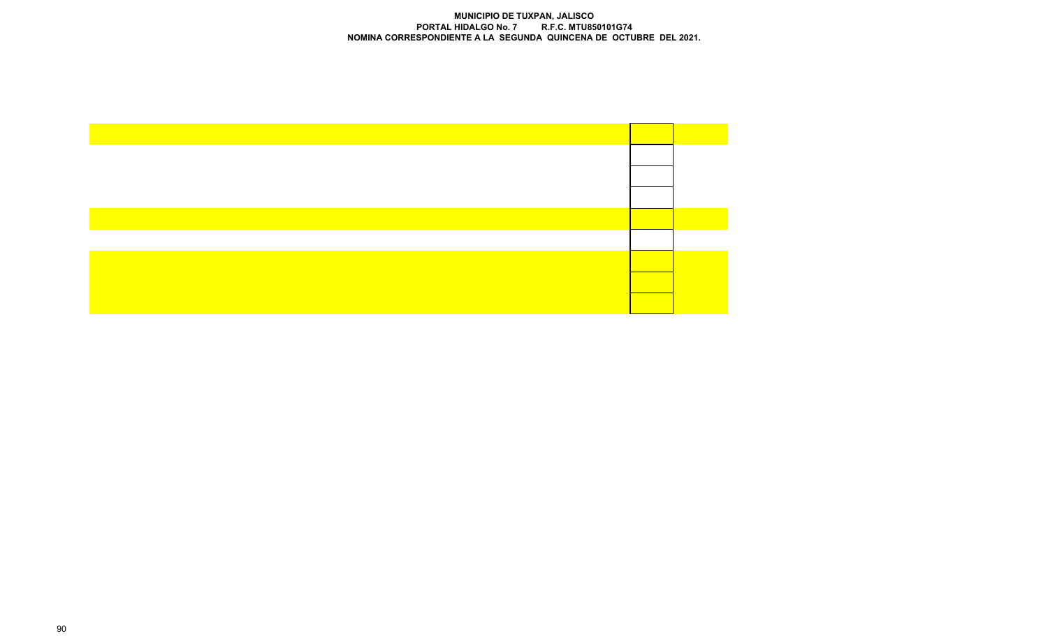**MUNICIPIO DE TUXPAN, JALISCO**
**PORTAL HIDALGO No. 7 R.F.C. MTU850101G74**
**NOMINA CORRESPONDIENTE A LA SEGUNDA QUINCENA DE OCTUBRE DEL 2021.**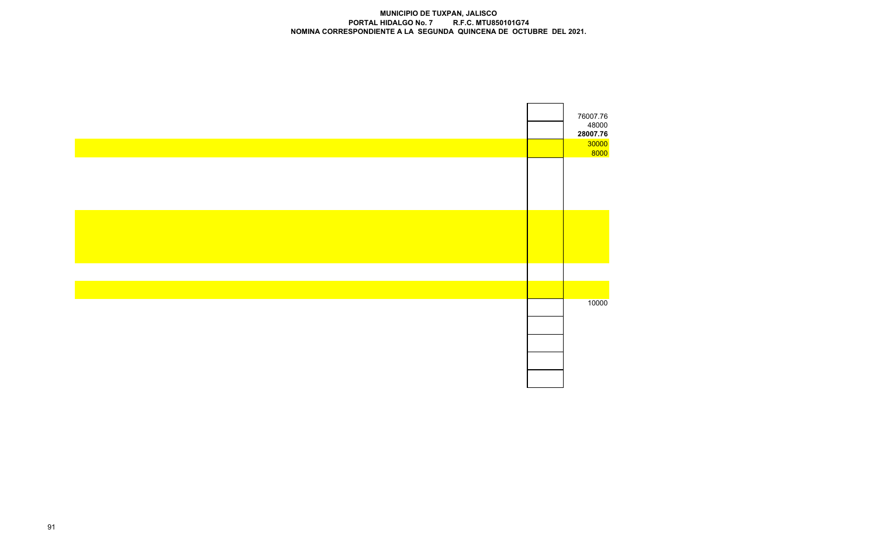**MUNICIPIO DE TUXPAN, JALISCO**
**PORTAL HIDALGO No. 7 R.F.C. MTU850101G74**
**NOMINA CORRESPONDIENTE A LA SEGUNDA QUINCENA DE OCTUBRE DEL 2021.**

| | |
|---|---|
| | 76007.76 |
| | 48000 |
| | **28007.76** |
| | 30000 |
| | 8000 |
| | |
| | |
| | |
| | |
| | |
| | |
| | |
| | |
| | 10000 |
| | |
| | |
| | |
| | |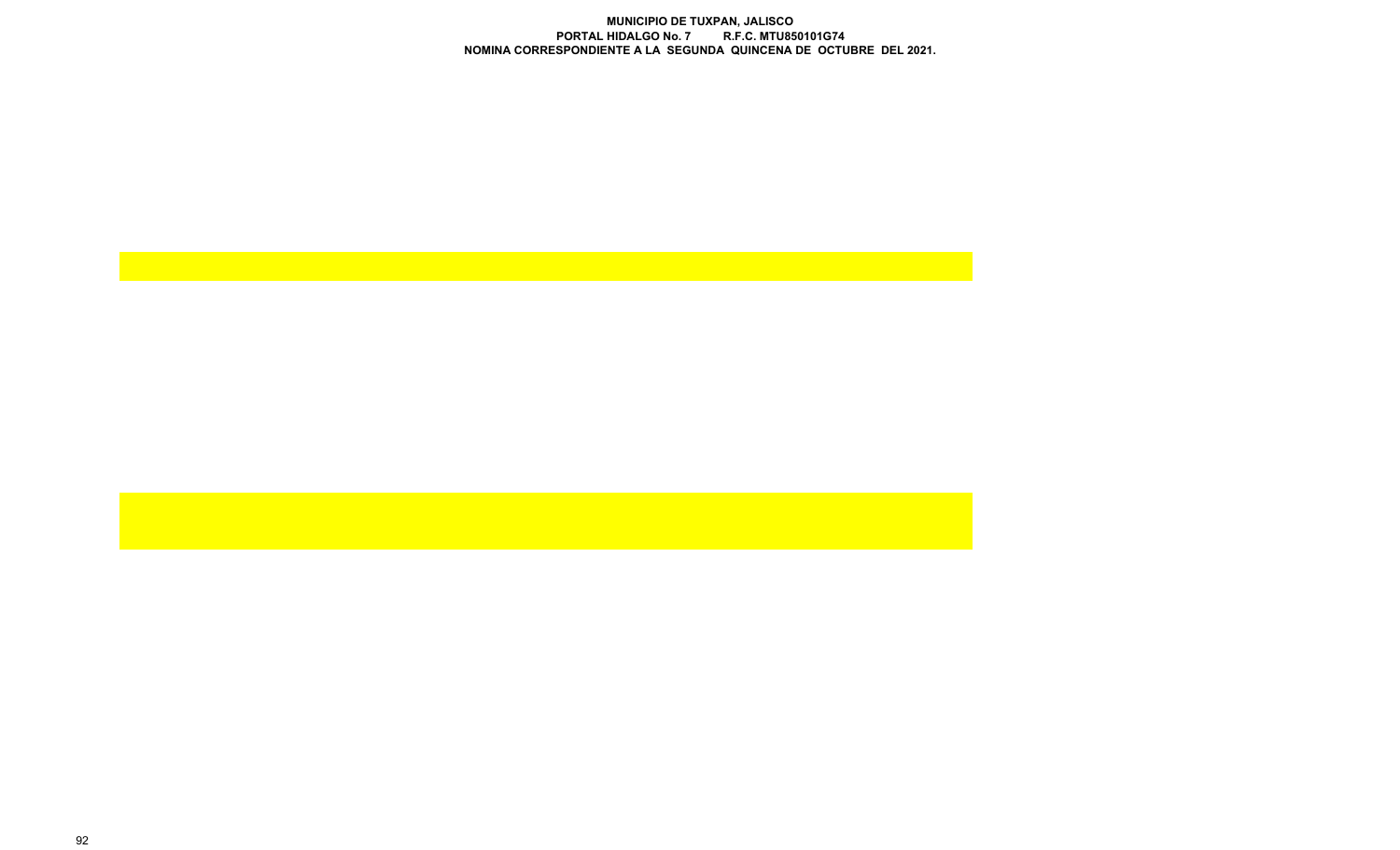**MUNICIPIO DE TUXPAN, JALISCO**
**PORTAL HIDALGO No. 7 R.F.C. MTU850101G74**
**NOMINA CORRESPONDIENTE A LA SEGUNDA QUINCENA DE OCTUBRE DEL 2021.**